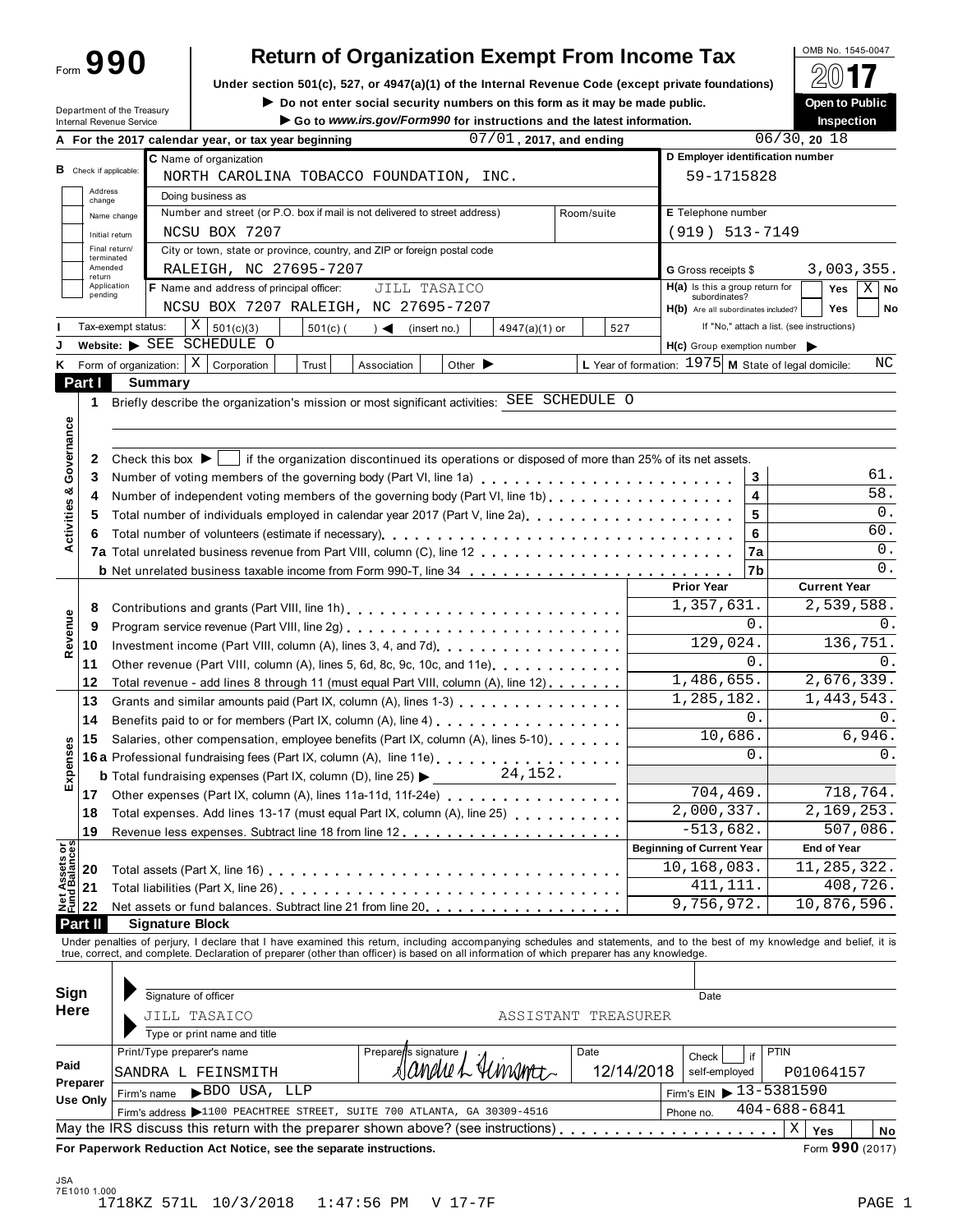Form **990**

# Return of Organization Exempt From Income Tax

**Under section 501(c), 527, or 4947(a)(1) of the Internal Revenue Code (except private foundations)**

▶ Do not enter social security numbers on this form as it may be made public.

▶ Go to www.irs.gov/Form990 for instructions and the latest information.

OMB No. 1545-0047

2017

Open to Public Inspection

Department of the Treasury
Internal Revenue Service

**A** For the 2017 calendar year, or tax year beginning 07/01, 2017, and ending 06/30, 20 18

**B** Check if applicable: Address change / Name change / Initial return / Final return/terminated / Amended return / Application pending

**C** Name of organization: NORTH CAROLINA TOBACCO FOUNDATION, INC.

Doing business as

Number and street (or P.O. box if mail is not delivered to street address): NCSU BOX 7207 — Room/suite

City or town, state or province, country, and ZIP or foreign postal code: RALEIGH, NC 27695-7207

**D** Employer identification number: 59-1715828

**E** Telephone number: (919) 513-7149

**G** Gross receipts $ 3,003,355.

**F** Name and address of principal officer: JILL TASAICO, NCSU BOX 7207 RALEIGH, NC 27695-7207

**H(a)** Is this a group return for subordinates? Yes [ ] No [X]

**H(b)** Are all subordinates included? Yes [ ] No [ ] If "No," attach a list. (see instructions)

**I** Tax-exempt status: [X] 501(c)(3) [ ] 501(c) ( ) ◀ (insert no.) [ ] 4947(a)(1) or [ ] 527

**J** Website: ▶ SEE SCHEDULE O

**H(c)** Group exemption number ▶

**K** Form of organization: [X] Corporation [ ] Trust [ ] Association [ ] Other ▶

**L** Year of formation: 1975 **M** State of legal domicile: NC

## Part I Summary

**Activities & Governance**

1 Briefly describe the organization's mission or most significant activities: SEE SCHEDULE O

2 Check this box ▶ [ ] if the organization discontinued its operations or disposed of more than 25% of its net assets.

| | | | |
|---|---|---|---|
| 3 | Number of voting members of the governing body (Part VI, line 1a) | 3 | 61. |
| 4 | Number of independent voting members of the governing body (Part VI, line 1b) | 4 | 58. |
| 5 | Total number of individuals employed in calendar year 2017 (Part V, line 2a) | 5 | 0. |
| 6 | Total number of volunteers (estimate if necessary) | 6 | 60. |
| 7a | Total unrelated business revenue from Part VIII, column (C), line 12 | 7a | 0. |
| b | Net unrelated business taxable income from Form 990-T, line 34 | 7b | 0. |

| | | Prior Year | Current Year |
|---|---|---|---|
| **Revenue** | | | |
| 8 | Contributions and grants (Part VIII, line 1h) | 1,357,631. | 2,539,588. |
| 9 | Program service revenue (Part VIII, line 2g) | 0. | 0. |
| 10 | Investment income (Part VIII, column (A), lines 3, 4, and 7d) | 129,024. | 136,751. |
| 11 | Other revenue (Part VIII, column (A), lines 5, 6d, 8c, 9c, 10c, and 11e) | 0. | 0. |
| 12 | Total revenue - add lines 8 through 11 (must equal Part VIII, column (A), line 12) | 1,486,655. | 2,676,339. |
| **Expenses** | | | |
| 13 | Grants and similar amounts paid (Part IX, column (A), lines 1-3) | 1,285,182. | 1,443,543. |
| 14 | Benefits paid to or for members (Part IX, column (A), line 4) | 0. | 0. |
| 15 | Salaries, other compensation, employee benefits (Part IX, column (A), lines 5-10) | 10,686. | 6,946. |
| 16a | Professional fundraising fees (Part IX, column (A), line 11e) | 0. | 0. |
| b | Total fundraising expenses (Part IX, column (D), line 25) ▶ 24,152. | | |
| 17 | Other expenses (Part IX, column (A), lines 11a-11d, 11f-24e) | 704,469. | 718,764. |
| 18 | Total expenses. Add lines 13-17 (must equal Part IX, column (A), line 25) | 2,000,337. | 2,169,253. |
| 19 | Revenue less expenses. Subtract line 18 from line 12 | -513,682. | 507,086. |
| **Net Assets or Fund Balances** | | **Beginning of Current Year** | **End of Year** |
| 20 | Total assets (Part X, line 16) | 10,168,083. | 11,285,322. |
| 21 | Total liabilities (Part X, line 26) | 411,111. | 408,726. |
| 22 | Net assets or fund balances. Subtract line 21 from line 20 | 9,756,972. | 10,876,596. |

## Part II Signature Block

Under penalties of perjury, I declare that I have examined this return, including accompanying schedules and statements, and to the best of my knowledge and belief, it is true, correct, and complete. Declaration of preparer (other than officer) is based on all information of which preparer has any knowledge.

**Sign Here**

Signature of officer — Date

JILL TASAICO — ASSISTANT TREASURER

Type or print name and title

**Paid Preparer Use Only**

| Print/Type preparer's name | Preparer's signature | Date | Check [ ] if self-employed | PTIN |
|---|---|---|---|---|
| SANDRA L FEINSMITH | Sandra L Feinsmith | 12/14/2018 | | P01064157 |

Firm's name ▶ BDO USA, LLP — Firm's EIN ▶ 13-5381590

Firm's address ▶ 1100 PEACHTREE STREET, SUITE 700 ATLANTA, GA 30309-4516 — Phone no. 404-688-6841

May the IRS discuss this return with the preparer shown above? (see instructions) [X] Yes [ ] No

**For Paperwork Reduction Act Notice, see the separate instructions.** Form **990** (2017)

JSA
7E1010 1.000
1718KZ 571L 10/3/2018 1:47:56 PM V 17-7F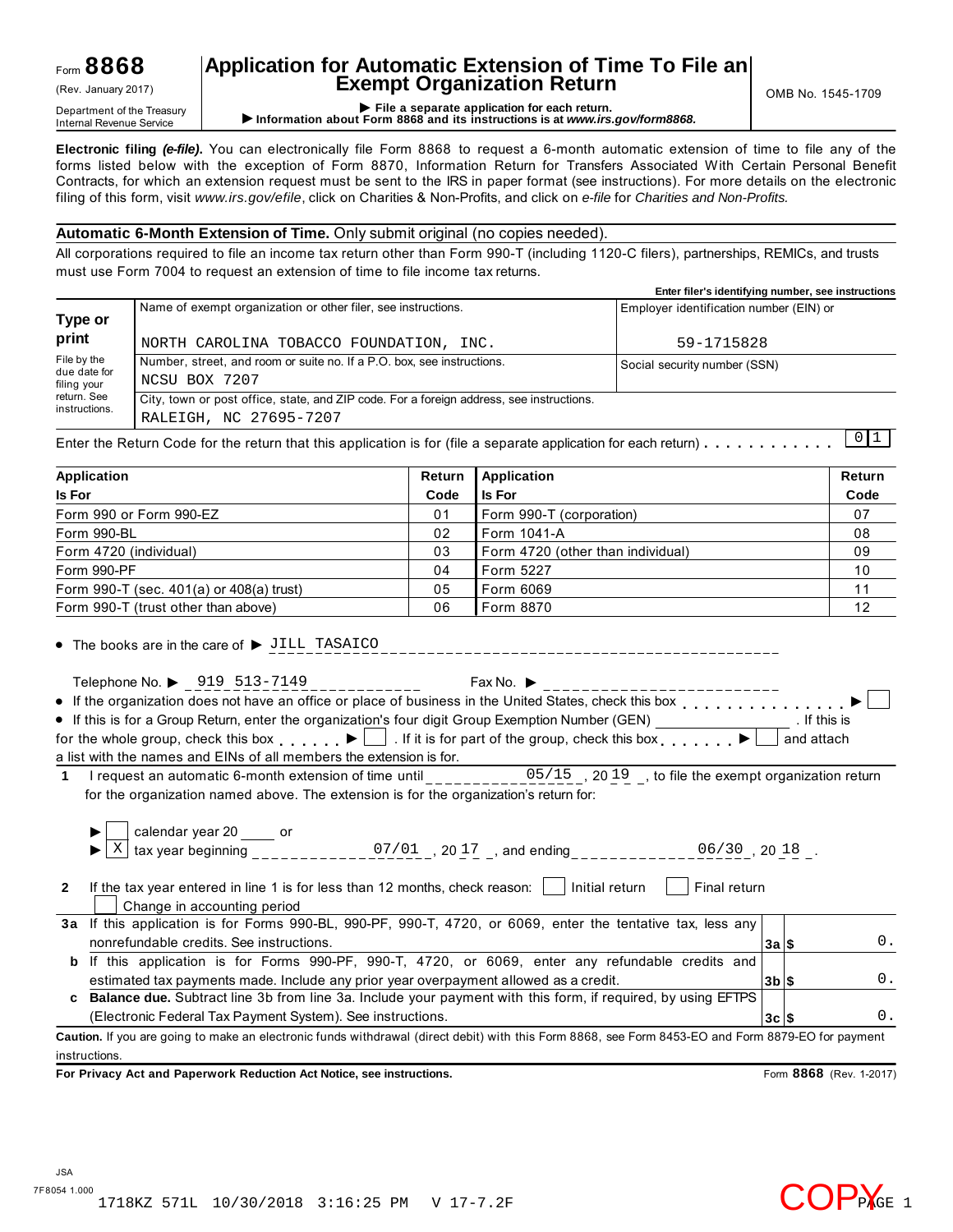Form **8868** (Rev. January 2017) Department of the Treasury Internal Revenue Service

# Application for Automatic Extension of Time To File an Exempt Organization Return

▶ File a separate application for each return.
▶ Information about Form 8868 and its instructions is at *www.irs.gov/form8868.*

OMB No. 1545-1709

**Electronic filing *(e-file)*.** You can electronically file Form 8868 to request a 6-month automatic extension of time to file any of the forms listed below with the exception of Form 8870, Information Return for Transfers Associated With Certain Personal Benefit Contracts, for which an extension request must be sent to the IRS in paper format (see instructions). For more details on the electronic filing of this form, visit *www.irs.gov/efile*, click on Charities & Non-Profits, and click on *e-file* for *Charities and Non-Profits.*

**Automatic 6-Month Extension of Time.** Only submit original (no copies needed).

All corporations required to file an income tax return other than Form 990-T (including 1120-C filers), partnerships, REMICs, and trusts must use Form 7004 to request an extension of time to file income tax returns.

**Type or print** — File by the due date for filing your return. See instructions.

| Name of exempt organization or other filer, see instructions. | Enter filer's identifying number, see instructions — Employer identification number (EIN) or |
|---|---|
| NORTH CAROLINA TOBACCO FOUNDATION, INC. | 59-1715828 |
| Number, street, and room or suite no. If a P.O. box, see instructions. | Social security number (SSN) |
| NCSU BOX 7207 | |
| City, town or post office, state, and ZIP code. For a foreign address, see instructions. | |
| RALEIGH, NC 27695-7207 | |

Enter the Return Code for the return that this application is for (file a separate application for each return) . . . . . . . . . . . 01

| Application Is For | Return Code | Application Is For | Return Code |
|---|---|---|---|
| Form 990 or Form 990-EZ | 01 | Form 990-T (corporation) | 07 |
| Form 990-BL | 02 | Form 1041-A | 08 |
| Form 4720 (individual) | 03 | Form 4720 (other than individual) | 09 |
| Form 990-PF | 04 | Form 5227 | 10 |
| Form 990-T (sec. 401(a) or 408(a) trust) | 05 | Form 6069 | 11 |
| Form 990-T (trust other than above) | 06 | Form 8870 | 12 |

- The books are in the care of ▶ JILL TASAICO

  Telephone No. ▶ 919 513-7149 Fax No. ▶
- If the organization does not have an office or place of business in the United States, check this box . . . . . . . . . . . . . . . ▶ ☐
- If this is for a Group Return, enter the organization's four digit Group Exemption Number (GEN) ______ . If this is for the whole group, check this box . . . . . . ▶ ☐ . If it is for part of the group, check this box . . . . . . . ▶ ☐ and attach a list with the names and EINs of all members the extension is for.

**1** I request an automatic 6-month extension of time until 05/15 , 20 19 , to file the exempt organization return for the organization named above. The extension is for the organization's return for:

▶ ☐ calendar year 20 ____ or
▶ ☒ tax year beginning 07/01 , 20 17 , and ending 06/30 , 20 18 .

**2** If the tax year entered in line 1 is for less than 12 months, check reason: ☐ Initial return ☐ Final return ☐ Change in accounting period

| | | | |
|---|---|---|---|
| **3a** | If this application is for Forms 990-BL, 990-PF, 990-T, 4720, or 6069, enter the tentative tax, less any nonrefundable credits. See instructions. | **3a** $ | 0. |
| **b** | If this application is for Forms 990-PF, 990-T, 4720, or 6069, enter any refundable credits and estimated tax payments made. Include any prior year overpayment allowed as a credit. | **3b** $ | 0. |
| **c** | **Balance due.** Subtract line 3b from line 3a. Include your payment with this form, if required, by using EFTPS (Electronic Federal Tax Payment System). See instructions. | **3c** $ | 0. |

**Caution.** If you are going to make an electronic funds withdrawal (direct debit) with this Form 8868, see Form 8453-EO and Form 8879-EO for payment instructions.

**For Privacy Act and Paperwork Reduction Act Notice, see instructions.** Form **8868** (Rev. 1-2017)

JSA
7F8054 1.000
1718KZ 571L 10/30/2018 3:16:25 PM V 17-7.2F

COPY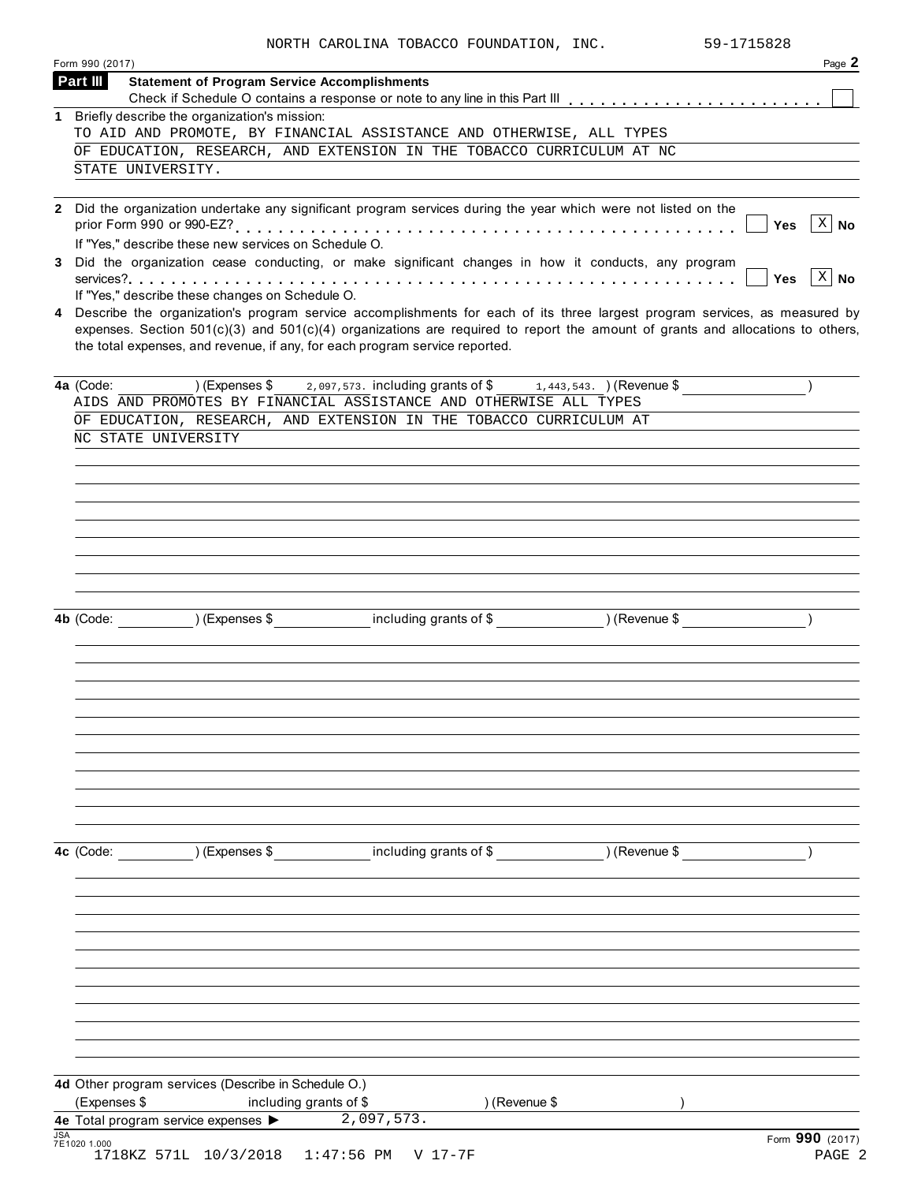NORTH CAROLINA TOBACCO FOUNDATION, INC. 59-1715828

Form 990 (2017) Page **2**

**Part III** **Statement of Program Service Accomplishments**

Check if Schedule O contains a response or note to any line in this Part III . . . . . . . . . . . . . . . . . . . . . . . ☐

**1** Briefly describe the organization's mission:

TO AID AND PROMOTE, BY FINANCIAL ASSISTANCE AND OTHERWISE, ALL TYPES OF EDUCATION, RESEARCH, AND EXTENSION IN THE TOBACCO CURRICULUM AT NC STATE UNIVERSITY.

**2** Did the organization undertake any significant program services during the year which were not listed on the prior Form 990 or 990-EZ? . . . . . . . . . . . . . . . . . . . . . . . . . . . . . . . . . . . . . . . . . . ☐ **Yes** ☒ **No**

If "Yes," describe these new services on Schedule O.

**3** Did the organization cease conducting, or make significant changes in how it conducts, any program services? . . . . . . . . . . . . . . . . . . . . . . . . . . . . . . . . . . . . . . . . . . . . . . . . . . . . . ☐ **Yes** ☒ **No**

If "Yes," describe these changes on Schedule O.

**4** Describe the organization's program service accomplishments for each of its three largest program services, as measured by expenses. Section 501(c)(3) and 501(c)(4) organizations are required to report the amount of grants and allocations to others, the total expenses, and revenue, if any, for each program service reported.

**4a** (Code: ) (Expenses $ 2,097,573. including grants of $ 1,443,543. ) (Revenue $ )

AIDS AND PROMOTES BY FINANCIAL ASSISTANCE AND OTHERWISE ALL TYPES OF EDUCATION, RESEARCH, AND EXTENSION IN THE TOBACCO CURRICULUM AT NC STATE UNIVERSITY

**4b** (Code: ) (Expenses $ including grants of $ ) (Revenue $ )

**4c** (Code: ) (Expenses $ including grants of $ ) (Revenue $ )

**4d** Other program services (Describe in Schedule O.)

(Expenses $ including grants of $ ) (Revenue $ )

**4e** Total program service expenses ▶ 2,097,573.

JSA 7E1020 1.000

Form **990** (2017)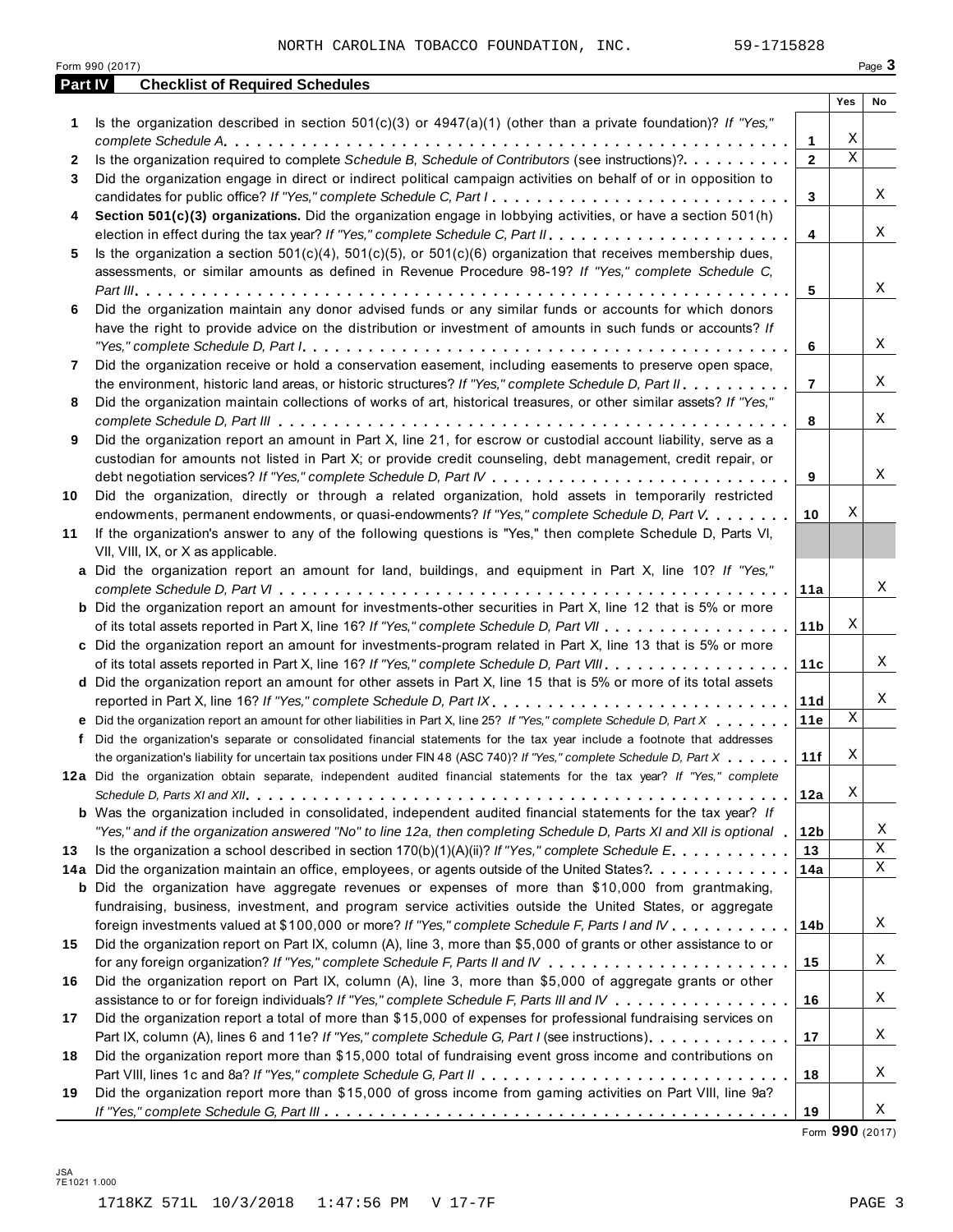NORTH CAROLINA TOBACCO FOUNDATION, INC. 59-1715828

## Part IV Checklist of Required Schedules

| | | | Yes | No |
|---|---|---|---|---|
| **1** | Is the organization described in section 501(c)(3) or 4947(a)(1) (other than a private foundation)? *If "Yes," complete Schedule A* | 1 | X | |
| **2** | Is the organization required to complete *Schedule B, Schedule of Contributors* (see instructions)? | 2 | X | |
| **3** | Did the organization engage in direct or indirect political campaign activities on behalf of or in opposition to candidates for public office? *If "Yes," complete Schedule C, Part I* | 3 | | X |
| **4** | **Section 501(c)(3) organizations.** Did the organization engage in lobbying activities, or have a section 501(h) election in effect during the tax year? *If "Yes," complete Schedule C, Part II* | 4 | | X |
| **5** | Is the organization a section 501(c)(4), 501(c)(5), or 501(c)(6) organization that receives membership dues, assessments, or similar amounts as defined in Revenue Procedure 98-19? *If "Yes," complete Schedule C, Part III* | 5 | | X |
| **6** | Did the organization maintain any donor advised funds or any similar funds or accounts for which donors have the right to provide advice on the distribution or investment of amounts in such funds or accounts? *If "Yes," complete Schedule D, Part I* | 6 | | X |
| **7** | Did the organization receive or hold a conservation easement, including easements to preserve open space, the environment, historic land areas, or historic structures? *If "Yes," complete Schedule D, Part II* | 7 | | X |
| **8** | Did the organization maintain collections of works of art, historical treasures, or other similar assets? *If "Yes," complete Schedule D, Part III* | 8 | | X |
| **9** | Did the organization report an amount in Part X, line 21, for escrow or custodial account liability, serve as a custodian for amounts not listed in Part X; or provide credit counseling, debt management, credit repair, or debt negotiation services? *If "Yes," complete Schedule D, Part IV* | 9 | | X |
| **10** | Did the organization, directly or through a related organization, hold assets in temporarily restricted endowments, permanent endowments, or quasi-endowments? *If "Yes," complete Schedule D, Part V* | 10 | X | |
| **11** | If the organization's answer to any of the following questions is "Yes," then complete Schedule D, Parts VI, VII, VIII, IX, or X as applicable. | | | |
| **a** | Did the organization report an amount for land, buildings, and equipment in Part X, line 10? *If "Yes," complete Schedule D, Part VI* | 11a | | X |
| **b** | Did the organization report an amount for investments-other securities in Part X, line 12 that is 5% or more of its total assets reported in Part X, line 16? *If "Yes," complete Schedule D, Part VII* | 11b | X | |
| **c** | Did the organization report an amount for investments-program related in Part X, line 13 that is 5% or more of its total assets reported in Part X, line 16? *If "Yes," complete Schedule D, Part VIII* | 11c | | X |
| **d** | Did the organization report an amount for other assets in Part X, line 15 that is 5% or more of its total assets reported in Part X, line 16? *If "Yes," complete Schedule D, Part IX* | 11d | | X |
| **e** | Did the organization report an amount for other liabilities in Part X, line 25? *If "Yes," complete Schedule D, Part X* | 11e | X | |
| **f** | Did the organization's separate or consolidated financial statements for the tax year include a footnote that addresses the organization's liability for uncertain tax positions under FIN 48 (ASC 740)? *If "Yes," complete Schedule D, Part X* | 11f | X | |
| **12a** | Did the organization obtain separate, independent audited financial statements for the tax year? *If "Yes," complete Schedule D, Parts XI and XII* | 12a | X | |
| **b** | Was the organization included in consolidated, independent audited financial statements for the tax year? *If "Yes," and if the organization answered "No" to line 12a, then completing Schedule D, Parts XI and XII is optional* | 12b | | X |
| **13** | Is the organization a school described in section 170(b)(1)(A)(ii)? *If "Yes," complete Schedule E* | 13 | | X |
| **14a** | Did the organization maintain an office, employees, or agents outside of the United States? | 14a | | X |
| **b** | Did the organization have aggregate revenues or expenses of more than $10,000 from grantmaking, fundraising, business, investment, and program service activities outside the United States, or aggregate foreign investments valued at $100,000 or more? *If "Yes," complete Schedule F, Parts I and IV* | 14b | | X |
| **15** | Did the organization report on Part IX, column (A), line 3, more than $5,000 of grants or other assistance to or for any foreign organization? *If "Yes," complete Schedule F, Parts II and IV* | 15 | | X |
| **16** | Did the organization report on Part IX, column (A), line 3, more than $5,000 of aggregate grants or other assistance to or for foreign individuals? *If "Yes," complete Schedule F, Parts III and IV* | 16 | | X |
| **17** | Did the organization report a total of more than $15,000 of expenses for professional fundraising services on Part IX, column (A), lines 6 and 11e? *If "Yes," complete Schedule G, Part I* (see instructions) | 17 | | X |
| **18** | Did the organization report more than $15,000 total of fundraising event gross income and contributions on Part VIII, lines 1c and 8a? *If "Yes," complete Schedule G, Part II* | 18 | | X |
| **19** | Did the organization report more than $15,000 of gross income from gaming activities on Part VIII, line 9a? *If "Yes," complete Schedule G, Part III* | 19 | | X |

Form **990** (2017)

JSA
7E1021 1.000

1718KZ 571L 10/3/2018 1:47:56 PM V 17-7F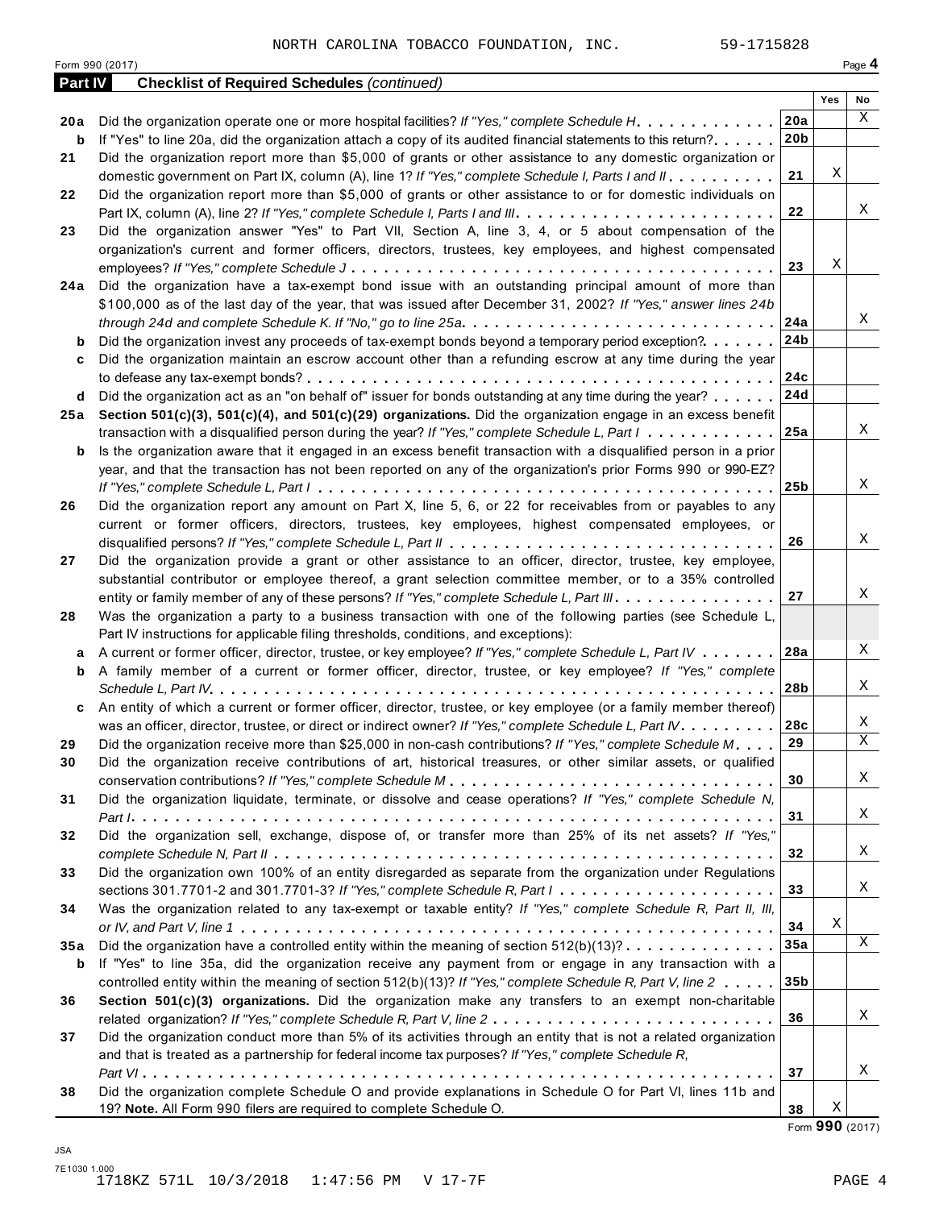NORTH CAROLINA TOBACCO FOUNDATION, INC. 59-1715828

Form 990 (2017)

**Part IV Checklist of Required Schedules** *(continued)*

| | | | Yes | No |
|---|---|---|---|---|
| **20a** | Did the organization operate one or more hospital facilities? *If "Yes," complete Schedule H* | **20a** | | X |
| **b** | If "Yes" to line 20a, did the organization attach a copy of its audited financial statements to this return? | **20b** | | |
| **21** | Did the organization report more than $5,000 of grants or other assistance to any domestic organization or domestic government on Part IX, column (A), line 1? *If "Yes," complete Schedule I, Parts I and II* | **21** | X | |
| **22** | Did the organization report more than $5,000 of grants or other assistance to or for domestic individuals on Part IX, column (A), line 2? *If "Yes," complete Schedule I, Parts I and III* | **22** | | X |
| **23** | Did the organization answer "Yes" to Part VII, Section A, line 3, 4, or 5 about compensation of the organization's current and former officers, directors, trustees, key employees, and highest compensated employees? *If "Yes," complete Schedule J* | **23** | X | |
| **24a** | Did the organization have a tax-exempt bond issue with an outstanding principal amount of more than $100,000 as of the last day of the year, that was issued after December 31, 2002? *If "Yes," answer lines 24b through 24d and complete Schedule K. If "No," go to line 25a* | **24a** | | X |
| **b** | Did the organization invest any proceeds of tax-exempt bonds beyond a temporary period exception? | **24b** | | |
| **c** | Did the organization maintain an escrow account other than a refunding escrow at any time during the year to defease any tax-exempt bonds? | **24c** | | |
| **d** | Did the organization act as an "on behalf of" issuer for bonds outstanding at any time during the year? | **24d** | | |
| **25a** | **Section 501(c)(3), 501(c)(4), and 501(c)(29) organizations.** Did the organization engage in an excess benefit transaction with a disqualified person during the year? *If "Yes," complete Schedule L, Part I* | **25a** | | X |
| **b** | Is the organization aware that it engaged in an excess benefit transaction with a disqualified person in a prior year, and that the transaction has not been reported on any of the organization's prior Forms 990 or 990-EZ? *If "Yes," complete Schedule L, Part I* | **25b** | | X |
| **26** | Did the organization report any amount on Part X, line 5, 6, or 22 for receivables from or payables to any current or former officers, directors, trustees, key employees, highest compensated employees, or disqualified persons? *If "Yes," complete Schedule L, Part II* | **26** | | X |
| **27** | Did the organization provide a grant or other assistance to an officer, director, trustee, key employee, substantial contributor or employee thereof, a grant selection committee member, or to a 35% controlled entity or family member of any of these persons? *If "Yes," complete Schedule L, Part III* | **27** | | X |
| **28** | Was the organization a party to a business transaction with one of the following parties (see Schedule L, Part IV instructions for applicable filing thresholds, conditions, and exceptions): | | | |
| **a** | A current or former officer, director, trustee, or key employee? *If "Yes," complete Schedule L, Part IV* | **28a** | | X |
| **b** | A family member of a current or former officer, director, trustee, or key employee? *If "Yes," complete Schedule L, Part IV* | **28b** | | X |
| **c** | An entity of which a current or former officer, director, trustee, or key employee (or a family member thereof) was an officer, director, trustee, or direct or indirect owner? *If "Yes," complete Schedule L, Part IV* | **28c** | | X |
| **29** | Did the organization receive more than $25,000 in non-cash contributions? *If "Yes," complete Schedule M* | **29** | | X |
| **30** | Did the organization receive contributions of art, historical treasures, or other similar assets, or qualified conservation contributions? *If "Yes," complete Schedule M* | **30** | | X |
| **31** | Did the organization liquidate, terminate, or dissolve and cease operations? *If "Yes," complete Schedule N, Part I* | **31** | | X |
| **32** | Did the organization sell, exchange, dispose of, or transfer more than 25% of its net assets? *If "Yes," complete Schedule N, Part II* | **32** | | X |
| **33** | Did the organization own 100% of an entity disregarded as separate from the organization under Regulations sections 301.7701-2 and 301.7701-3? *If "Yes," complete Schedule R, Part I* | **33** | | X |
| **34** | Was the organization related to any tax-exempt or taxable entity? *If "Yes," complete Schedule R, Part II, III, or IV, and Part V, line 1* | **34** | X | |
| **35a** | Did the organization have a controlled entity within the meaning of section 512(b)(13)? | **35a** | | X |
| **b** | If "Yes" to line 35a, did the organization receive any payment from or engage in any transaction with a controlled entity within the meaning of section 512(b)(13)? *If "Yes," complete Schedule R, Part V, line 2* | **35b** | | |
| **36** | **Section 501(c)(3) organizations.** Did the organization make any transfers to an exempt non-charitable related organization? *If "Yes," complete Schedule R, Part V, line 2* | **36** | | X |
| **37** | Did the organization conduct more than 5% of its activities through an entity that is not a related organization and that is treated as a partnership for federal income tax purposes? *If "Yes," complete Schedule R, Part VI* | **37** | | X |
| **38** | Did the organization complete Schedule O and provide explanations in Schedule O for Part VI, lines 11b and 19? **Note.** All Form 990 filers are required to complete Schedule O. | **38** | X | |

Form **990** (2017)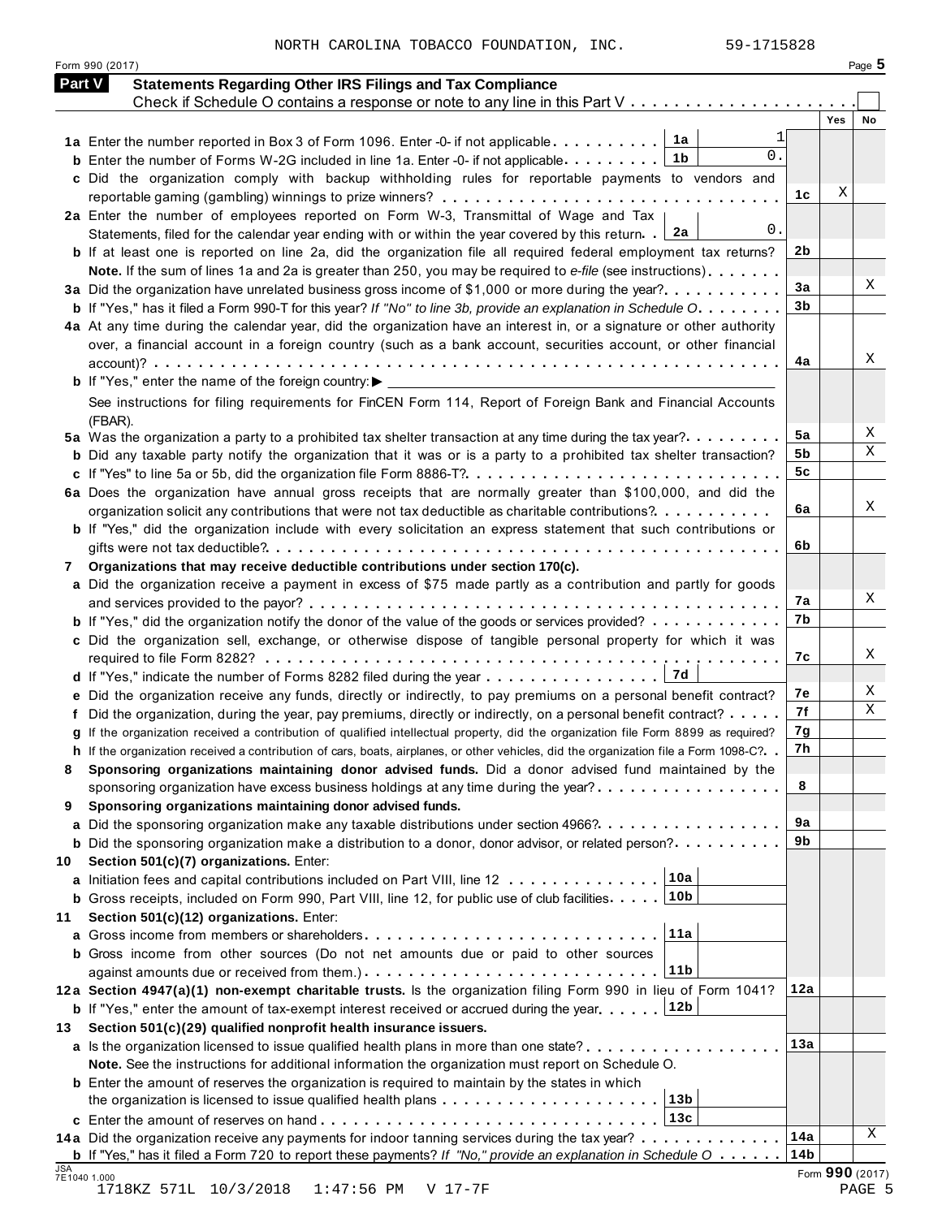NORTH CAROLINA TOBACCO FOUNDATION, INC. 59-1715828

## Part V Statements Regarding Other IRS Filings and Tax Compliance

Check if Schedule O contains a response or note to any line in this Part V . . . . . . . . . . . . . . . . . . . . . ☐

| | | | | Yes | No |
|---|---|---|---|---|---|
| **1a** Enter the number reported in Box 3 of Form 1096. Enter -0- if not applicable . . . . . . . . . | 1a | 1 | | | |
| **b** Enter the number of Forms W-2G included in line 1a. Enter -0- if not applicable . . . . . . . . | 1b | 0. | | | |
| **c** Did the organization comply with backup withholding rules for reportable payments to vendors and reportable gaming (gambling) winnings to prize winners? . . . . . . . . . . . . . . . . . . . . . . . . . . . . | | | 1c | X | |
| **2a** Enter the number of employees reported on Form W-3, Transmittal of Wage and Tax Statements, filed for the calendar year ending with or within the year covered by this return . . | 2a | 0. | | | |
| **b** If at least one is reported on line 2a, did the organization file all required federal employment tax returns? | | | 2b | | |
| **Note.** If the sum of lines 1a and 2a is greater than 250, you may be required to *e-file* (see instructions) . . . . . . . | | | | | |
| **3a** Did the organization have unrelated business gross income of $1,000 or more during the year? . . . . . . . . . . . | | | 3a | | X |
| **b** If "Yes," has it filed a Form 990-T for this year? *If "No" to line 3b, provide an explanation in Schedule O* . . . . . . . . | | | 3b | | |
| **4a** At any time during the calendar year, did the organization have an interest in, or a signature or other authority over, a financial account in a foreign country (such as a bank account, securities account, or other financial account)? . . . . . . . . . . . . . . . . . . . . . . . . . . . . . . . . . . . . . . . . . . . . . . . . . . . . . . . | | | 4a | | X |
| **b** If "Yes," enter the name of the foreign country: ▶ | | | | | |
| See instructions for filing requirements for FinCEN Form 114, Report of Foreign Bank and Financial Accounts (FBAR). | | | | | |
| **5a** Was the organization a party to a prohibited tax shelter transaction at any time during the tax year? . . . . . . . . . | | | 5a | | X |
| **b** Did any taxable party notify the organization that it was or is a party to a prohibited tax shelter transaction? | | | 5b | | X |
| **c** If "Yes" to line 5a or 5b, did the organization file Form 8886-T? . . . . . . . . . . . . . . . . . . . . . . . . . . | | | 5c | | |
| **6a** Does the organization have annual gross receipts that are normally greater than $100,000, and did the organization solicit any contributions that were not tax deductible as charitable contributions? . . . . . . . . . . | | | 6a | | X |
| **b** If "Yes," did the organization include with every solicitation an express statement that such contributions or gifts were not tax deductible? . . . . . . . . . . . . . . . . . . . . . . . . . . . . . . . . . . . . . . . . . . . . . . | | | 6b | | |
| **7** **Organizations that may receive deductible contributions under section 170(c).** | | | | | |
| **a** Did the organization receive a payment in excess of $75 made partly as a contribution and partly for goods and services provided to the payor? . . . . . . . . . . . . . . . . . . . . . . . . . . . . . . . . . . . . . . . . | | | 7a | | X |
| **b** If "Yes," did the organization notify the donor of the value of the goods or services provided? . . . . . . . . . . . | | | 7b | | |
| **c** Did the organization sell, exchange, or otherwise dispose of tangible personal property for which it was required to file Form 8282? . . . . . . . . . . . . . . . . . . . . . . . . . . . . . . . . . . . . . . . . . . . . . . | | | 7c | | X |
| **d** If "Yes," indicate the number of Forms 8282 filed during the year . . . . . . . . . . . . . . . . | 7d | | | | |
| **e** Did the organization receive any funds, directly or indirectly, to pay premiums on a personal benefit contract? | | | 7e | | X |
| **f** Did the organization, during the year, pay premiums, directly or indirectly, on a personal benefit contract? . . . . . | | | 7f | | X |
| **g** If the organization received a contribution of qualified intellectual property, did the organization file Form 8899 as required? | | | 7g | | |
| **h** If the organization received a contribution of cars, boats, airplanes, or other vehicles, did the organization file a Form 1098-C? . . | | | 7h | | |
| **8** **Sponsoring organizations maintaining donor advised funds.** Did a donor advised fund maintained by the sponsoring organization have excess business holdings at any time during the year? . . . . . . . . . . . . . . . . | | | 8 | | |
| **9** **Sponsoring organizations maintaining donor advised funds.** | | | | | |
| **a** Did the sponsoring organization make any taxable distributions under section 4966? . . . . . . . . . . . . . . . . | | | 9a | | |
| **b** Did the sponsoring organization make a distribution to a donor, donor advisor, or related person? . . . . . . . . . . | | | 9b | | |
| **10** **Section 501(c)(7) organizations.** Enter: | | | | | |
| **a** Initiation fees and capital contributions included on Part VIII, line 12 . . . . . . . . . . . . . . | 10a | | | | |
| **b** Gross receipts, included on Form 990, Part VIII, line 12, for public use of club facilities . . . . . | 10b | | | | |
| **11** **Section 501(c)(12) organizations.** Enter: | | | | | |
| **a** Gross income from members or shareholders . . . . . . . . . . . . . . . . . . . . . . . . . . | 11a | | | | |
| **b** Gross income from other sources (Do not net amounts due or paid to other sources against amounts due or received from them.) . . . . . . . . . . . . . . . . . . . . . . . . . . . | 11b | | | | |
| **12a** **Section 4947(a)(1) non-exempt charitable trusts.** Is the organization filing Form 990 in lieu of Form 1041? | | | 12a | | |
| **b** If "Yes," enter the amount of tax-exempt interest received or accrued during the year . . . . . . | 12b | | | | |
| **13** **Section 501(c)(29) qualified nonprofit health insurance issuers.** | | | | | |
| **a** Is the organization licensed to issue qualified health plans in more than one state? . . . . . . . . . . . . . . . . . | | | 13a | | |
| **Note.** See the instructions for additional information the organization must report on Schedule O. | | | | | |
| **b** Enter the amount of reserves the organization is required to maintain by the states in which the organization is licensed to issue qualified health plans . . . . . . . . . . . . . . . . . . . . | 13b | | | | |
| **c** Enter the amount of reserves on hand . . . . . . . . . . . . . . . . . . . . . . . . . . . . . . | 13c | | | | |
| **14a** Did the organization receive any payments for indoor tanning services during the tax year? . . . . . . . . . . . . | | | 14a | | X |
| **b** If "Yes," has it filed a Form 720 to report these payments? *If "No," provide an explanation in Schedule O* . . . . . . | | | 14b | | |

Form **990** (2017)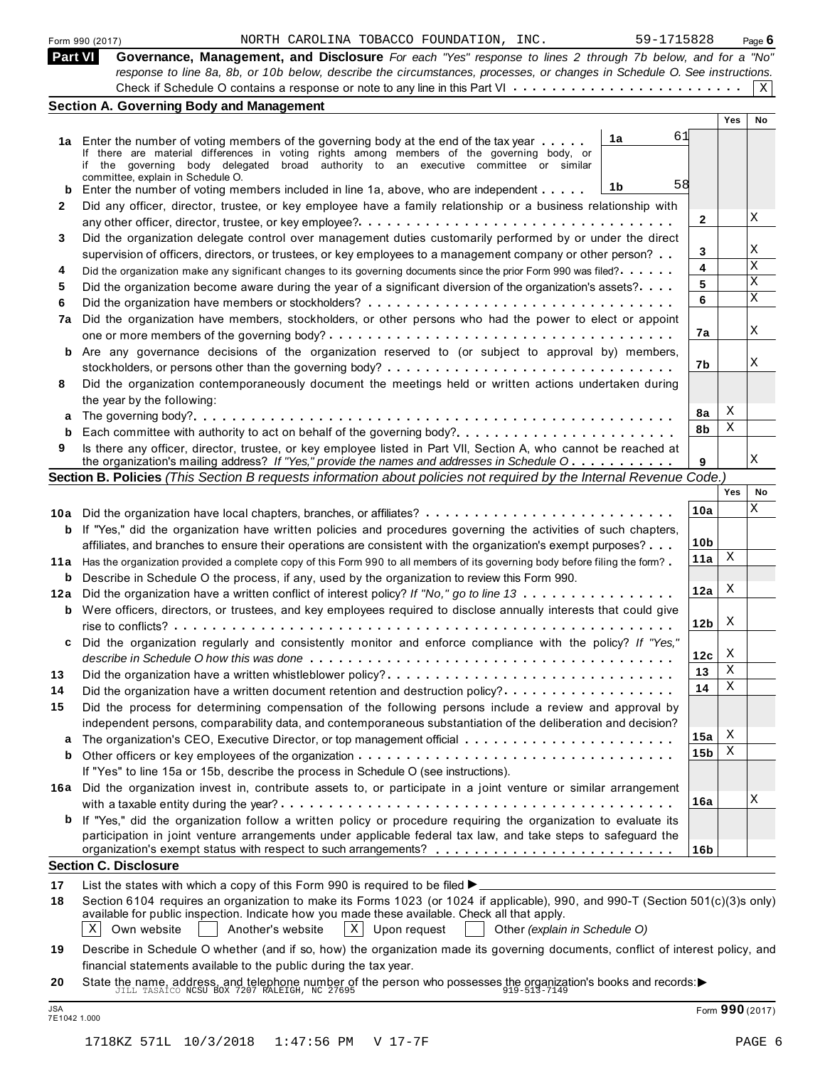**Part VI** **Governance, Management, and Disclosure** *For each "Yes" response to lines 2 through 7b below, and for a "No" response to line 8a, 8b, or 10b below, describe the circumstances, processes, or changes in Schedule O. See instructions.*

Check if Schedule O contains a response or note to any line in this Part VI . . . . . . . . . . . . . . . . . . . . . . . [X]

## Section A. Governing Body and Management

| | | | | Yes | No |
|---|---|---|---|---|---|
| **1a** | Enter the number of voting members of the governing body at the end of the tax year . . . . . If there are material differences in voting rights among members of the governing body, or if the governing body delegated broad authority to an executive committee or similar committee, explain in Schedule O. | 1a: 61 | | | |
| **b** | Enter the number of voting members included in line 1a, above, who are independent . . . . . | 1b: 58 | | | |
| **2** | Did any officer, director, trustee, or key employee have a family relationship or a business relationship with any other officer, director, trustee, or key employee? | | 2 | | X |
| **3** | Did the organization delegate control over management duties customarily performed by or under the direct supervision of officers, directors, or trustees, or key employees to a management company or other person? | | 3 | | X |
| **4** | Did the organization make any significant changes to its governing documents since the prior Form 990 was filed? | | 4 | | X |
| **5** | Did the organization become aware during the year of a significant diversion of the organization's assets? | | 5 | | X |
| **6** | Did the organization have members or stockholders? | | 6 | | X |
| **7a** | Did the organization have members, stockholders, or other persons who had the power to elect or appoint one or more members of the governing body? | | 7a | | X |
| **b** | Are any governance decisions of the organization reserved to (or subject to approval by) members, stockholders, or persons other than the governing body? | | 7b | | X |
| **8** | Did the organization contemporaneously document the meetings held or written actions undertaken during the year by the following: | | | | |
| **a** | The governing body? | | 8a | X | |
| **b** | Each committee with authority to act on behalf of the governing body? | | 8b | X | |
| **9** | Is there any officer, director, trustee, or key employee listed in Part VII, Section A, who cannot be reached at the organization's mailing address? *If "Yes," provide the names and addresses in Schedule O* | | 9 | | X |

## Section B. Policies *(This Section B requests information about policies not required by the Internal Revenue Code.)*

| | | | Yes | No |
|---|---|---|---|---|
| **10a** | Did the organization have local chapters, branches, or affiliates? | 10a | | X |
| **b** | If "Yes," did the organization have written policies and procedures governing the activities of such chapters, affiliates, and branches to ensure their operations are consistent with the organization's exempt purposes? | 10b | | |
| **11a** | Has the organization provided a complete copy of this Form 990 to all members of its governing body before filing the form? | 11a | X | |
| **b** | Describe in Schedule O the process, if any, used by the organization to review this Form 990. | | | |
| **12a** | Did the organization have a written conflict of interest policy? *If "No," go to line 13* | 12a | X | |
| **b** | Were officers, directors, or trustees, and key employees required to disclose annually interests that could give rise to conflicts? | 12b | X | |
| **c** | Did the organization regularly and consistently monitor and enforce compliance with the policy? *If "Yes," describe in Schedule O how this was done* | 12c | X | |
| **13** | Did the organization have a written whistleblower policy? | 13 | X | |
| **14** | Did the organization have a written document retention and destruction policy? | 14 | X | |
| **15** | Did the process for determining compensation of the following persons include a review and approval by independent persons, comparability data, and contemporaneous substantiation of the deliberation and decision? | | | |
| **a** | The organization's CEO, Executive Director, or top management official | 15a | X | |
| **b** | Other officers or key employees of the organization | 15b | X | |
| | If "Yes" to line 15a or 15b, describe the process in Schedule O (see instructions). | | | |
| **16a** | Did the organization invest in, contribute assets to, or participate in a joint venture or similar arrangement with a taxable entity during the year? | 16a | | X |
| **b** | If "Yes," did the organization follow a written policy or procedure requiring the organization to evaluate its participation in joint venture arrangements under applicable federal tax law, and take steps to safeguard the organization's exempt status with respect to such arrangements? | 16b | | |

## Section C. Disclosure

**17** List the states with which a copy of this Form 990 is required to be filed ►

**18** Section 6104 requires an organization to make its Forms 1023 (or 1024 if applicable), 990, and 990-T (Section 501(c)(3)s only) available for public inspection. Indicate how you made these available. Check all that apply.

[X] Own website [ ] Another's website [X] Upon request [ ] Other *(explain in Schedule O)*

**19** Describe in Schedule O whether (and if so, how) the organization made its governing documents, conflict of interest policy, and financial statements available to the public during the tax year.

**20** State the name, address, and telephone number of the person who possesses the organization's books and records: ► JILL TASAICO NCSU BOX 7207 RALEIGH, NC 27695 919-513-7149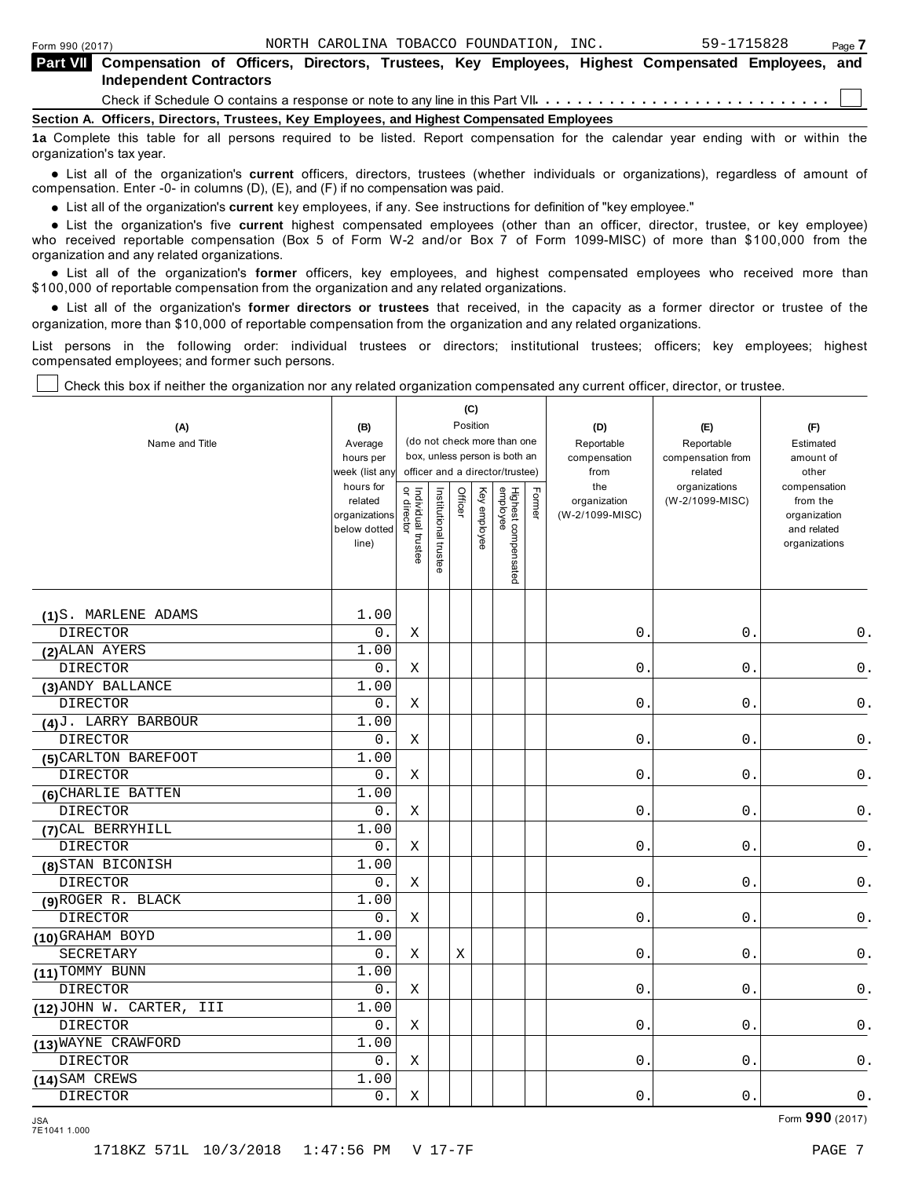Form 990 (2017) NORTH CAROLINA TOBACCO FOUNDATION, INC. 59-1715828

## Part VII Compensation of Officers, Directors, Trustees, Key Employees, Highest Compensated Employees, and Independent Contractors

Check if Schedule O contains a response or note to any line in this Part VII . . . . . . . . . . . . . . . . . . . . . . . . . . ☐

### Section A. Officers, Directors, Trustees, Key Employees, and Highest Compensated Employees

**1a** Complete this table for all persons required to be listed. Report compensation for the calendar year ending with or within the organization's tax year.

- List all of the organization's **current** officers, directors, trustees (whether individuals or organizations), regardless of amount of compensation. Enter -0- in columns (D), (E), and (F) if no compensation was paid.
- List all of the organization's **current** key employees, if any. See instructions for definition of "key employee."
- List the organization's five **current** highest compensated employees (other than an officer, director, trustee, or key employee) who received reportable compensation (Box 5 of Form W-2 and/or Box 7 of Form 1099-MISC) of more than $100,000 from the organization and any related organizations.
- List all of the organization's **former** officers, key employees, and highest compensated employees who received more than $100,000 of reportable compensation from the organization and any related organizations.
- List all of the organization's **former directors or trustees** that received, in the capacity as a former director or trustee of the organization, more than $10,000 of reportable compensation from the organization and any related organizations.

List persons in the following order: individual trustees or directors; institutional trustees; officers; key employees; highest compensated employees; and former such persons.

☐ Check this box if neither the organization nor any related organization compensated any current officer, director, or trustee.

| (A) Name and Title | (B) Average hours per week (list any hours for related organizations below dotted line) | (C) Position: Individual trustee or director | Institutional trustee | Officer | Key employee | Highest compensated employee | Former | (D) Reportable compensation from the organization (W-2/1099-MISC) | (E) Reportable compensation from related organizations (W-2/1099-MISC) | (F) Estimated amount of other compensation from the organization and related organizations |
|---|---|---|---|---|---|---|---|---|---|---|
| (1) S. MARLENE ADAMS<br>DIRECTOR | 1.00<br>0. | X | | | | | | 0. | 0. | 0. |
| (2) ALAN AYERS<br>DIRECTOR | 1.00<br>0. | X | | | | | | 0. | 0. | 0. |
| (3) ANDY BALLANCE<br>DIRECTOR | 1.00<br>0. | X | | | | | | 0. | 0. | 0. |
| (4) J. LARRY BARBOUR<br>DIRECTOR | 1.00<br>0. | X | | | | | | 0. | 0. | 0. |
| (5) CARLTON BAREFOOT<br>DIRECTOR | 1.00<br>0. | X | | | | | | 0. | 0. | 0. |
| (6) CHARLIE BATTEN<br>DIRECTOR | 1.00<br>0. | X | | | | | | 0. | 0. | 0. |
| (7) CAL BERRYHILL<br>DIRECTOR | 1.00<br>0. | X | | | | | | 0. | 0. | 0. |
| (8) STAN BICONISH<br>DIRECTOR | 1.00<br>0. | X | | | | | | 0. | 0. | 0. |
| (9) ROGER R. BLACK<br>DIRECTOR | 1.00<br>0. | X | | | | | | 0. | 0. | 0. |
| (10) GRAHAM BOYD<br>SECRETARY | 1.00<br>0. | X | | X | | | | 0. | 0. | 0. |
| (11) TOMMY BUNN<br>DIRECTOR | 1.00<br>0. | X | | | | | | 0. | 0. | 0. |
| (12) JOHN W. CARTER, III<br>DIRECTOR | 1.00<br>0. | X | | | | | | 0. | 0. | 0. |
| (13) WAYNE CRAWFORD<br>DIRECTOR | 1.00<br>0. | X | | | | | | 0. | 0. | 0. |
| (14) SAM CREWS<br>DIRECTOR | 1.00<br>0. | X | | | | | | 0. | 0. | 0. |

Form **990** (2017)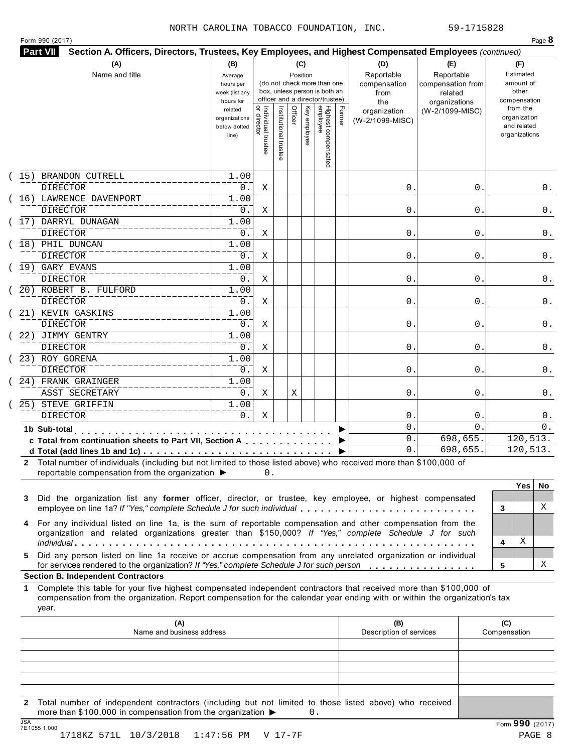NORTH CAROLINA TOBACCO FOUNDATION, INC. 59-1715828

Form 990 (2017)

## Part VII Section A. Officers, Directors, Trustees, Key Employees, and Highest Compensated Employees *(continued)*

| (A) Name and title | (B) Average hours per week (list any hours for related organizations below dotted line) | (C) Position: Individual trustee or director | Institutional trustee | Officer | Key employee | Highest compensated employee | Former | (D) Reportable compensation from the organization (W-2/1099-MISC) | (E) Reportable compensation from related organizations (W-2/1099-MISC) | (F) Estimated amount of other compensation from the organization and related organizations |
|---|---|---|---|---|---|---|---|---|---|---|
| (15) BRANDON CUTRELL<br>DIRECTOR | 1.00<br>0. | X | | | | | | 0. | 0. | 0. |
| (16) LAWRENCE DAVENPORT<br>DIRECTOR | 1.00<br>0. | X | | | | | | 0. | 0. | 0. |
| (17) DARRYL DUNAGAN<br>DIRECTOR | 1.00<br>0. | X | | | | | | 0. | 0. | 0. |
| (18) PHIL DUNCAN<br>DIRECTOR | 1.00<br>0. | X | | | | | | 0. | 0. | 0. |
| (19) GARY EVANS<br>DIRECTOR | 1.00<br>0. | X | | | | | | 0. | 0. | 0. |
| (20) ROBERT B. FULFORD<br>DIRECTOR | 1.00<br>0. | X | | | | | | 0. | 0. | 0. |
| (21) KEVIN GASKINS<br>DIRECTOR | 1.00<br>0. | X | | | | | | 0. | 0. | 0. |
| (22) JIMMY GENTRY<br>DIRECTOR | 1.00<br>0. | X | | | | | | 0. | 0. | 0. |
| (23) ROY GORENA<br>DIRECTOR | 1.00<br>0. | X | | | | | | 0. | 0. | 0. |
| (24) FRANK GRAINGER<br>ASST SECRETARY | 1.00<br>0. | X | | X | | | | 0. | 0. | 0. |
| (25) STEVE GRIFFIN<br>DIRECTOR | 1.00<br>0. | X | | | | | | 0. | 0. | 0. |
| **1b Sub-total** | | | | | | | | 0. | 0. | 0. |
| **c Total from continuation sheets to Part VII, Section A** | | | | | | | | 0. | 698,655. | 120,513. |
| **d Total (add lines 1b and 1c)** | | | | | | | | 0. | 698,655. | 120,513. |

**2** Total number of individuals (including but not limited to those listed above) who received more than $100,000 of reportable compensation from the organization ▶ 0.

| | | Yes | No |
|---|---|---|---|
| **3** Did the organization list any **former** officer, director, or trustee, key employee, or highest compensated employee on line 1a? *If "Yes," complete Schedule J for such individual* | 3 | | X |
| **4** For any individual listed on line 1a, is the sum of reportable compensation and other compensation from the organization and related organizations greater than $150,000? *If "Yes," complete Schedule J for such individual* | 4 | X | |
| **5** Did any person listed on line 1a receive or accrue compensation from any unrelated organization or individual for services rendered to the organization? *If "Yes," complete Schedule J for such person* | 5 | | X |

### Section B. Independent Contractors

**1** Complete this table for your five highest compensated independent contractors that received more than $100,000 of compensation from the organization. Report compensation for the calendar year ending with or within the organization's tax year.

| (A) Name and business address | (B) Description of services | (C) Compensation |
|---|---|---|
| | | |
| | | |
| | | |
| | | |
| | | |

**2** Total number of independent contractors (including but not limited to those listed above) who received more than $100,000 in compensation from the organization ▶ 0.

Form **990** (2017)

JSA 7E1055 1.000

1718KZ 571L 10/3/2018 1:47:56 PM V 17-7F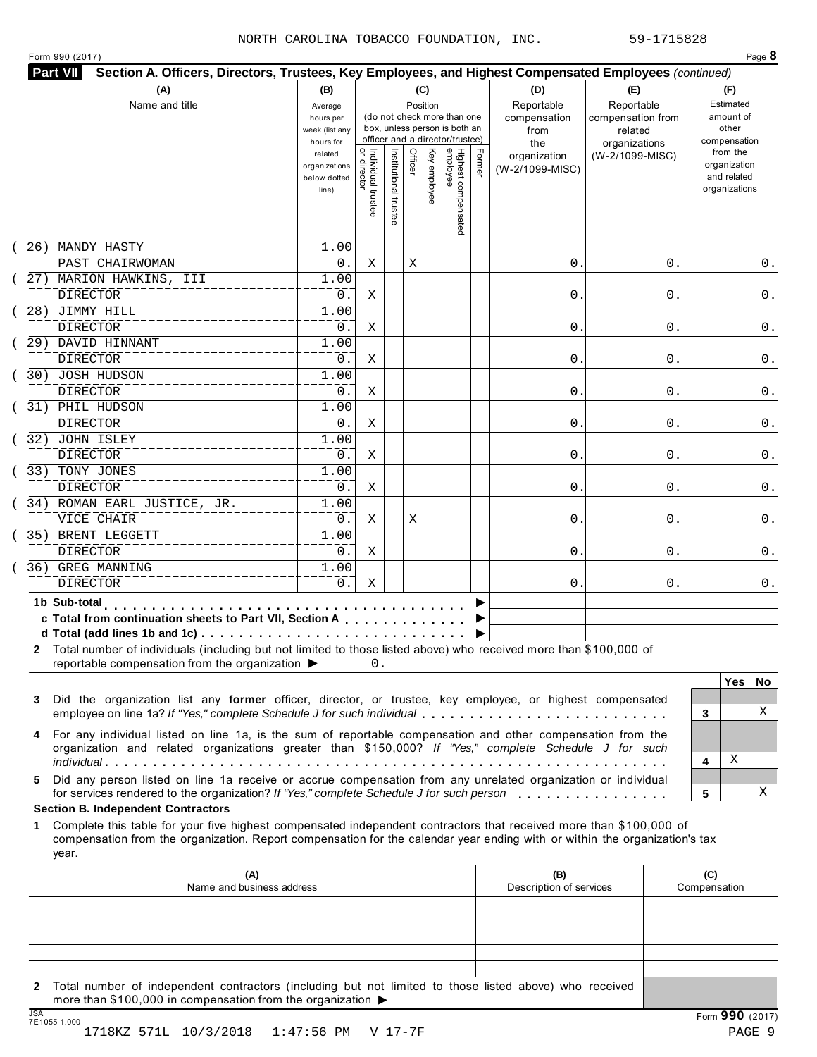NORTH CAROLINA TOBACCO FOUNDATION, INC. 59-1715828

Form 990 (2017)

**Part VII Section A. Officers, Directors, Trustees, Key Employees, and Highest Compensated Employees** *(continued)*

| (A) Name and title | (B) Average hours per week (list any hours for related organizations below dotted line) | (C) Position: Individual trustee or director | Institutional trustee | Officer | Key employee | Highest compensated employee | Former | (D) Reportable compensation from the organization (W-2/1099-MISC) | (E) Reportable compensation from related organizations (W-2/1099-MISC) | (F) Estimated amount of other compensation from the organization and related organizations |
|---|---|---|---|---|---|---|---|---|---|---|
| (26) MANDY HASTY<br>PAST CHAIRWOMAN | 1.00<br>0. | X | | X | | | | 0. | 0. | 0. |
| (27) MARION HAWKINS, III<br>DIRECTOR | 1.00<br>0. | X | | | | | | 0. | 0. | 0. |
| (28) JIMMY HILL<br>DIRECTOR | 1.00<br>0. | X | | | | | | 0. | 0. | 0. |
| (29) DAVID HINNANT<br>DIRECTOR | 1.00<br>0. | X | | | | | | 0. | 0. | 0. |
| (30) JOSH HUDSON<br>DIRECTOR | 1.00<br>0. | X | | | | | | 0. | 0. | 0. |
| (31) PHIL HUDSON<br>DIRECTOR | 1.00<br>0. | X | | | | | | 0. | 0. | 0. |
| (32) JOHN ISLEY<br>DIRECTOR | 1.00<br>0. | X | | | | | | 0. | 0. | 0. |
| (33) TONY JONES<br>DIRECTOR | 1.00<br>0. | X | | | | | | 0. | 0. | 0. |
| (34) ROMAN EARL JUSTICE, JR.<br>VICE CHAIR | 1.00<br>0. | X | | X | | | | 0. | 0. | 0. |
| (35) BRENT LEGGETT<br>DIRECTOR | 1.00<br>0. | X | | | | | | 0. | 0. | 0. |
| (36) GREG MANNING<br>DIRECTOR | 1.00<br>0. | X | | | | | | 0. | 0. | 0. |
| **1b Sub-total** ▶ | | | | | | | | | | |
| **c Total from continuation sheets to Part VII, Section A** ▶ | | | | | | | | | | |
| **d Total (add lines 1b and 1c)** ▶ | | | | | | | | | | |

**2** Total number of individuals (including but not limited to those listed above) who received more than $100,000 of reportable compensation from the organization ▶ 0.

| | | Yes | No |
|---|---|---|---|
| **3** Did the organization list any **former** officer, director, or trustee, key employee, or highest compensated employee on line 1a? *If "Yes," complete Schedule J for such individual* | 3 | | X |
| **4** For any individual listed on line 1a, is the sum of reportable compensation and other compensation from the organization and related organizations greater than $150,000? *If "Yes," complete Schedule J for such individual* | 4 | X | |
| **5** Did any person listed on line 1a receive or accrue compensation from any unrelated organization or individual for services rendered to the organization? *If "Yes," complete Schedule J for such person* | 5 | | X |

**Section B. Independent Contractors**

**1** Complete this table for your five highest compensated independent contractors that received more than $100,000 of compensation from the organization. Report compensation for the calendar year ending with or within the organization's tax year.

| (A) Name and business address | (B) Description of services | (C) Compensation |
|---|---|---|
| | | |
| | | |
| | | |
| | | |
| | | |

**2** Total number of independent contractors (including but not limited to those listed above) who received more than $100,000 in compensation from the organization ▶

JSA 7E1055 1.000

Form **990** (2017)

1718KZ 571L 10/3/2018 1:47:56 PM V 17-7F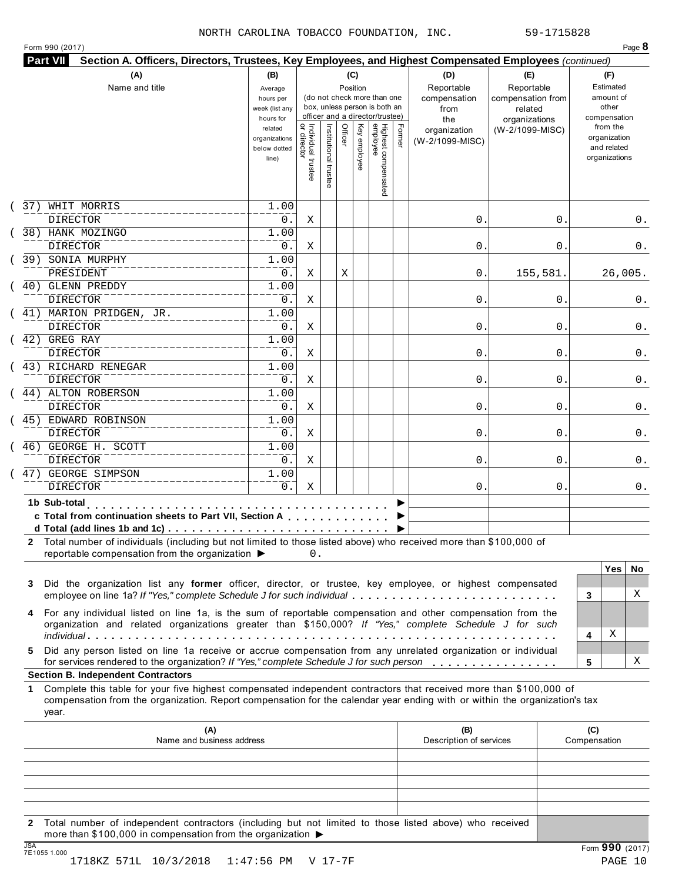NORTH CAROLINA TOBACCO FOUNDATION, INC. 59-1715828

Form 990 (2017)

## Part VII Section A. Officers, Directors, Trustees, Key Employees, and Highest Compensated Employees *(continued)*

| (A) Name and title | (B) Average hours per week (list any hours for related organizations below dotted line) | (C) Position: Individual trustee or director | Institutional trustee | Officer | Key employee | Highest compensated employee | Former | (D) Reportable compensation from the organization (W-2/1099-MISC) | (E) Reportable compensation from related organizations (W-2/1099-MISC) | (F) Estimated amount of other compensation from the organization and related organizations |
|---|---|---|---|---|---|---|---|---|---|---|
| (37) WHIT MORRIS<br>DIRECTOR | 1.00<br>0. | X | | | | | | 0. | 0. | 0. |
| (38) HANK MOZINGO<br>DIRECTOR | 1.00<br>0. | X | | | | | | 0. | 0. | 0. |
| (39) SONIA MURPHY<br>PRESIDENT | 1.00<br>0. | X | | X | | | | 0. | 155,581. | 26,005. |
| (40) GLENN PREDDY<br>DIRECTOR | 1.00<br>0. | X | | | | | | 0. | 0. | 0. |
| (41) MARION PRIDGEN, JR.<br>DIRECTOR | 1.00<br>0. | X | | | | | | 0. | 0. | 0. |
| (42) GREG RAY<br>DIRECTOR | 1.00<br>0. | X | | | | | | 0. | 0. | 0. |
| (43) RICHARD RENEGAR<br>DIRECTOR | 1.00<br>0. | X | | | | | | 0. | 0. | 0. |
| (44) ALTON ROBERSON<br>DIRECTOR | 1.00<br>0. | X | | | | | | 0. | 0. | 0. |
| (45) EDWARD ROBINSON<br>DIRECTOR | 1.00<br>0. | X | | | | | | 0. | 0. | 0. |
| (46) GEORGE H. SCOTT<br>DIRECTOR | 1.00<br>0. | X | | | | | | 0. | 0. | 0. |
| (47) GEORGE SIMPSON<br>DIRECTOR | 1.00<br>0. | X | | | | | | 0. | 0. | 0. |
| 1b Sub-total | | | | | | | | | | |
| c Total from continuation sheets to Part VII, Section A | | | | | | | | | | |
| d Total (add lines 1b and 1c) | | | | | | | | | | |

**2** Total number of individuals (including but not limited to those listed above) who received more than $100,000 of reportable compensation from the organization ▶ 0.

| | | Yes | No |
|---|---|---|---|
| **3** Did the organization list any **former** officer, director, or trustee, key employee, or highest compensated employee on line 1a? *If "Yes," complete Schedule J for such individual* | 3 | | X |
| **4** For any individual listed on line 1a, is the sum of reportable compensation and other compensation from the organization and related organizations greater than $150,000? *If "Yes," complete Schedule J for such individual* | 4 | X | |
| **5** Did any person listed on line 1a receive or accrue compensation from any unrelated organization or individual for services rendered to the organization? *If "Yes," complete Schedule J for such person* | 5 | | X |

### Section B. Independent Contractors

**1** Complete this table for your five highest compensated independent contractors that received more than $100,000 of compensation from the organization. Report compensation for the calendar year ending with or within the organization's tax year.

| (A) Name and business address | (B) Description of services | (C) Compensation |
|---|---|---|
| | | |
| | | |
| | | |
| | | |
| | | |

**2** Total number of independent contractors (including but not limited to those listed above) who received more than $100,000 in compensation from the organization ▶

JSA 7E1055 1.000

Form 990 (2017)

1718KZ 571L 10/3/2018 1:47:56 PM V 17-7F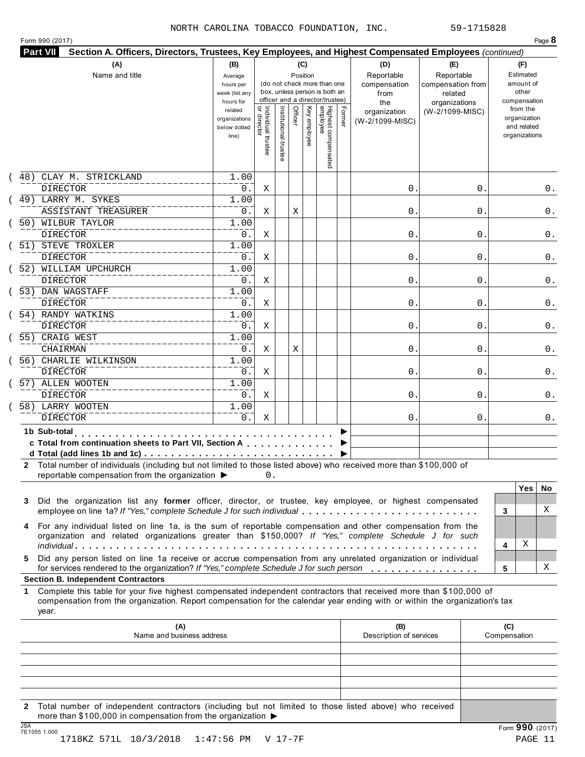NORTH CAROLINA TOBACCO FOUNDATION, INC. 59-1715828

## Part VII Section A. Officers, Directors, Trustees, Key Employees, and Highest Compensated Employees *(continued)*

| (A) Name and title | (B) Average hours per week (list any hours for related organizations below dotted line) | (C) Position: Individual trustee or director | Institutional trustee | Officer | Key employee | Highest compensated employee | Former | (D) Reportable compensation from the organization (W-2/1099-MISC) | (E) Reportable compensation from related organizations (W-2/1099-MISC) | (F) Estimated amount of other compensation from the organization and related organizations |
|---|---|---|---|---|---|---|---|---|---|---|
| (48) CLAY M. STRICKLAND<br>DIRECTOR | 1.00<br>0. | X | | | | | | 0. | 0. | 0. |
| (49) LARRY M. SYKES<br>ASSISTANT TREASURER | 1.00<br>0. | X | | X | | | | 0. | 0. | 0. |
| (50) WILBUR TAYLOR<br>DIRECTOR | 1.00<br>0. | X | | | | | | 0. | 0. | 0. |
| (51) STEVE TROXLER<br>DIRECTOR | 1.00<br>0. | X | | | | | | 0. | 0. | 0. |
| (52) WILLIAM UPCHURCH<br>DIRECTOR | 1.00<br>0. | X | | | | | | 0. | 0. | 0. |
| (53) DAN WAGSTAFF<br>DIRECTOR | 1.00<br>0. | X | | | | | | 0. | 0. | 0. |
| (54) RANDY WATKINS<br>DIRECTOR | 1.00<br>0. | X | | | | | | 0. | 0. | 0. |
| (55) CRAIG WEST<br>CHAIRMAN | 1.00<br>0. | X | | X | | | | 0. | 0. | 0. |
| (56) CHARLIE WILKINSON<br>DIRECTOR | 1.00<br>0. | X | | | | | | 0. | 0. | 0. |
| (57) ALLEN WOOTEN<br>DIRECTOR | 1.00<br>0. | X | | | | | | 0. | 0. | 0. |
| (58) LARRY WOOTEN<br>DIRECTOR | 1.00<br>0. | X | | | | | | 0. | 0. | 0. |
| **1b Sub-total** ▶ | | | | | | | | | | |
| **c Total from continuation sheets to Part VII, Section A** ▶ | | | | | | | | | | |
| **d Total (add lines 1b and 1c)** ▶ | | | | | | | | | | |

**2** Total number of individuals (including but not limited to those listed above) who received more than $100,000 of reportable compensation from the organization ▶ 0.

| | | Yes | No |
|---|---|---|---|
| **3** Did the organization list any **former** officer, director, or trustee, key employee, or highest compensated employee on line 1a? *If "Yes," complete Schedule J for such individual* | 3 | | X |
| **4** For any individual listed on line 1a, is the sum of reportable compensation and other compensation from the organization and related organizations greater than $150,000? *If "Yes," complete Schedule J for such individual* | 4 | X | |
| **5** Did any person listed on line 1a receive or accrue compensation from any unrelated organization or individual for services rendered to the organization? *If "Yes," complete Schedule J for such person* | 5 | | X |

### Section B. Independent Contractors

**1** Complete this table for your five highest compensated independent contractors that received more than $100,000 of compensation from the organization. Report compensation for the calendar year ending with or within the organization's tax year.

| (A) Name and business address | (B) Description of services | (C) Compensation |
|---|---|---|
| | | |
| | | |
| | | |
| | | |
| | | |

**2** Total number of independent contractors (including but not limited to those listed above) who received more than $100,000 in compensation from the organization ▶

Form **990** (2017)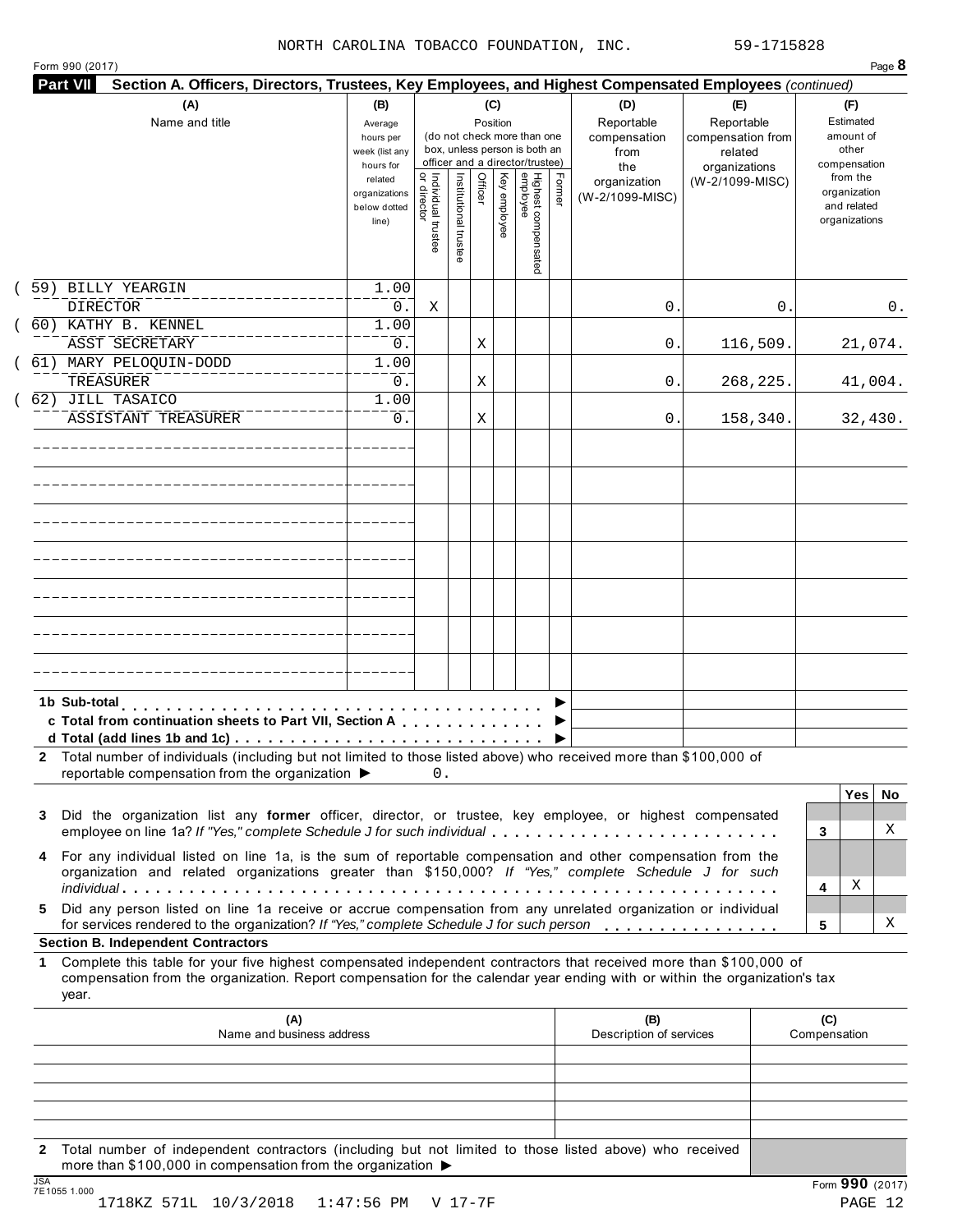NORTH CAROLINA TOBACCO FOUNDATION, INC. 59-1715828

Form 990 (2017) Page **8**

**Part VII** **Section A. Officers, Directors, Trustees, Key Employees, and Highest Compensated Employees** *(continued)*

| (A) Name and title | (B) Average hours per week (list any hours for related organizations below dotted line) | (C) Position: Individual trustee or director | Institutional trustee | Officer | Key employee | Highest compensated employee | Former | (D) Reportable compensation from the organization (W-2/1099-MISC) | (E) Reportable compensation from related organizations (W-2/1099-MISC) | (F) Estimated amount of other compensation from the organization and related organizations |
|---|---|---|---|---|---|---|---|---|---|---|
| (59) BILLY YEARGIN<br>DIRECTOR | 1.00<br>0. | X | | | | | | 0. | 0. | 0. |
| (60) KATHY B. KENNEL<br>ASST SECRETARY | 1.00<br>0. | | | X | | | | 0. | 116,509. | 21,074. |
| (61) MARY PELOQUIN-DODD<br>TREASURER | 1.00<br>0. | | | X | | | | 0. | 268,225. | 41,004. |
| (62) JILL TASAICO<br>ASSISTANT TREASURER | 1.00<br>0. | | | X | | | | 0. | 158,340. | 32,430. |

**1b Sub-total** ▶

**c Total from continuation sheets to Part VII, Section A** ▶

**d Total (add lines 1b and 1c)** ▶

**2** Total number of individuals (including but not limited to those listed above) who received more than $100,000 of reportable compensation from the organization ▶ 0.

| | | Yes | No |
|---|---|---|---|
| **3** Did the organization list any **former** officer, director, or trustee, key employee, or highest compensated employee on line 1a? *If "Yes," complete Schedule J for such individual* | 3 | | X |
| **4** For any individual listed on line 1a, is the sum of reportable compensation and other compensation from the organization and related organizations greater than $150,000? *If "Yes," complete Schedule J for such individual* | 4 | X | |
| **5** Did any person listed on line 1a receive or accrue compensation from any unrelated organization or individual for services rendered to the organization? *If "Yes," complete Schedule J for such person* | 5 | | X |

**Section B. Independent Contractors**

**1** Complete this table for your five highest compensated independent contractors that received more than $100,000 of compensation from the organization. Report compensation for the calendar year ending with or within the organization's tax year.

| (A) Name and business address | (B) Description of services | (C) Compensation |
|---|---|---|
| | | |
| | | |
| | | |
| | | |
| | | |

**2** Total number of independent contractors (including but not limited to those listed above) who received more than $100,000 in compensation from the organization ▶

JSA 7E1055 1.000

1718KZ 571L 10/3/2018 1:47:56 PM V 17-7F

Form **990** (2017)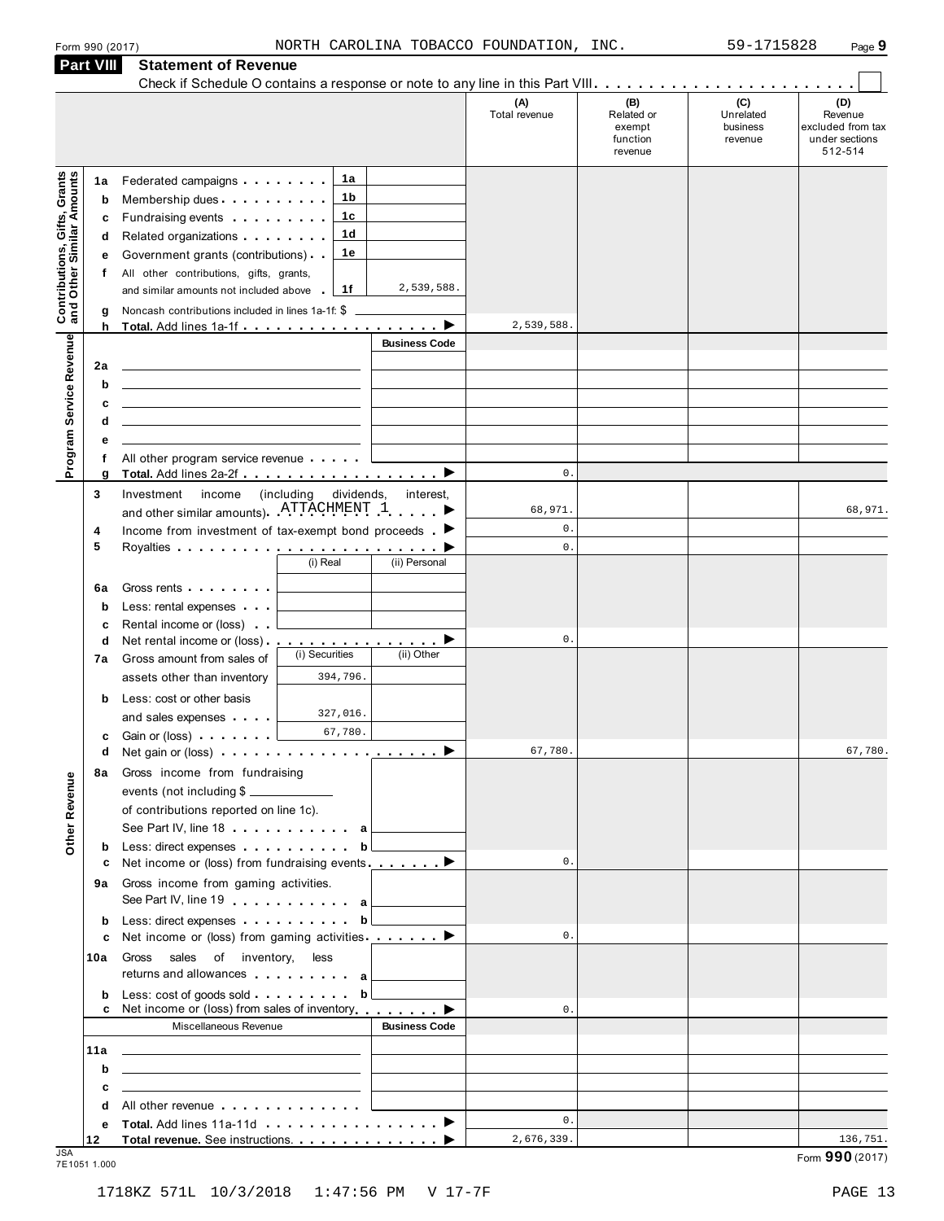Form 990 (2017) NORTH CAROLINA TOBACCO FOUNDATION, INC. 59-1715828

## Part VIII Statement of Revenue

Check if Schedule O contains a response or note to any line in this Part VIII. . . . . . . . . . . . . . . . . . . . . . . . ☐

| | | | | (A) Total revenue | (B) Related or exempt function revenue | (C) Unrelated business revenue | (D) Revenue excluded from tax under sections 512-514 |
|---|---|---|---|---|---|---|---|
| **Contributions, Gifts, Grants and Other Similar Amounts** | 1a | Federated campaigns . . . . . . . . 1a | | | | | |
| | b | Membership dues . . . . . . . . . . 1b | | | | | |
| | c | Fundraising events . . . . . . . . . 1c | | | | | |
| | d | Related organizations . . . . . . . . 1d | | | | | |
| | e | Government grants (contributions) . . 1e | | | | | |
| | f | All other contributions, gifts, grants, and similar amounts not included above . 1f | 2,539,588. | | | | |
| | g | Noncash contributions included in lines 1a-1f: $ | | | | | |
| | h | **Total.** Add lines 1a-1f . . . . . . . . . . . . . . . . . ▶ | | 2,539,588. | | | |
| **Program Service Revenue** | | | **Business Code** | | | | |
| | 2a | | | | | | |
| | b | | | | | | |
| | c | | | | | | |
| | d | | | | | | |
| | e | | | | | | |
| | f | All other program service revenue . . . . . | | | | | |
| | g | **Total.** Add lines 2a-2f . . . . . . . . . . . . . . . . . ▶ | | 0. | | | |
| **Other Revenue** | 3 | Investment income (including dividends, interest, and other similar amounts). ATTACHMENT 1 . . . . ▶ | | 68,971. | | | 68,971. |
| | 4 | Income from investment of tax-exempt bond proceeds . ▶ | | 0. | | | |
| | 5 | Royalties . . . . . . . . . . . . . . . . . . . . . . . . ▶ | | 0. | | | |
| | | (i) Real | (ii) Personal | | | | |
| | 6a | Gross rents . . . . . . . . | | | | | |
| | b | Less: rental expenses . . . | | | | | |
| | c | Rental income or (loss) . . | | | | | |
| | d | Net rental income or (loss). . . . . . . . . . . . . . . . ▶ | | 0. | | | |
| | | (i) Securities | (ii) Other | | | | |
| | 7a | Gross amount from sales of assets other than inventory: 394,796. | | | | | |
| | b | Less: cost or other basis and sales expenses . . . . : 327,016. | | | | | |
| | c | Gain or (loss) . . . . . . . : 67,780. | | | | | |
| | d | Net gain or (loss) . . . . . . . . . . . . . . . . . . . ▶ | | 67,780. | | | 67,780. |
| | 8a | Gross income from fundraising events (not including $ ____ of contributions reported on line 1c). See Part IV, line 18 . . . . . . . . . . . a | | | | | |
| | b | Less: direct expenses . . . . . . . . . . b | | | | | |
| | c | Net income or (loss) from fundraising events. . . . . . . ▶ | | 0. | | | |
| | 9a | Gross income from gaming activities. See Part IV, line 19 . . . . . . . . . . . a | | | | | |
| | b | Less: direct expenses . . . . . . . . . . b | | | | | |
| | c | Net income or (loss) from gaming activities. . . . . . . ▶ | | 0. | | | |
| | 10a | Gross sales of inventory, less returns and allowances . . . . . . . . . a | | | | | |
| | b | Less: cost of goods sold . . . . . . . . . b | | | | | |
| | c | Net income or (loss) from sales of inventory. . . . . . . ▶ | | 0. | | | |
| | | Miscellaneous Revenue | **Business Code** | | | | |
| | 11a | | | | | | |
| | b | | | | | | |
| | c | | | | | | |
| | d | All other revenue . . . . . . . . . . . . . | | | | | |
| | e | **Total.** Add lines 11a-11d . . . . . . . . . . . . . . . ▶ | | 0. | | | |
| | 12 | **Total revenue.** See instructions. . . . . . . . . . . . . ▶ | | 2,676,339. | | | 136,751. |

JSA 7E1051 1.000

Form **990** (2017)

1718KZ 571L 10/3/2018 1:47:56 PM V 17-7F PAGE 13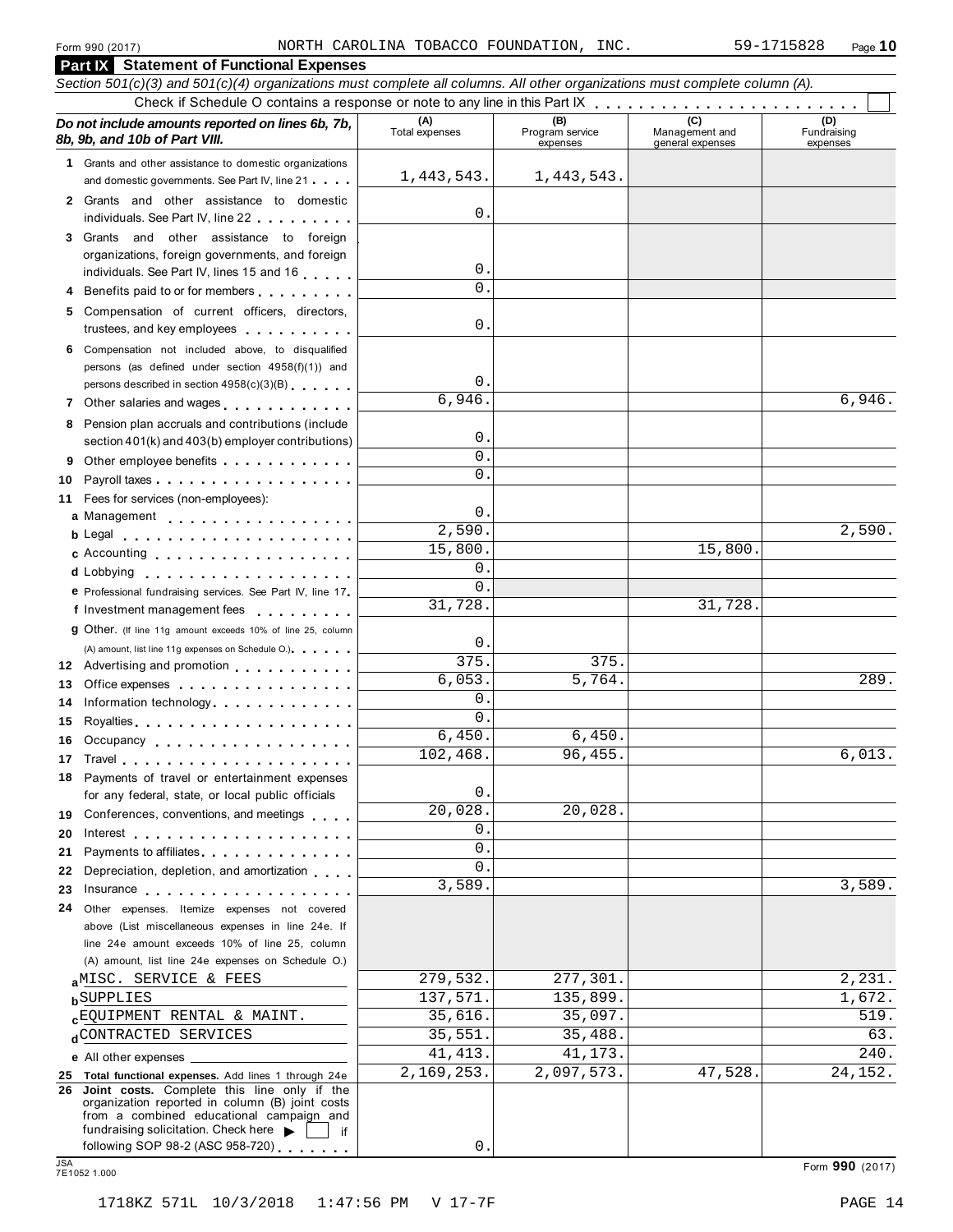Form 990 (2017) NORTH CAROLINA TOBACCO FOUNDATION, INC. 59-1715828 Page 10

## Part IX Statement of Functional Expenses

*Section 501(c)(3) and 501(c)(4) organizations must complete all columns. All other organizations must complete column (A).*

Check if Schedule O contains a response or note to any line in this Part IX . . . . . . . . . . . . . . . . . . . . . . . . ☐

| *Do not include amounts reported on lines 6b, 7b, 8b, 9b, and 10b of Part VIII.* | (A) Total expenses | (B) Program service expenses | (C) Management and general expenses | (D) Fundraising expenses |
|---|---|---|---|---|
| 1 Grants and other assistance to domestic organizations and domestic governments. See Part IV, line 21 | 1,443,543. | 1,443,543. | | |
| 2 Grants and other assistance to domestic individuals. See Part IV, line 22 | 0. | | | |
| 3 Grants and other assistance to foreign organizations, foreign governments, and foreign individuals. See Part IV, lines 15 and 16 | 0. | | | |
| 4 Benefits paid to or for members | 0. | | | |
| 5 Compensation of current officers, directors, trustees, and key employees | 0. | | | |
| 6 Compensation not included above, to disqualified persons (as defined under section 4958(f)(1)) and persons described in section 4958(c)(3)(B) | 0. | | | |
| 7 Other salaries and wages | 6,946. | | | 6,946. |
| 8 Pension plan accruals and contributions (include section 401(k) and 403(b) employer contributions) | 0. | | | |
| 9 Other employee benefits | 0. | | | |
| 10 Payroll taxes | 0. | | | |
| 11 Fees for services (non-employees): | | | | |
| a Management | 0. | | | |
| b Legal | 2,590. | | | 2,590. |
| c Accounting | 15,800. | | 15,800. | |
| d Lobbying | 0. | | | |
| e Professional fundraising services. See Part IV, line 17 | 0. | | | |
| f Investment management fees | 31,728. | | 31,728. | |
| g Other. (If line 11g amount exceeds 10% of line 25, column (A) amount, list line 11g expenses on Schedule O.) | 0. | | | |
| 12 Advertising and promotion | 375. | 375. | | |
| 13 Office expenses | 6,053. | 5,764. | | 289. |
| 14 Information technology | 0. | | | |
| 15 Royalties | 0. | | | |
| 16 Occupancy | 6,450. | 6,450. | | |
| 17 Travel | 102,468. | 96,455. | | 6,013. |
| 18 Payments of travel or entertainment expenses for any federal, state, or local public officials | 0. | | | |
| 19 Conferences, conventions, and meetings | 20,028. | 20,028. | | |
| 20 Interest | 0. | | | |
| 21 Payments to affiliates | 0. | | | |
| 22 Depreciation, depletion, and amortization | 0. | | | |
| 23 Insurance | 3,589. | | | 3,589. |
| 24 Other expenses. Itemize expenses not covered above (List miscellaneous expenses in line 24e. If line 24e amount exceeds 10% of line 25, column (A) amount, list line 24e expenses on Schedule O.) | | | | |
| a MISC. SERVICE & FEES | 279,532. | 277,301. | | 2,231. |
| b SUPPLIES | 137,571. | 135,899. | | 1,672. |
| c EQUIPMENT RENTAL & MAINT. | 35,616. | 35,097. | | 519. |
| d CONTRACTED SERVICES | 35,551. | 35,488. | | 63. |
| e All other expenses | 41,413. | 41,173. | | 240. |
| 25 **Total functional expenses.** Add lines 1 through 24e | 2,169,253. | 2,097,573. | 47,528. | 24,152. |
| 26 **Joint costs.** Complete this line only if the organization reported in column (B) joint costs from a combined educational campaign and fundraising solicitation. Check here ▶ ☐ if following SOP 98-2 (ASC 958-720) | 0. | | | |

Form **990** (2017)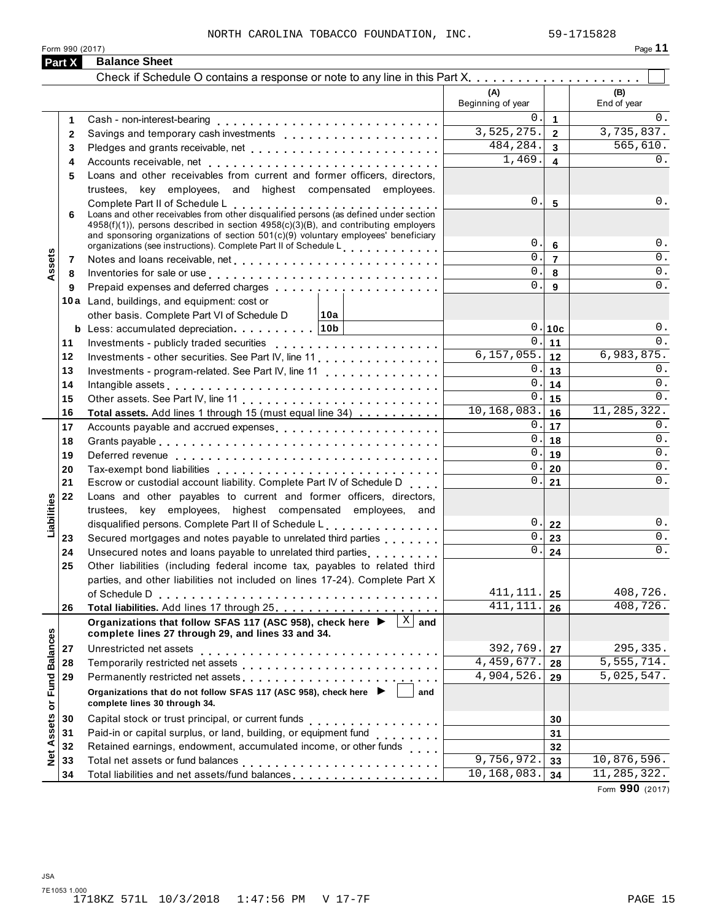NORTH CAROLINA TOBACCO FOUNDATION, INC. 59-1715828

Form 990 (2017) Page **11**

## Part X Balance Sheet

Check if Schedule O contains a response or note to any line in this Part X. . . . . . . . . . . . . . . . . . . . ☐

| | | | | (A) Beginning of year | | (B) End of year |
|---|---|---|---|---|---|---|
| Assets | 1 | Cash - non-interest-bearing | | 0. | 1 | 0. |
| | 2 | Savings and temporary cash investments | | 3,525,275. | 2 | 3,735,837. |
| | 3 | Pledges and grants receivable, net | | 484,284. | 3 | 565,610. |
| | 4 | Accounts receivable, net | | 1,469. | 4 | 0. |
| | 5 | Loans and other receivables from current and former officers, directors, trustees, key employees, and highest compensated employees. Complete Part II of Schedule L | | 0. | 5 | 0. |
| | 6 | Loans and other receivables from other disqualified persons (as defined under section 4958(f)(1)), persons described in section 4958(c)(3)(B), and contributing employers and sponsoring organizations of section 501(c)(9) voluntary employees' beneficiary organizations (see instructions). Complete Part II of Schedule L | | 0. | 6 | 0. |
| | 7 | Notes and loans receivable, net | | 0. | 7 | 0. |
| | 8 | Inventories for sale or use | | 0. | 8 | 0. |
| | 9 | Prepaid expenses and deferred charges | | 0. | 9 | 0. |
| | 10a | Land, buildings, and equipment: cost or other basis. Complete Part VI of Schedule D | 10a | | | |
| | b | Less: accumulated depreciation | 10b | 0. | 10c | 0. |
| | 11 | Investments - publicly traded securities | | 0. | 11 | 0. |
| | 12 | Investments - other securities. See Part IV, line 11 | | 6,157,055. | 12 | 6,983,875. |
| | 13 | Investments - program-related. See Part IV, line 11 | | 0. | 13 | 0. |
| | 14 | Intangible assets | | 0. | 14 | 0. |
| | 15 | Other assets. See Part IV, line 11 | | 0. | 15 | 0. |
| | 16 | **Total assets.** Add lines 1 through 15 (must equal line 34) | | 10,168,083. | 16 | 11,285,322. |
| Liabilities | 17 | Accounts payable and accrued expenses | | 0. | 17 | 0. |
| | 18 | Grants payable | | 0. | 18 | 0. |
| | 19 | Deferred revenue | | 0. | 19 | 0. |
| | 20 | Tax-exempt bond liabilities | | 0. | 20 | 0. |
| | 21 | Escrow or custodial account liability. Complete Part IV of Schedule D | | 0. | 21 | 0. |
| | 22 | Loans and other payables to current and former officers, directors, trustees, key employees, highest compensated employees, and disqualified persons. Complete Part II of Schedule L | | 0. | 22 | 0. |
| | 23 | Secured mortgages and notes payable to unrelated third parties | | 0. | 23 | 0. |
| | 24 | Unsecured notes and loans payable to unrelated third parties | | 0. | 24 | 0. |
| | 25 | Other liabilities (including federal income tax, payables to related third parties, and other liabilities not included on lines 17-24). Complete Part X of Schedule D | | 411,111. | 25 | 408,726. |
| | 26 | **Total liabilities.** Add lines 17 through 25 | | 411,111. | 26 | 408,726. |
| Net Assets or Fund Balances | | **Organizations that follow SFAS 117 (ASC 958), check here ▶ ☒ and complete lines 27 through 29, and lines 33 and 34.** | | | | |
| | 27 | Unrestricted net assets | | 392,769. | 27 | 295,335. |
| | 28 | Temporarily restricted net assets | | 4,459,677. | 28 | 5,555,714. |
| | 29 | Permanently restricted net assets | | 4,904,526. | 29 | 5,025,547. |
| | | **Organizations that do not follow SFAS 117 (ASC 958), check here ▶ ☐ and complete lines 30 through 34.** | | | | |
| | 30 | Capital stock or trust principal, or current funds | | | 30 | |
| | 31 | Paid-in or capital surplus, or land, building, or equipment fund | | | 31 | |
| | 32 | Retained earnings, endowment, accumulated income, or other funds | | | 32 | |
| | 33 | Total net assets or fund balances | | 9,756,972. | 33 | 10,876,596. |
| | 34 | Total liabilities and net assets/fund balances | | 10,168,083. | 34 | 11,285,322. |

Form **990** (2017)

JSA
7E1053 1.000
1718KZ 571L 10/3/2018 1:47:56 PM V 17-7F PAGE 15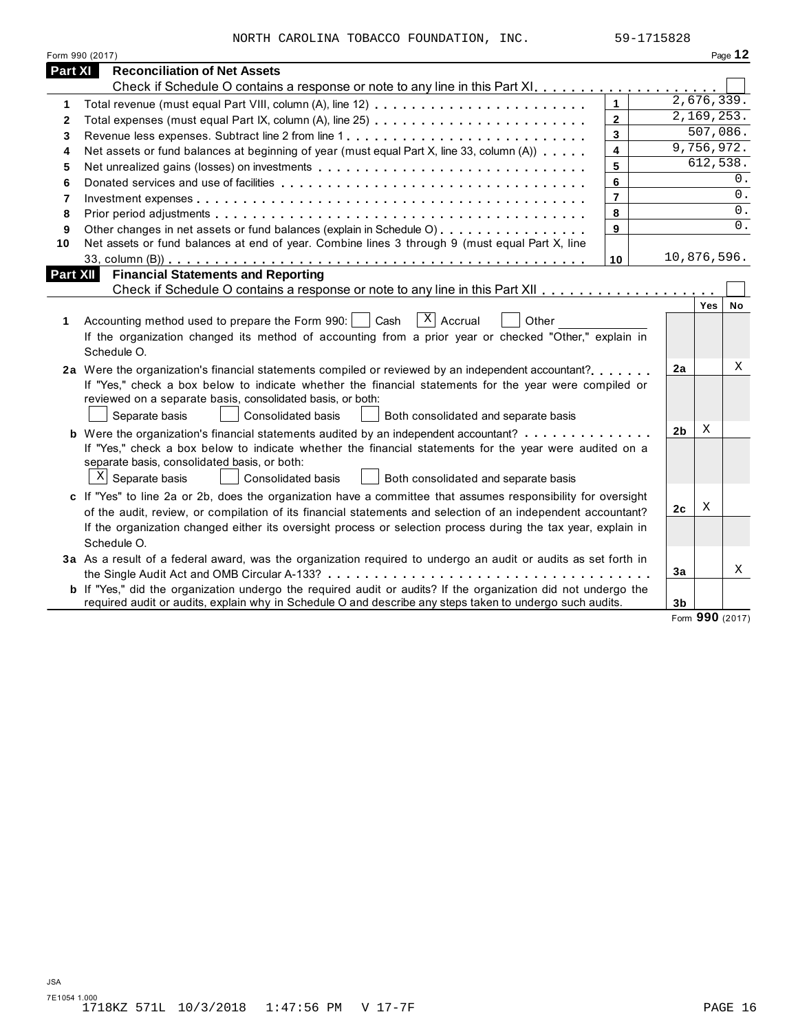NORTH CAROLINA TOBACCO FOUNDATION, INC. 59-1715828

Form 990 (2017) Page **12**

## Part XI Reconciliation of Net Assets

Check if Schedule O contains a response or note to any line in this Part XI. . . . . . . . . . . . . . . . . . . . ☐

| | | | |
|---|---|---|---|
| 1 | Total revenue (must equal Part VIII, column (A), line 12) | 1 | 2,676,339. |
| 2 | Total expenses (must equal Part IX, column (A), line 25) | 2 | 2,169,253. |
| 3 | Revenue less expenses. Subtract line 2 from line 1 | 3 | 507,086. |
| 4 | Net assets or fund balances at beginning of year (must equal Part X, line 33, column (A)) | 4 | 9,756,972. |
| 5 | Net unrealized gains (losses) on investments | 5 | 612,538. |
| 6 | Donated services and use of facilities | 6 | 0. |
| 7 | Investment expenses | 7 | 0. |
| 8 | Prior period adjustments | 8 | 0. |
| 9 | Other changes in net assets or fund balances (explain in Schedule O) | 9 | 0. |
| 10 | Net assets or fund balances at end of year. Combine lines 3 through 9 (must equal Part X, line 33, column (B)) | 10 | 10,876,596. |

## Part XII Financial Statements and Reporting

Check if Schedule O contains a response or note to any line in this Part XII . . . . . . . . . . . . . . . . . . ☐

| | | | Yes | No |
|---|---|---|---|---|
| 1 | Accounting method used to prepare the Form 990: ☐ Cash ☒ Accrual ☐ Other ______<br>If the organization changed its method of accounting from a prior year or checked "Other," explain in Schedule O. | | | |
| 2a | Were the organization's financial statements compiled or reviewed by an independent accountant?<br>If "Yes," check a box below to indicate whether the financial statements for the year were compiled or reviewed on a separate basis, consolidated basis, or both:<br>☐ Separate basis ☐ Consolidated basis ☐ Both consolidated and separate basis | 2a | | X |
| b | Were the organization's financial statements audited by an independent accountant?<br>If "Yes," check a box below to indicate whether the financial statements for the year were audited on a separate basis, consolidated basis, or both:<br>☒ Separate basis ☐ Consolidated basis ☐ Both consolidated and separate basis | 2b | X | |
| c | If "Yes" to line 2a or 2b, does the organization have a committee that assumes responsibility for oversight of the audit, review, or compilation of its financial statements and selection of an independent accountant?<br>If the organization changed either its oversight process or selection process during the tax year, explain in Schedule O. | 2c | X | |
| 3a | As a result of a federal award, was the organization required to undergo an audit or audits as set forth in the Single Audit Act and OMB Circular A-133? | 3a | | X |
| b | If "Yes," did the organization undergo the required audit or audits? If the organization did not undergo the required audit or audits, explain why in Schedule O and describe any steps taken to undergo such audits. | 3b | | |

Form **990** (2017)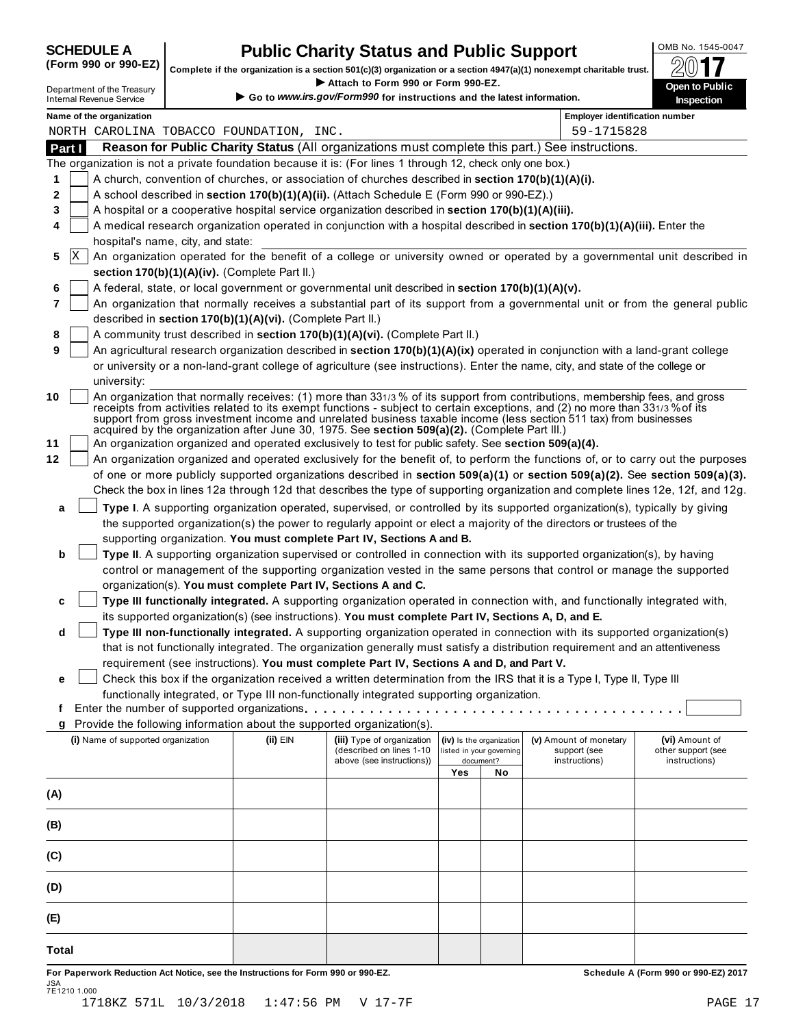**SCHEDULE A (Form 990 or 990-EZ)**

Department of the Treasury
Internal Revenue Service

# Public Charity Status and Public Support

**Complete if the organization is a section 501(c)(3) organization or a section 4947(a)(1) nonexempt charitable trust.**

▶ **Attach to Form 990 or Form 990-EZ.**

▶ **Go to *www.irs.gov/Form990* for instructions and the latest information.**

OMB No. 1545-0047

**2017**

**Open to Public Inspection**

**Name of the organization**
NORTH CAROLINA TOBACCO FOUNDATION, INC.

**Employer identification number**
59-1715828

## Part I Reason for Public Charity Status (All organizations must complete this part.) See instructions.

The organization is not a private foundation because it is: (For lines 1 through 12, check only one box.)

1. [ ] A church, convention of churches, or association of churches described in **section 170(b)(1)(A)(i).**
2. [ ] A school described in **section 170(b)(1)(A)(ii).** (Attach Schedule E (Form 990 or 990-EZ).)
3. [ ] A hospital or a cooperative hospital service organization described in **section 170(b)(1)(A)(iii).**
4. [ ] A medical research organization operated in conjunction with a hospital described in **section 170(b)(1)(A)(iii).** Enter the hospital's name, city, and state:
5. [X] An organization operated for the benefit of a college or university owned or operated by a governmental unit described in **section 170(b)(1)(A)(iv).** (Complete Part II.)
6. [ ] A federal, state, or local government or governmental unit described in **section 170(b)(1)(A)(v).**
7. [ ] An organization that normally receives a substantial part of its support from a governmental unit or from the general public described in **section 170(b)(1)(A)(vi).** (Complete Part II.)
8. [ ] A community trust described in **section 170(b)(1)(A)(vi).** (Complete Part II.)
9. [ ] An agricultural research organization described in **section 170(b)(1)(A)(ix)** operated in conjunction with a land-grant college or university or a non-land-grant college of agriculture (see instructions). Enter the name, city, and state of the college or university:
10. [ ] An organization that normally receives: (1) more than 33 1/3 % of its support from contributions, membership fees, and gross receipts from activities related to its exempt functions - subject to certain exceptions, and (2) no more than 33 1/3 % of its support from gross investment income and unrelated business taxable income (less section 511 tax) from businesses acquired by the organization after June 30, 1975. See **section 509(a)(2).** (Complete Part III.)
11. [ ] An organization organized and operated exclusively to test for public safety. See **section 509(a)(4).**
12. [ ] An organization organized and operated exclusively for the benefit of, to perform the functions of, or to carry out the purposes of one or more publicly supported organizations described in **section 509(a)(1)** or **section 509(a)(2).** See **section 509(a)(3).** Check the box in lines 12a through 12d that describes the type of supporting organization and complete lines 12e, 12f, and 12g.

**a** [ ] **Type I**. A supporting organization operated, supervised, or controlled by its supported organization(s), typically by giving the supported organization(s) the power to regularly appoint or elect a majority of the directors or trustees of the supporting organization. **You must complete Part IV, Sections A and B.**

**b** [ ] **Type II**. A supporting organization supervised or controlled in connection with its supported organization(s), by having control or management of the supporting organization vested in the same persons that control or manage the supported organization(s). **You must complete Part IV, Sections A and C.**

**c** [ ] **Type III functionally integrated.** A supporting organization operated in connection with, and functionally integrated with, its supported organization(s) (see instructions). **You must complete Part IV, Sections A, D, and E.**

**d** [ ] **Type III non-functionally integrated.** A supporting organization operated in connection with its supported organization(s) that is not functionally integrated. The organization generally must satisfy a distribution requirement and an attentiveness requirement (see instructions). **You must complete Part IV, Sections A and D, and Part V.**

**e** [ ] Check this box if the organization received a written determination from the IRS that it is a Type I, Type II, Type III functionally integrated, or Type III non-functionally integrated supporting organization.

**f** Enter the number of supported organizations . . . . . . . . . . . . . . . . . . . . . . . . . . . . . . . . . . . . . .

**g** Provide the following information about the supported organization(s).

| (i) Name of supported organization | (ii) EIN | (iii) Type of organization (described on lines 1-10 above (see instructions)) | (iv) Is the organization listed in your governing document? Yes | No | (v) Amount of monetary support (see instructions) | (vi) Amount of other support (see instructions) |
|---|---|---|---|---|---|---|
| (A) | | | | | | |
| (B) | | | | | | |
| (C) | | | | | | |
| (D) | | | | | | |
| (E) | | | | | | |
| Total | | | | | | |

**For Paperwork Reduction Act Notice, see the Instructions for Form 990 or 990-EZ.** **Schedule A (Form 990 or 990-EZ) 2017**

JSA
7E1210 1.000
1718KZ 571L 10/3/2018 1:47:56 PM V 17-7F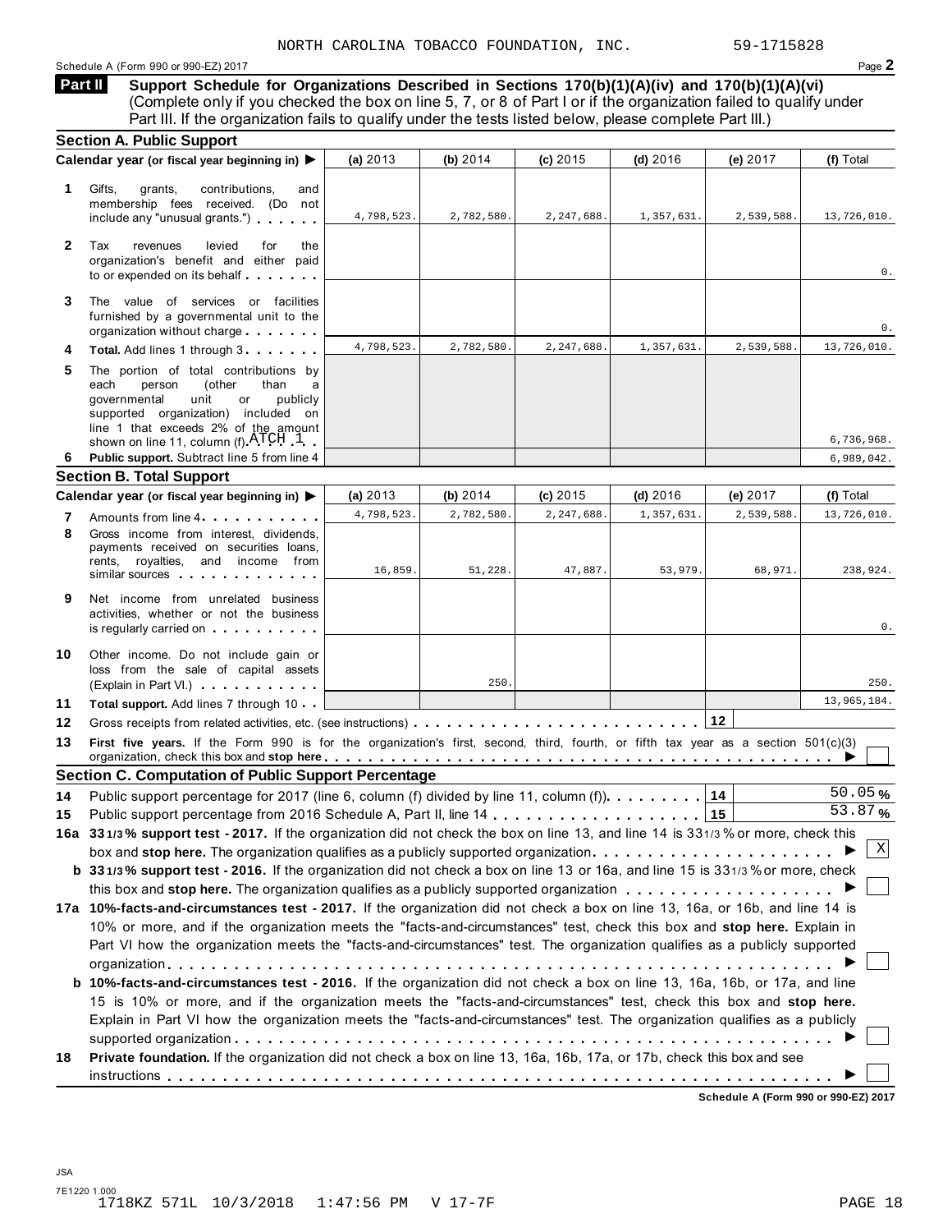NORTH CAROLINA TOBACCO FOUNDATION, INC. 59-1715828

Schedule A (Form 990 or 990-EZ) 2017

## Part II Support Schedule for Organizations Described in Sections 170(b)(1)(A)(iv) and 170(b)(1)(A)(vi)

(Complete only if you checked the box on line 5, 7, or 8 of Part I or if the organization failed to qualify under Part III. If the organization fails to qualify under the tests listed below, please complete Part III.)

### Section A. Public Support

| Calendar year (or fiscal year beginning in) ▶ | (a) 2013 | (b) 2014 | (c) 2015 | (d) 2016 | (e) 2017 | (f) Total |
|---|---|---|---|---|---|---|
| **1** Gifts, grants, contributions, and membership fees received. (Do not include any "unusual grants.") | 4,798,523. | 2,782,580. | 2,247,688. | 1,357,631. | 2,539,588. | 13,726,010. |
| **2** Tax revenues levied for the organization's benefit and either paid to or expended on its behalf | | | | | | 0. |
| **3** The value of services or facilities furnished by a governmental unit to the organization without charge | | | | | | 0. |
| **4 Total.** Add lines 1 through 3 | 4,798,523. | 2,782,580. | 2,247,688. | 1,357,631. | 2,539,588. | 13,726,010. |
| **5** The portion of total contributions by each person (other than a governmental unit or publicly supported organization) included on line 1 that exceeds 2% of the amount shown on line 11, column (f) ATCH 1 | | | | | | 6,736,968. |
| **6 Public support.** Subtract line 5 from line 4 | | | | | | 6,989,042. |

### Section B. Total Support

| Calendar year (or fiscal year beginning in) ▶ | (a) 2013 | (b) 2014 | (c) 2015 | (d) 2016 | (e) 2017 | (f) Total |
|---|---|---|---|---|---|---|
| **7** Amounts from line 4 | 4,798,523. | 2,782,580. | 2,247,688. | 1,357,631. | 2,539,588. | 13,726,010. |
| **8** Gross income from interest, dividends, payments received on securities loans, rents, royalties, and income from similar sources | 16,859. | 51,228. | 47,887. | 53,979. | 68,971. | 238,924. |
| **9** Net income from unrelated business activities, whether or not the business is regularly carried on | | | | | | 0. |
| **10** Other income. Do not include gain or loss from the sale of capital assets (Explain in Part VI.) | | 250. | | | | 250. |
| **11 Total support.** Add lines 7 through 10 | | | | | | 13,965,184. |

**12** Gross receipts from related activities, etc. (see instructions) **12**

**13 First five years.** If the Form 990 is for the organization's first, second, third, fourth, or fifth tax year as a section 501(c)(3) organization, check this box and **stop here** ▶ ☐

### Section C. Computation of Public Support Percentage

**14** Public support percentage for 2017 (line 6, column (f) divided by line 11, column (f)) **14** 50.05 %

**15** Public support percentage from 2016 Schedule A, Part II, line 14 **15** 53.87 %

**16a 33 1/3% support test - 2017.** If the organization did not check the box on line 13, and line 14 is 33 1/3% or more, check this box and **stop here.** The organization qualifies as a publicly supported organization ▶ ☒

**b 33 1/3% support test - 2016.** If the organization did not check a box on line 13 or 16a, and line 15 is 33 1/3% or more, check this box and **stop here.** The organization qualifies as a publicly supported organization ▶ ☐

**17a 10%-facts-and-circumstances test - 2017.** If the organization did not check a box on line 13, 16a, or 16b, and line 14 is 10% or more, and if the organization meets the "facts-and-circumstances" test, check this box and **stop here.** Explain in Part VI how the organization meets the "facts-and-circumstances" test. The organization qualifies as a publicly supported organization ▶ ☐

**b 10%-facts-and-circumstances test - 2016.** If the organization did not check a box on line 13, 16a, 16b, or 17a, and line 15 is 10% or more, and if the organization meets the "facts-and-circumstances" test, check this box and **stop here.** Explain in Part VI how the organization meets the "facts-and-circumstances" test. The organization qualifies as a publicly supported organization ▶ ☐

**18 Private foundation.** If the organization did not check a box on line 13, 16a, 16b, 17a, or 17b, check this box and see instructions ▶ ☐

**Schedule A (Form 990 or 990-EZ) 2017**

JSA
7E1220 1.000
1718KZ 571L 10/3/2018 1:47:56 PM V 17-7F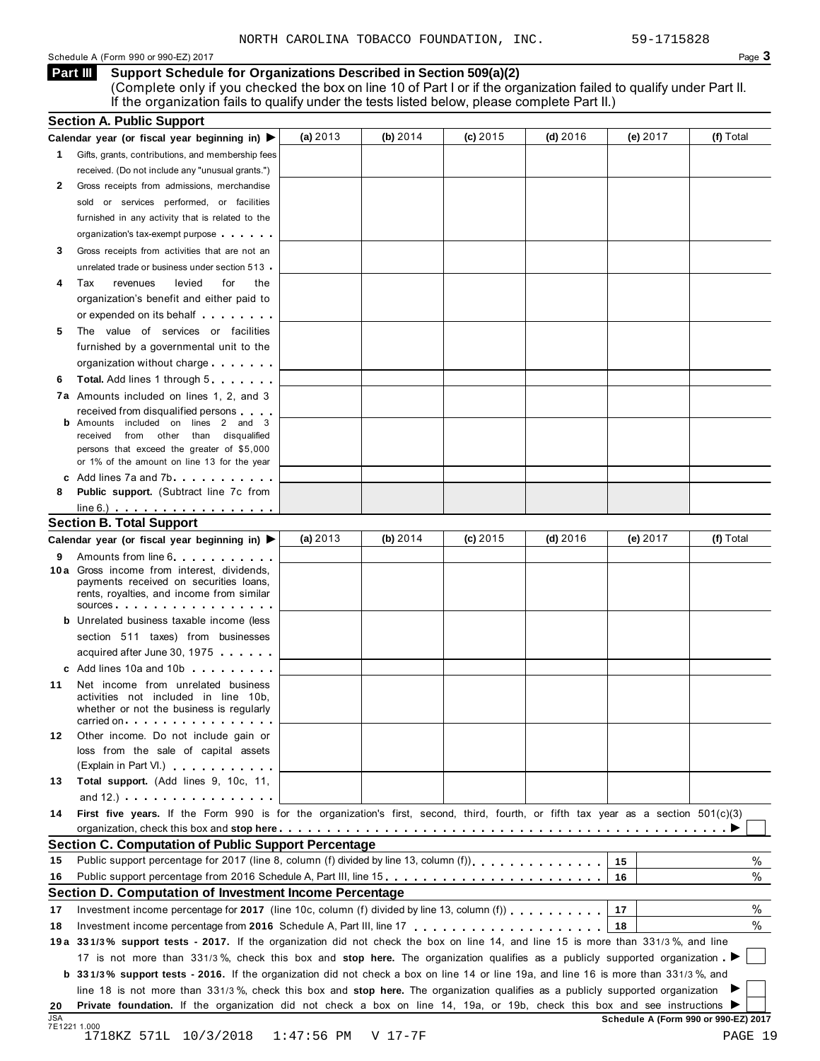NORTH CAROLINA TOBACCO FOUNDATION, INC. 59-1715828

Schedule A (Form 990 or 990-EZ) 2017 Page **3**

## Part III Support Schedule for Organizations Described in Section 509(a)(2)

(Complete only if you checked the box on line 10 of Part I or if the organization failed to qualify under Part II. If the organization fails to qualify under the tests listed below, please complete Part II.)

### Section A. Public Support

| Calendar year (or fiscal year beginning in) ▶ | (a) 2013 | (b) 2014 | (c) 2015 | (d) 2016 | (e) 2017 | (f) Total |
|---|---|---|---|---|---|---|
| **1** Gifts, grants, contributions, and membership fees received. (Do not include any "unusual grants.") | | | | | | |
| **2** Gross receipts from admissions, merchandise sold or services performed, or facilities furnished in any activity that is related to the organization's tax-exempt purpose | | | | | | |
| **3** Gross receipts from activities that are not an unrelated trade or business under section 513 | | | | | | |
| **4** Tax revenues levied for the organization's benefit and either paid to or expended on its behalf | | | | | | |
| **5** The value of services or facilities furnished by a governmental unit to the organization without charge | | | | | | |
| **6** **Total.** Add lines 1 through 5 | | | | | | |
| **7a** Amounts included on lines 1, 2, and 3 received from disqualified persons | | | | | | |
| **b** Amounts included on lines 2 and 3 received from other than disqualified persons that exceed the greater of $5,000 or 1% of the amount on line 13 for the year | | | | | | |
| **c** Add lines 7a and 7b | | | | | | |
| **8** **Public support.** (Subtract line 7c from line 6.) | | | | | | |

### Section B. Total Support

| Calendar year (or fiscal year beginning in) ▶ | (a) 2013 | (b) 2014 | (c) 2015 | (d) 2016 | (e) 2017 | (f) Total |
|---|---|---|---|---|---|---|
| **9** Amounts from line 6 | | | | | | |
| **10a** Gross income from interest, dividends, payments received on securities loans, rents, royalties, and income from similar sources | | | | | | |
| **b** Unrelated business taxable income (less section 511 taxes) from businesses acquired after June 30, 1975 | | | | | | |
| **c** Add lines 10a and 10b | | | | | | |
| **11** Net income from unrelated business activities not included in line 10b, whether or not the business is regularly carried on | | | | | | |
| **12** Other income. Do not include gain or loss from the sale of capital assets (Explain in Part VI.) | | | | | | |
| **13** **Total support.** (Add lines 9, 10c, 11, and 12.) | | | | | | |

**14** **First five years.** If the Form 990 is for the organization's first, second, third, fourth, or fifth tax year as a section 501(c)(3) organization, check this box and **stop here** ▶ ☐

### Section C. Computation of Public Support Percentage

| | | | |
|---|---|---|---|
| **15** | Public support percentage for 2017 (line 8, column (f) divided by line 13, column (f)) | 15 | % |
| **16** | Public support percentage from 2016 Schedule A, Part III, line 15 | 16 | % |

### Section D. Computation of Investment Income Percentage

| | | | |
|---|---|---|---|
| **17** | Investment income percentage for **2017** (line 10c, column (f) divided by line 13, column (f)) | 17 | % |
| **18** | Investment income percentage from **2016** Schedule A, Part III, line 17 | 18 | % |

**19a** **33 1/3% support tests - 2017.** If the organization did not check the box on line 14, and line 15 is more than 33 1/3%, and line 17 is not more than 33 1/3%, check this box and **stop here.** The organization qualifies as a publicly supported organization ▶ ☐

**b** **33 1/3% support tests - 2016.** If the organization did not check a box on line 14 or line 19a, and line 16 is more than 33 1/3%, and line 18 is not more than 33 1/3%, check this box and **stop here.** The organization qualifies as a publicly supported organization ▶ ☐

**20** **Private foundation.** If the organization did not check a box on line 14, 19a, or 19b, check this box and see instructions ▶ ☐

JSA 7E1221 1.000 **Schedule A (Form 990 or 990-EZ) 2017**

1718KZ 571L 10/3/2018 1:47:56 PM V 17-7F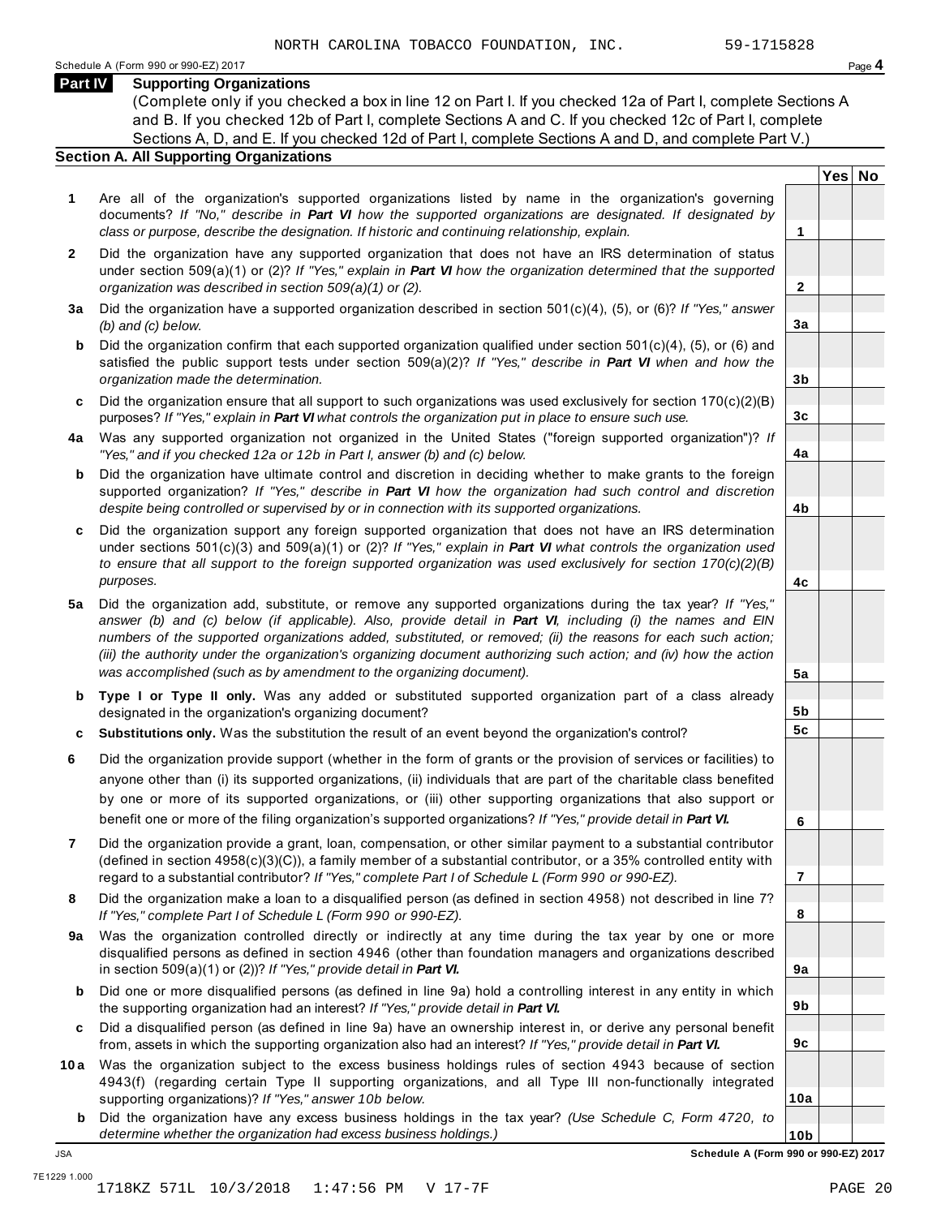NORTH CAROLINA TOBACCO FOUNDATION, INC. 59-1715828

## Part IV Supporting Organizations

(Complete only if you checked a box in line 12 on Part I. If you checked 12a of Part I, complete Sections A and B. If you checked 12b of Part I, complete Sections A and C. If you checked 12c of Part I, complete Sections A, D, and E. If you checked 12d of Part I, complete Sections A and D, and complete Part V.)

### Section A. All Supporting Organizations

| | | Line | Yes | No |
|---|---|---|---|---|
| **1** | Are all of the organization's supported organizations listed by name in the organization's governing documents? *If "No," describe in **Part VI** how the supported organizations are designated. If designated by class or purpose, describe the designation. If historic and continuing relationship, explain.* | 1 | | |
| **2** | Did the organization have any supported organization that does not have an IRS determination of status under section 509(a)(1) or (2)? *If "Yes," explain in **Part VI** how the organization determined that the supported organization was described in section 509(a)(1) or (2).* | 2 | | |
| **3a** | Did the organization have a supported organization described in section 501(c)(4), (5), or (6)? *If "Yes," answer (b) and (c) below.* | 3a | | |
| **b** | Did the organization confirm that each supported organization qualified under section 501(c)(4), (5), or (6) and satisfied the public support tests under section 509(a)(2)? *If "Yes," describe in **Part VI** when and how the organization made the determination.* | 3b | | |
| **c** | Did the organization ensure that all support to such organizations was used exclusively for section 170(c)(2)(B) purposes? *If "Yes," explain in **Part VI** what controls the organization put in place to ensure such use.* | 3c | | |
| **4a** | Was any supported organization not organized in the United States ("foreign supported organization")? *If "Yes," and if you checked 12a or 12b in Part I, answer (b) and (c) below.* | 4a | | |
| **b** | Did the organization have ultimate control and discretion in deciding whether to make grants to the foreign supported organization? *If "Yes," describe in **Part VI** how the organization had such control and discretion despite being controlled or supervised by or in connection with its supported organizations.* | 4b | | |
| **c** | Did the organization support any foreign supported organization that does not have an IRS determination under sections 501(c)(3) and 509(a)(1) or (2)? *If "Yes," explain in **Part VI** what controls the organization used to ensure that all support to the foreign supported organization was used exclusively for section 170(c)(2)(B) purposes.* | 4c | | |
| **5a** | Did the organization add, substitute, or remove any supported organizations during the tax year? *If "Yes," answer (b) and (c) below (if applicable). Also, provide detail in **Part VI**, including (i) the names and EIN numbers of the supported organizations added, substituted, or removed; (ii) the reasons for each such action; (iii) the authority under the organization's organizing document authorizing such action; and (iv) how the action was accomplished (such as by amendment to the organizing document).* | 5a | | |
| **b** | **Type I or Type II only.** Was any added or substituted supported organization part of a class already designated in the organization's organizing document? | 5b | | |
| **c** | **Substitutions only.** Was the substitution the result of an event beyond the organization's control? | 5c | | |
| **6** | Did the organization provide support (whether in the form of grants or the provision of services or facilities) to anyone other than (i) its supported organizations, (ii) individuals that are part of the charitable class benefited by one or more of its supported organizations, or (iii) other supporting organizations that also support or benefit one or more of the filing organization's supported organizations? *If "Yes," provide detail in **Part VI.*** | 6 | | |
| **7** | Did the organization provide a grant, loan, compensation, or other similar payment to a substantial contributor (defined in section 4958(c)(3)(C)), a family member of a substantial contributor, or a 35% controlled entity with regard to a substantial contributor? *If "Yes," complete Part I of Schedule L (Form 990 or 990-EZ).* | 7 | | |
| **8** | Did the organization make a loan to a disqualified person (as defined in section 4958) not described in line 7? *If "Yes," complete Part I of Schedule L (Form 990 or 990-EZ).* | 8 | | |
| **9a** | Was the organization controlled directly or indirectly at any time during the tax year by one or more disqualified persons as defined in section 4946 (other than foundation managers and organizations described in section 509(a)(1) or (2))? *If "Yes," provide detail in **Part VI.*** | 9a | | |
| **b** | Did one or more disqualified persons (as defined in line 9a) hold a controlling interest in any entity in which the supporting organization had an interest? *If "Yes," provide detail in **Part VI.*** | 9b | | |
| **c** | Did a disqualified person (as defined in line 9a) have an ownership interest in, or derive any personal benefit from, assets in which the supporting organization also had an interest? *If "Yes," provide detail in **Part VI.*** | 9c | | |
| **10a** | Was the organization subject to the excess business holdings rules of section 4943 because of section 4943(f) (regarding certain Type II supporting organizations, and all Type III non-functionally integrated supporting organizations)? *If "Yes," answer 10b below.* | 10a | | |
| **b** | Did the organization have any excess business holdings in the tax year? *(Use Schedule C, Form 4720, to determine whether the organization had excess business holdings.)* | 10b | | |

**Schedule A (Form 990 or 990-EZ) 2017**

1718KZ 571L 10/3/2018 1:47:56 PM V 17-7F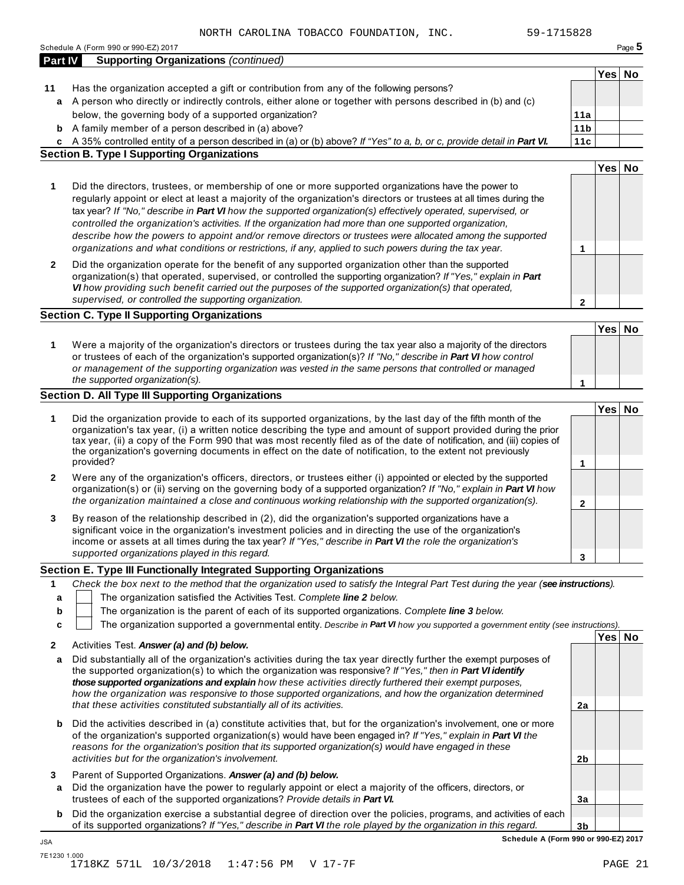NORTH CAROLINA TOBACCO FOUNDATION, INC. 59-1715828

Schedule A (Form 990 or 990-EZ) 2017

## Part IV Supporting Organizations *(continued)*

| | | | Yes | No |
|---|---|---|---|---|
| **11** | Has the organization accepted a gift or contribution from any of the following persons? | | | |
| **a** | A person who directly or indirectly controls, either alone or together with persons described in (b) and (c) below, the governing body of a supported organization? | 11a | | |
| **b** | A family member of a person described in (a) above? | 11b | | |
| **c** | A 35% controlled entity of a person described in (a) or (b) above? *If "Yes" to a, b, or c, provide detail in* ***Part VI.*** | 11c | | |

### Section B. Type I Supporting Organizations

| | | | Yes | No |
|---|---|---|---|---|
| **1** | Did the directors, trustees, or membership of one or more supported organizations have the power to regularly appoint or elect at least a majority of the organization's directors or trustees at all times during the tax year? *If "No," describe in* ***Part VI*** *how the supported organization(s) effectively operated, supervised, or controlled the organization's activities. If the organization had more than one supported organization, describe how the powers to appoint and/or remove directors or trustees were allocated among the supported organizations and what conditions or restrictions, if any, applied to such powers during the tax year.* | 1 | | |
| **2** | Did the organization operate for the benefit of any supported organization other than the supported organization(s) that operated, supervised, or controlled the supporting organization? *If "Yes," explain in* ***Part VI*** *how providing such benefit carried out the purposes of the supported organization(s) that operated, supervised, or controlled the supporting organization.* | 2 | | |

### Section C. Type II Supporting Organizations

| | | | Yes | No |
|---|---|---|---|---|
| **1** | Were a majority of the organization's directors or trustees during the tax year also a majority of the directors or trustees of each of the organization's supported organization(s)? *If "No," describe in* ***Part VI*** *how control or management of the supporting organization was vested in the same persons that controlled or managed the supported organization(s).* | 1 | | |

### Section D. All Type III Supporting Organizations

| | | | Yes | No |
|---|---|---|---|---|
| **1** | Did the organization provide to each of its supported organizations, by the last day of the fifth month of the organization's tax year, (i) a written notice describing the type and amount of support provided during the prior tax year, (ii) a copy of the Form 990 that was most recently filed as of the date of notification, and (iii) copies of the organization's governing documents in effect on the date of notification, to the extent not previously provided? | 1 | | |
| **2** | Were any of the organization's officers, directors, or trustees either (i) appointed or elected by the supported organization(s) or (ii) serving on the governing body of a supported organization? *If "No," explain in* ***Part VI*** *how the organization maintained a close and continuous working relationship with the supported organization(s).* | 2 | | |
| **3** | By reason of the relationship described in (2), did the organization's supported organizations have a significant voice in the organization's investment policies and in directing the use of the organization's income or assets at all times during the tax year? *If "Yes," describe in* ***Part VI*** *the role the organization's supported organizations played in this regard.* | 3 | | |

### Section E. Type III Functionally Integrated Supporting Organizations

**1** *Check the box next to the method that the organization used to satisfy the Integral Part Test during the year (**see instructions**).*

- **a** ☐ The organization satisfied the Activities Test. *Complete **line 2** below.*
- **b** ☐ The organization is the parent of each of its supported organizations. *Complete **line 3** below.*
- **c** ☐ The organization supported a governmental entity. *Describe in **Part VI** how you supported a government entity (see instructions).*

| | | | Yes | No |
|---|---|---|---|---|
| **2** | Activities Test. ***Answer (a) and (b) below.*** | | | |
| **a** | Did substantially all of the organization's activities during the tax year directly further the exempt purposes of the supported organization(s) to which the organization was responsive? *If "Yes," then in* ***Part VI identify those supported organizations and explain*** *how these activities directly furthered their exempt purposes, how the organization was responsive to those supported organizations, and how the organization determined that these activities constituted substantially all of its activities.* | 2a | | |
| **b** | Did the activities described in (a) constitute activities that, but for the organization's involvement, one or more of the organization's supported organization(s) would have been engaged in? *If "Yes," explain in* ***Part VI*** *the reasons for the organization's position that its supported organization(s) would have engaged in these activities but for the organization's involvement.* | 2b | | |
| **3** | Parent of Supported Organizations. ***Answer (a) and (b) below.*** | | | |
| **a** | Did the organization have the power to regularly appoint or elect a majority of the officers, directors, or trustees of each of the supported organizations? *Provide details in* ***Part VI.*** | 3a | | |
| **b** | Did the organization exercise a substantial degree of direction over the policies, programs, and activities of each of its supported organizations? *If "Yes," describe in* ***Part VI*** *the role played by the organization in this regard.* | 3b | | |

**Schedule A (Form 990 or 990-EZ) 2017**

JSA
7E1230 1.000
1718KZ 571L 10/3/2018 1:47:56 PM V 17-7F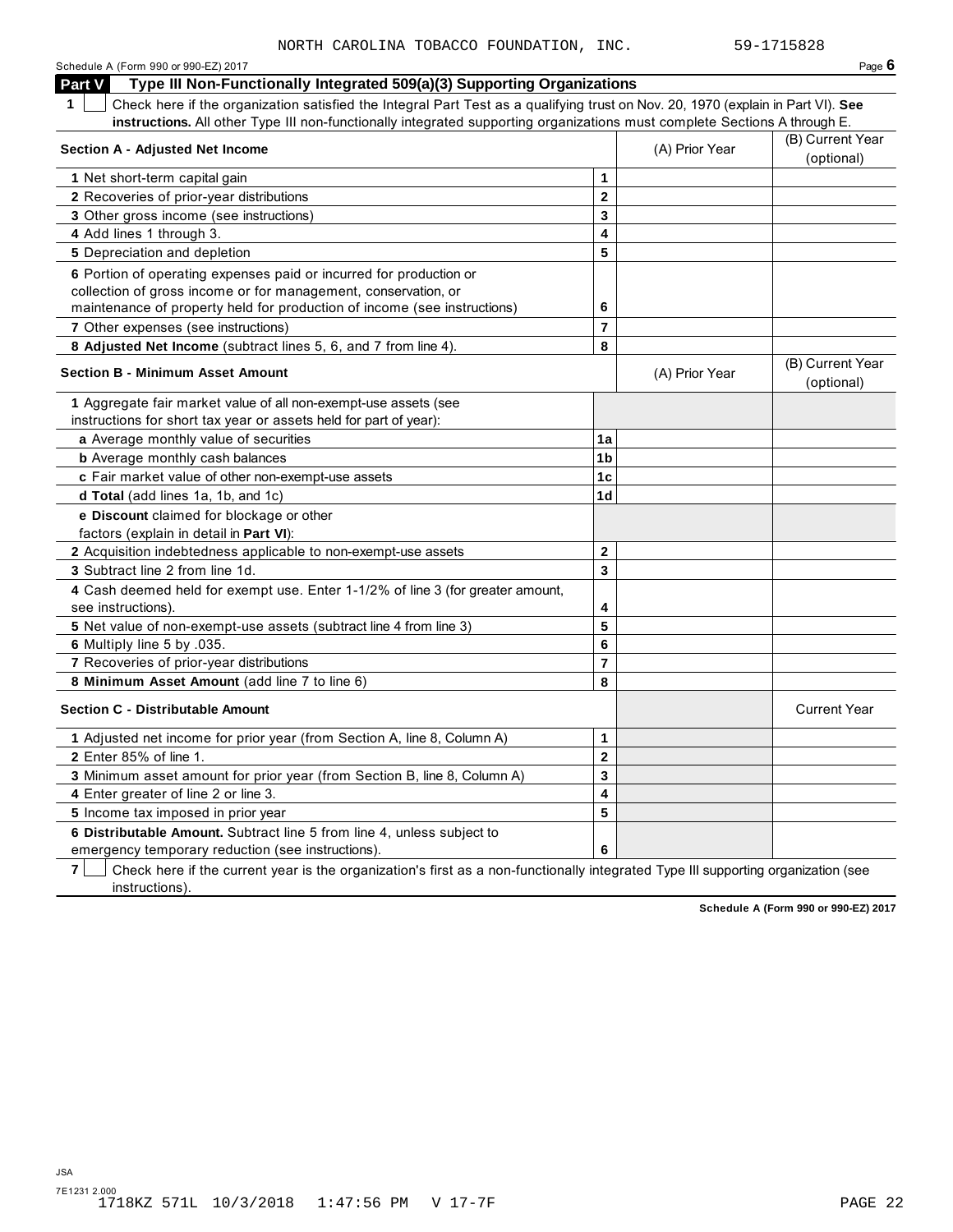NORTH CAROLINA TOBACCO FOUNDATION, INC. 59-1715828

## Part V Type III Non-Functionally Integrated 509(a)(3) Supporting Organizations

**1** ☐ Check here if the organization satisfied the Integral Part Test as a qualifying trust on Nov. 20, 1970 (explain in Part VI). **See instructions.** All other Type III non-functionally integrated supporting organizations must complete Sections A through E.

| **Section A - Adjusted Net Income** | | (A) Prior Year | (B) Current Year (optional) |
|---|---|---|---|
| **1** Net short-term capital gain | 1 | | |
| **2** Recoveries of prior-year distributions | 2 | | |
| **3** Other gross income (see instructions) | 3 | | |
| **4** Add lines 1 through 3. | 4 | | |
| **5** Depreciation and depletion | 5 | | |
| **6** Portion of operating expenses paid or incurred for production or collection of gross income or for management, conservation, or maintenance of property held for production of income (see instructions) | 6 | | |
| **7** Other expenses (see instructions) | 7 | | |
| **8 Adjusted Net Income** (subtract lines 5, 6, and 7 from line 4). | 8 | | |

| **Section B - Minimum Asset Amount** | | (A) Prior Year | (B) Current Year (optional) |
|---|---|---|---|
| **1** Aggregate fair market value of all non-exempt-use assets (see instructions for short tax year or assets held for part of year): | | | |
| **a** Average monthly value of securities | 1a | | |
| **b** Average monthly cash balances | 1b | | |
| **c** Fair market value of other non-exempt-use assets | 1c | | |
| **d Total** (add lines 1a, 1b, and 1c) | 1d | | |
| **e Discount** claimed for blockage or other factors (explain in detail in **Part VI**): | | | |
| **2** Acquisition indebtedness applicable to non-exempt-use assets | 2 | | |
| **3** Subtract line 2 from line 1d. | 3 | | |
| **4** Cash deemed held for exempt use. Enter 1-1/2% of line 3 (for greater amount, see instructions). | 4 | | |
| **5** Net value of non-exempt-use assets (subtract line 4 from line 3) | 5 | | |
| **6** Multiply line 5 by .035. | 6 | | |
| **7** Recoveries of prior-year distributions | 7 | | |
| **8 Minimum Asset Amount** (add line 7 to line 6) | 8 | | |

| **Section C - Distributable Amount** | | | Current Year |
|---|---|---|---|
| **1** Adjusted net income for prior year (from Section A, line 8, Column A) | 1 | | |
| **2** Enter 85% of line 1. | 2 | | |
| **3** Minimum asset amount for prior year (from Section B, line 8, Column A) | 3 | | |
| **4** Enter greater of line 2 or line 3. | 4 | | |
| **5** Income tax imposed in prior year | 5 | | |
| **6 Distributable Amount.** Subtract line 5 from line 4, unless subject to emergency temporary reduction (see instructions). | 6 | | |

**7** ☐ Check here if the current year is the organization's first as a non-functionally integrated Type III supporting organization (see instructions).

**Schedule A (Form 990 or 990-EZ) 2017**

JSA
7E1231 2.000
1718KZ 571L 10/3/2018 1:47:56 PM V 17-7F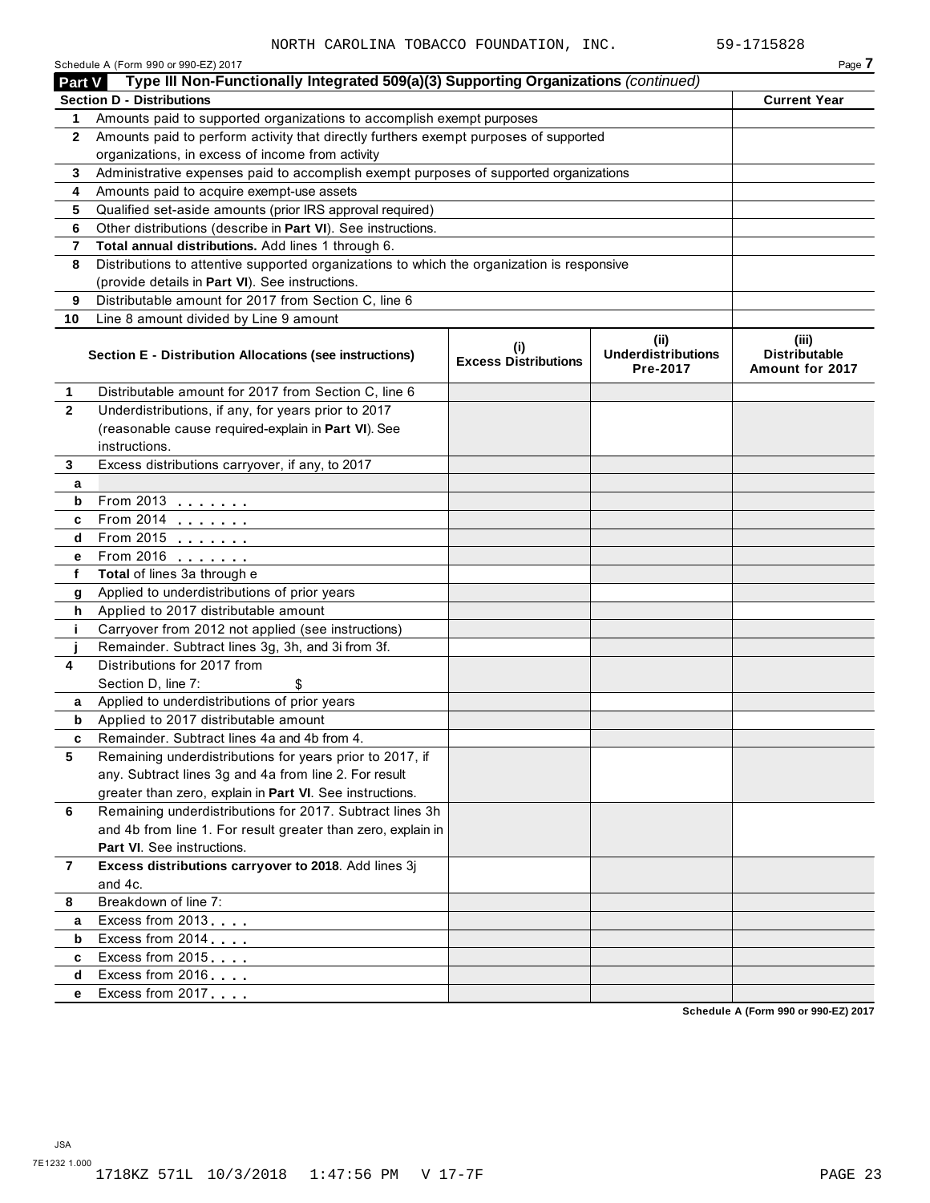NORTH CAROLINA TOBACCO FOUNDATION, INC. 59-1715828

Schedule A (Form 990 or 990-EZ) 2017

## Part V Type III Non-Functionally Integrated 509(a)(3) Supporting Organizations *(continued)*

| | **Section D - Distributions** | **Current Year** |
|---|---|---|
| **1** | Amounts paid to supported organizations to accomplish exempt purposes | |
| **2** | Amounts paid to perform activity that directly furthers exempt purposes of supported organizations, in excess of income from activity | |
| **3** | Administrative expenses paid to accomplish exempt purposes of supported organizations | |
| **4** | Amounts paid to acquire exempt-use assets | |
| **5** | Qualified set-aside amounts (prior IRS approval required) | |
| **6** | Other distributions (describe in **Part VI**). See instructions. | |
| **7** | **Total annual distributions.** Add lines 1 through 6. | |
| **8** | Distributions to attentive supported organizations to which the organization is responsive (provide details in **Part VI**). See instructions. | |
| **9** | Distributable amount for 2017 from Section C, line 6 | |
| **10** | Line 8 amount divided by Line 9 amount | |

| | **Section E - Distribution Allocations (see instructions)** | **(i) Excess Distributions** | **(ii) Underdistributions Pre-2017** | **(iii) Distributable Amount for 2017** |
|---|---|---|---|---|
| **1** | Distributable amount for 2017 from Section C, line 6 | | | |
| **2** | Underdistributions, if any, for years prior to 2017 (reasonable cause required-explain in **Part VI**). See instructions. | | | |
| **3** | Excess distributions carryover, if any, to 2017 | | | |
| **a** | | | | |
| **b** | From 2013 | | | |
| **c** | From 2014 | | | |
| **d** | From 2015 | | | |
| **e** | From 2016 | | | |
| **f** | **Total** of lines 3a through e | | | |
| **g** | Applied to underdistributions of prior years | | | |
| **h** | Applied to 2017 distributable amount | | | |
| **i** | Carryover from 2012 not applied (see instructions) | | | |
| **j** | Remainder. Subtract lines 3g, 3h, and 3i from 3f. | | | |
| **4** | Distributions for 2017 from Section D, line 7: $ | | | |
| **a** | Applied to underdistributions of prior years | | | |
| **b** | Applied to 2017 distributable amount | | | |
| **c** | Remainder. Subtract lines 4a and 4b from 4. | | | |
| **5** | Remaining underdistributions for years prior to 2017, if any. Subtract lines 3g and 4a from line 2. For result greater than zero, explain in **Part VI**. See instructions. | | | |
| **6** | Remaining underdistributions for 2017. Subtract lines 3h and 4b from line 1. For result greater than zero, explain in **Part VI**. See instructions. | | | |
| **7** | **Excess distributions carryover to 2018**. Add lines 3j and 4c. | | | |
| **8** | Breakdown of line 7: | | | |
| **a** | Excess from 2013 | | | |
| **b** | Excess from 2014 | | | |
| **c** | Excess from 2015 | | | |
| **d** | Excess from 2016 | | | |
| **e** | Excess from 2017 | | | |

**Schedule A (Form 990 or 990-EZ) 2017**

JSA
7E1232 1.000
1718KZ 571L 10/3/2018 1:47:56 PM V 17-7F PAGE 23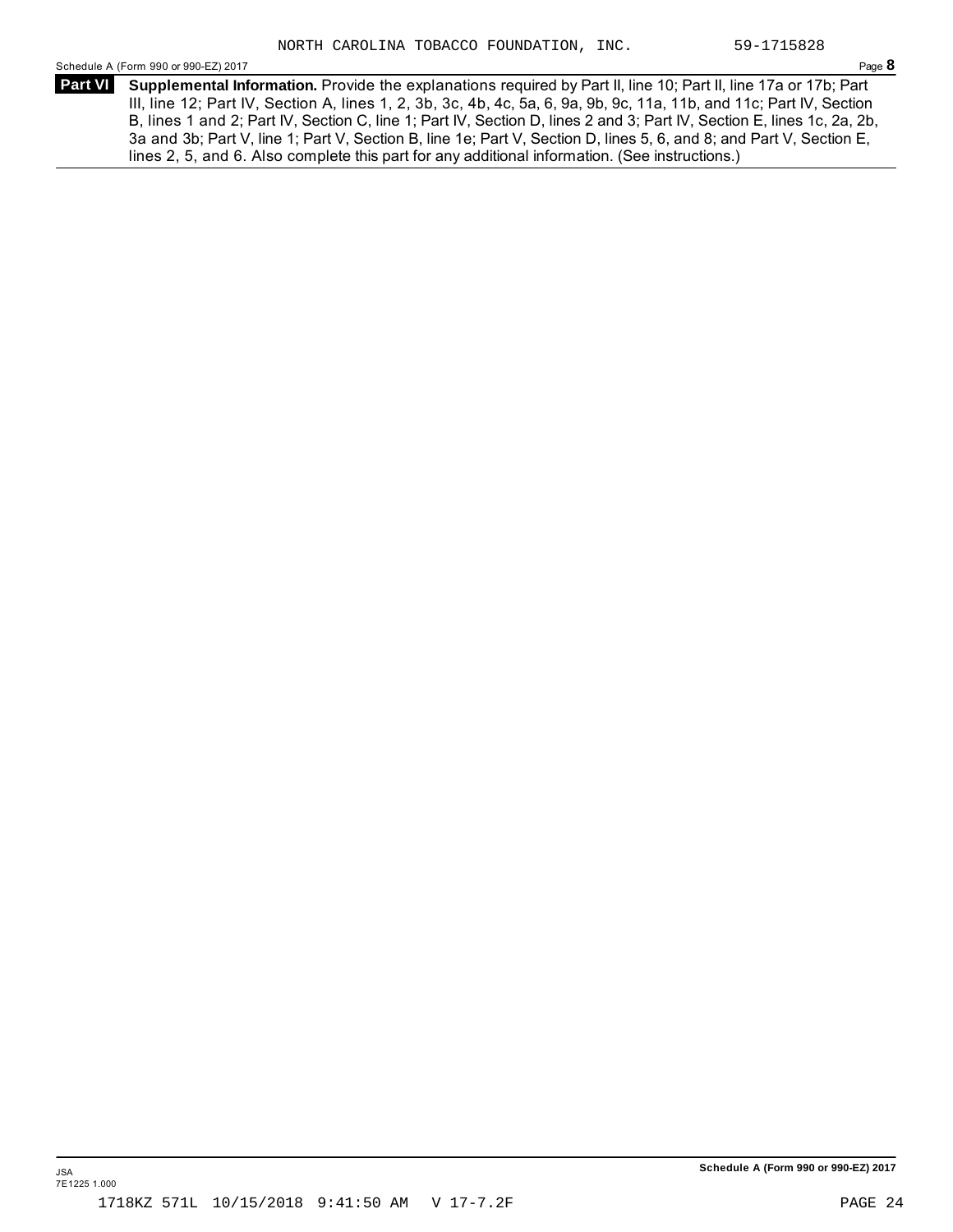NORTH CAROLINA TOBACCO FOUNDATION, INC. 59-1715828

Schedule A (Form 990 or 990-EZ) 2017 Page **8**

**Part VI** **Supplemental Information.** Provide the explanations required by Part II, line 10; Part II, line 17a or 17b; Part III, line 12; Part IV, Section A, lines 1, 2, 3b, 3c, 4b, 4c, 5a, 6, 9a, 9b, 9c, 11a, 11b, and 11c; Part IV, Section B, lines 1 and 2; Part IV, Section C, line 1; Part IV, Section D, lines 2 and 3; Part IV, Section E, lines 1c, 2a, 2b, 3a and 3b; Part V, line 1; Part V, Section B, line 1e; Part V, Section D, lines 5, 6, and 8; and Part V, Section E, lines 2, 5, and 6. Also complete this part for any additional information. (See instructions.)

JSA
7E1225 1.000

**Schedule A (Form 990 or 990-EZ) 2017**

1718KZ 571L 10/15/2018 9:41:50 AM V 17-7.2F PAGE 24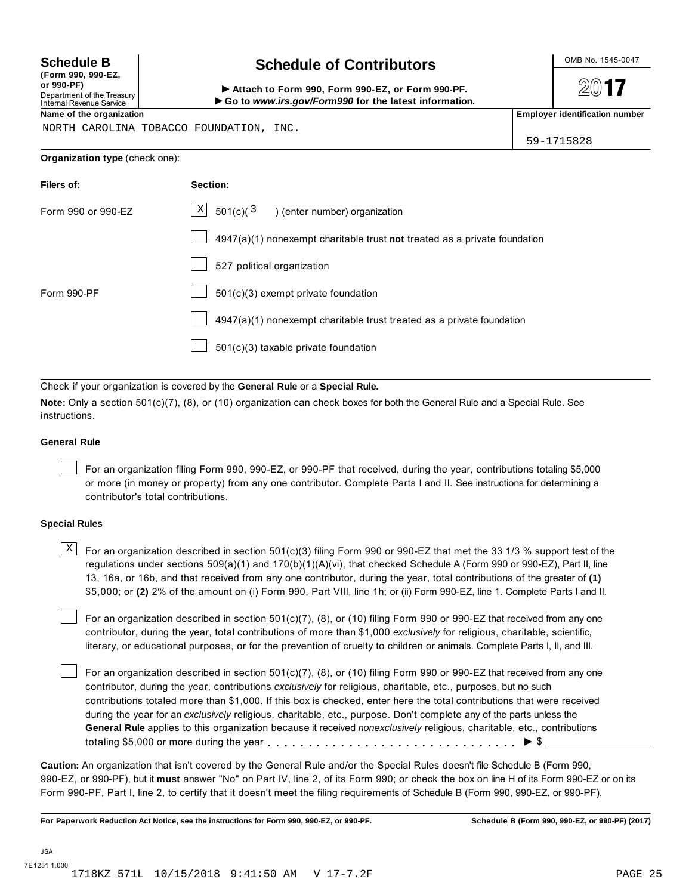**Schedule B**
**(Form 990, 990-EZ, or 990-PF)**
Department of the Treasury
Internal Revenue Service

# Schedule of Contributors

▶ **Attach to Form 990, Form 990-EZ, or Form 990-PF.**
▶ **Go to *www.irs.gov/Form990* for the latest information.**

OMB No. 1545-0047

**2017**

**Name of the organization**

NORTH CAROLINA TOBACCO FOUNDATION, INC.

**Employer identification number**

59-1715828

**Organization type** (check one):

| **Filers of:** | **Section:** |
|---|---|
| Form 990 or 990-EZ | [X] 501(c)( 3 ) (enter number) organization |
| | [ ] 4947(a)(1) nonexempt charitable trust **not** treated as a private foundation |
| | [ ] 527 political organization |
| Form 990-PF | [ ] 501(c)(3) exempt private foundation |
| | [ ] 4947(a)(1) nonexempt charitable trust treated as a private foundation |
| | [ ] 501(c)(3) taxable private foundation |

Check if your organization is covered by the **General Rule** or a **Special Rule.**

**Note:** Only a section 501(c)(7), (8), or (10) organization can check boxes for both the General Rule and a Special Rule. See instructions.

**General Rule**

[ ] For an organization filing Form 990, 990-EZ, or 990-PF that received, during the year, contributions totaling $5,000 or more (in money or property) from any one contributor. Complete Parts I and II. See instructions for determining a contributor's total contributions.

**Special Rules**

[X] For an organization described in section 501(c)(3) filing Form 990 or 990-EZ that met the 33 1/3 % support test of the regulations under sections 509(a)(1) and 170(b)(1)(A)(vi), that checked Schedule A (Form 990 or 990-EZ), Part II, line 13, 16a, or 16b, and that received from any one contributor, during the year, total contributions of the greater of **(1)** $5,000; or **(2)** 2% of the amount on (i) Form 990, Part VIII, line 1h; or (ii) Form 990-EZ, line 1. Complete Parts I and II.

[ ] For an organization described in section 501(c)(7), (8), or (10) filing Form 990 or 990-EZ that received from any one contributor, during the year, total contributions of more than $1,000 *exclusively* for religious, charitable, scientific, literary, or educational purposes, or for the prevention of cruelty to children or animals. Complete Parts I, II, and III.

[ ] For an organization described in section 501(c)(7), (8), or (10) filing Form 990 or 990-EZ that received from any one contributor, during the year, contributions *exclusively* for religious, charitable, etc., purposes, but no such contributions totaled more than $1,000. If this box is checked, enter here the total contributions that were received during the year for an *exclusively* religious, charitable, etc., purpose. Don't complete any of the parts unless the **General Rule** applies to this organization because it received *nonexclusively* religious, charitable, etc., contributions totaling $5,000 or more during the year . . . . . . . . . . . . . . . . . . . . . . . . . . . . . ▶ $ ________

**Caution:** An organization that isn't covered by the General Rule and/or the Special Rules doesn't file Schedule B (Form 990, 990-EZ, or 990-PF), but it **must** answer "No" on Part IV, line 2, of its Form 990; or check the box on line H of its Form 990-EZ or on its Form 990-PF, Part I, line 2, to certify that it doesn't meet the filing requirements of Schedule B (Form 990, 990-EZ, or 990-PF).

**For Paperwork Reduction Act Notice, see the instructions for Form 990, 990-EZ, or 990-PF.** **Schedule B (Form 990, 990-EZ, or 990-PF) (2017)**

JSA
7E1251 1.000
1718KZ 571L 10/15/2018 9:41:50 AM V 17-7.2F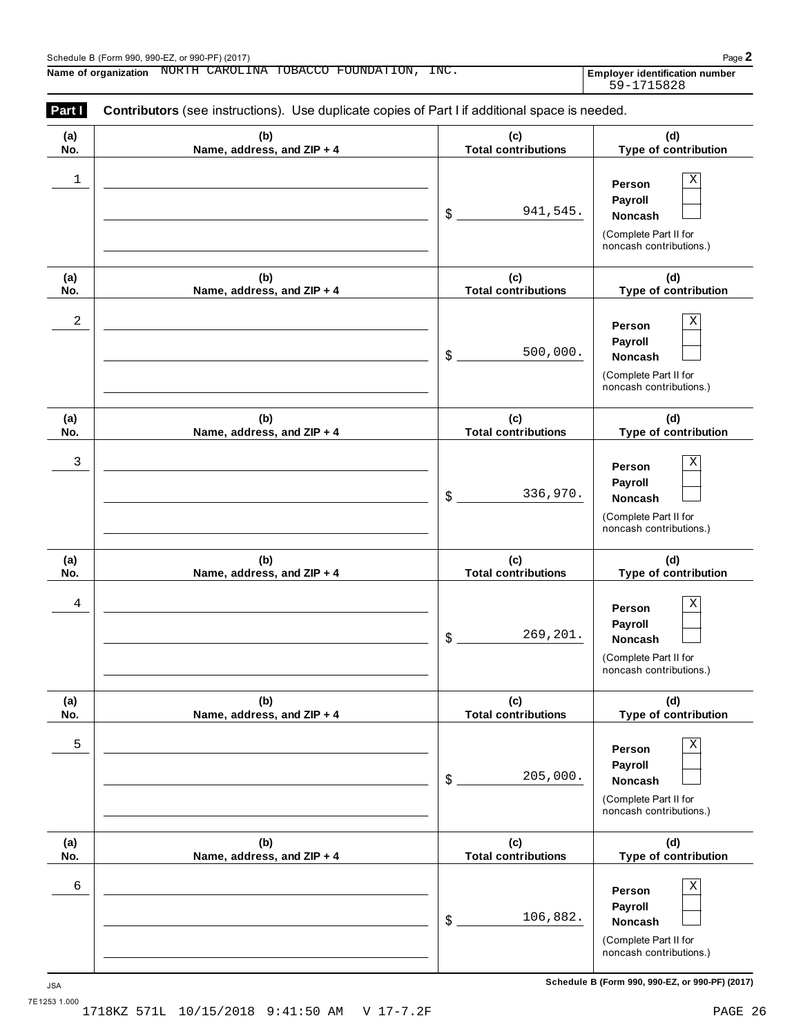Name of organization NORTH CAROLINA TOBACCO FOUNDATION, INC.

Employer identification number 59-1715828

**Part I** **Contributors** (see instructions). Use duplicate copies of Part I if additional space is needed.

| (a) No. | (b) Name, address, and ZIP + 4 | (c) Total contributions | (d) Type of contribution |
|---|---|---|---|
| 1 | | $ 941,545. | Person [X] Payroll [ ] Noncash [ ] (Complete Part II for noncash contributions.) |
| 2 | | $ 500,000. | Person [X] Payroll [ ] Noncash [ ] (Complete Part II for noncash contributions.) |
| 3 | | $ 336,970. | Person [X] Payroll [ ] Noncash [ ] (Complete Part II for noncash contributions.) |
| 4 | | $ 269,201. | Person [X] Payroll [ ] Noncash [ ] (Complete Part II for noncash contributions.) |
| 5 | | $ 205,000. | Person [X] Payroll [ ] Noncash [ ] (Complete Part II for noncash contributions.) |
| 6 | | $ 106,882. | Person [X] Payroll [ ] Noncash [ ] (Complete Part II for noncash contributions.) |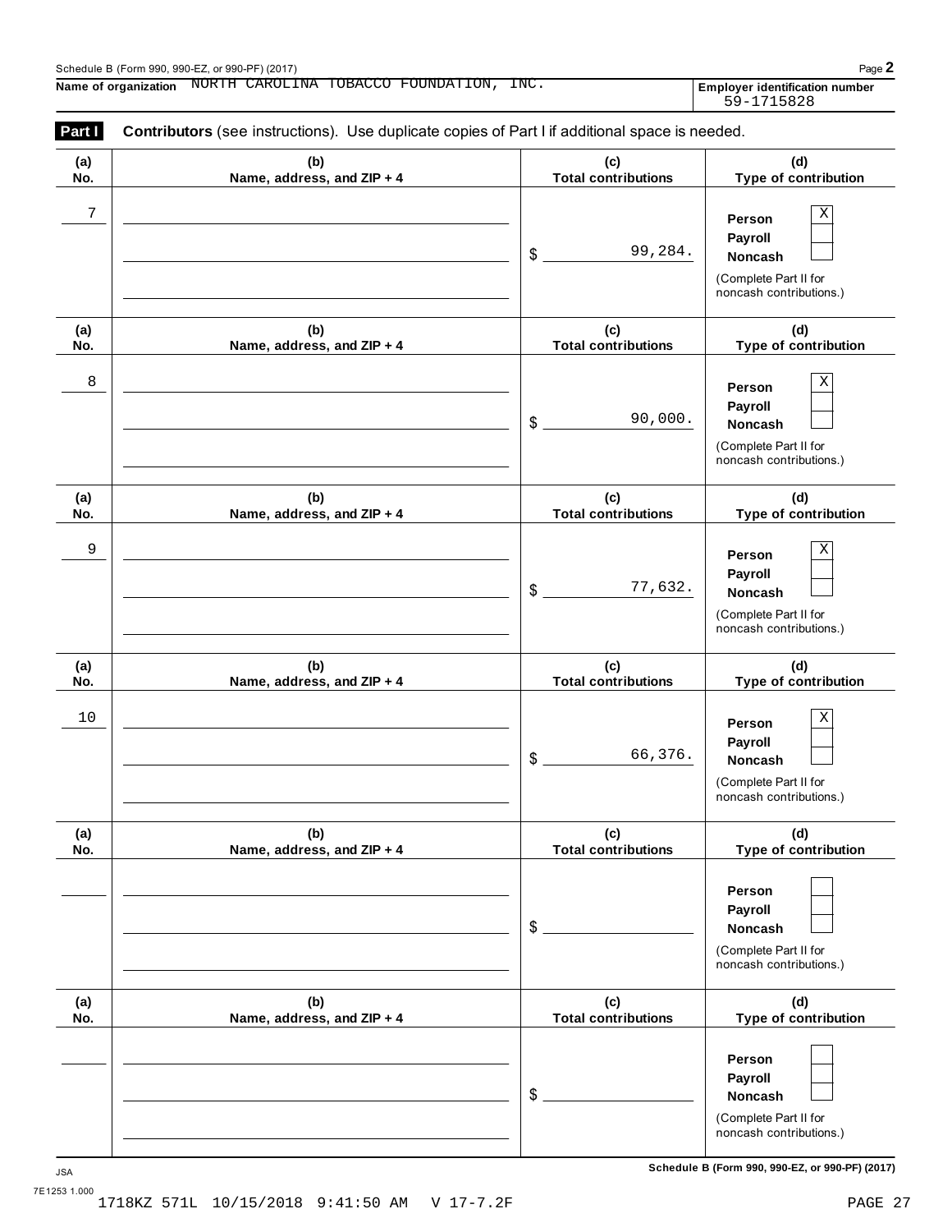Schedule B (Form 990, 990-EZ, or 990-PF) (2017)

**Name of organization** NORTH CAROLINA TOBACCO FOUNDATION, INC.

**Employer identification number** 59-1715828

**Part I** **Contributors** (see instructions). Use duplicate copies of Part I if additional space is needed.

| (a) No. | (b) Name, address, and ZIP + 4 | (c) Total contributions | (d) Type of contribution |
|---|---|---|---|
| 7 | | $ 99,284. | Person [X] Payroll [ ] Noncash [ ] (Complete Part II for noncash contributions.) |
| 8 | | $ 90,000. | Person [X] Payroll [ ] Noncash [ ] (Complete Part II for noncash contributions.) |
| 9 | | $ 77,632. | Person [X] Payroll [ ] Noncash [ ] (Complete Part II for noncash contributions.) |
| 10 | | $ 66,376. | Person [X] Payroll [ ] Noncash [ ] (Complete Part II for noncash contributions.) |
| | | $ | Person [ ] Payroll [ ] Noncash [ ] (Complete Part II for noncash contributions.) |
| | | $ | Person [ ] Payroll [ ] Noncash [ ] (Complete Part II for noncash contributions.) |

JSA

7E1253 1.000

Schedule B (Form 990, 990-EZ, or 990-PF) (2017)

1718KZ 571L 10/15/2018 9:41:50 AM V 17-7.2F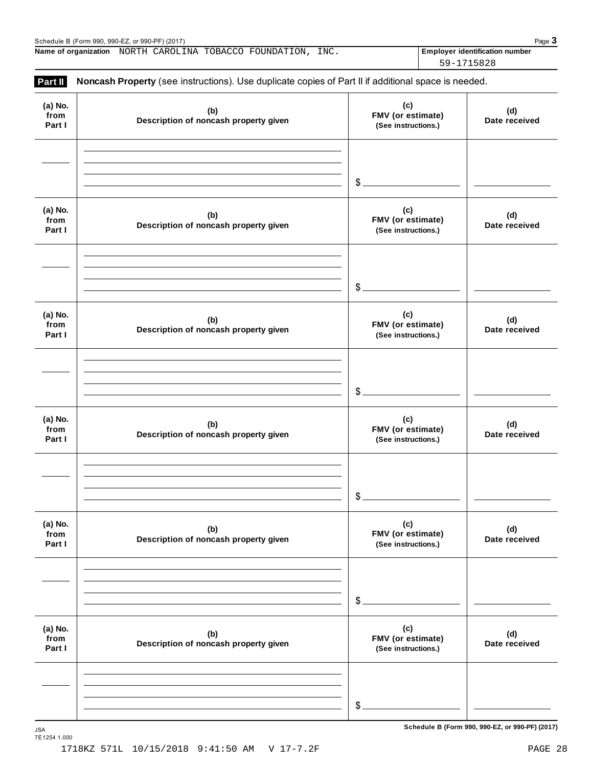**Name of organization** NORTH CAROLINA TOBACCO FOUNDATION, INC.

**Employer identification number** 59-1715828

**Part II** **Noncash Property** (see instructions). Use duplicate copies of Part II if additional space is needed.

| (a) No. from Part I | (b) Description of noncash property given | (c) FMV (or estimate) (See instructions.) | (d) Date received |
|---|---|---|---|
| | | $ | |

| (a) No. from Part I | (b) Description of noncash property given | (c) FMV (or estimate) (See instructions.) | (d) Date received |
|---|---|---|---|
| | | $ | |

| (a) No. from Part I | (b) Description of noncash property given | (c) FMV (or estimate) (See instructions.) | (d) Date received |
|---|---|---|---|
| | | $ | |

| (a) No. from Part I | (b) Description of noncash property given | (c) FMV (or estimate) (See instructions.) | (d) Date received |
|---|---|---|---|
| | | $ | |

| (a) No. from Part I | (b) Description of noncash property given | (c) FMV (or estimate) (See instructions.) | (d) Date received |
|---|---|---|---|
| | | $ | |

| (a) No. from Part I | (b) Description of noncash property given | (c) FMV (or estimate) (See instructions.) | (d) Date received |
|---|---|---|---|
| | | $ | |

Schedule B (Form 990, 990-EZ, or 990-PF) (2017)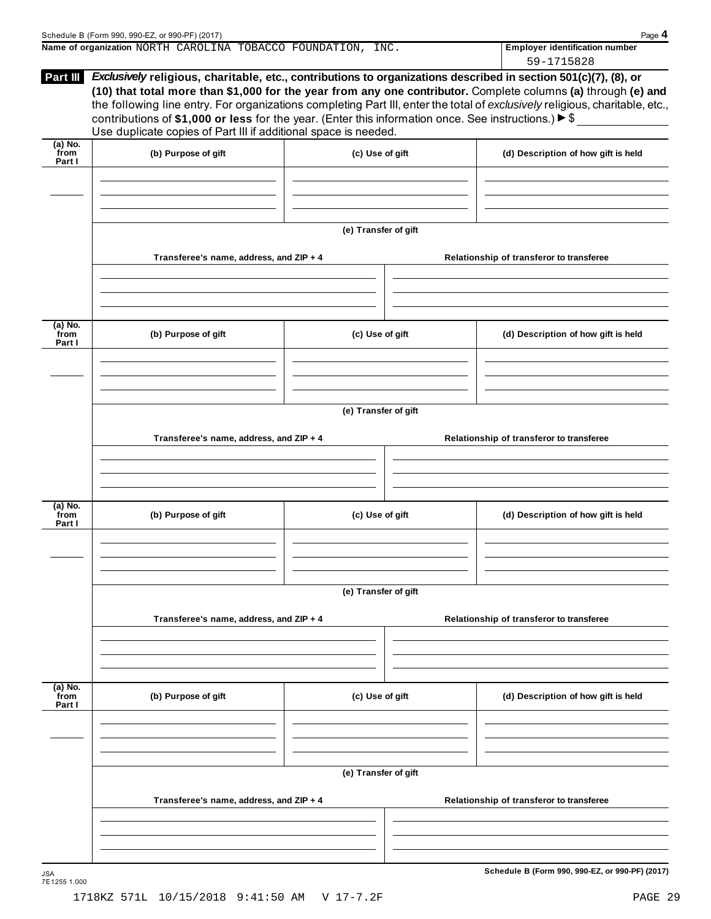Name of organization NORTH CAROLINA TOBACCO FOUNDATION, INC.

Employer identification number 59-1715828

## Part III

***Exclusively*** **religious, charitable, etc., contributions to organizations described in section 501(c)(7), (8), or (10) that total more than $1,000 for the year from any one contributor.** Complete columns **(a)** through **(e)** and the following line entry. For organizations completing Part III, enter the total of *exclusively* religious, charitable, etc., contributions of **$1,000 or less** for the year. (Enter this information once. See instructions.) ► $

Use duplicate copies of Part III if additional space is needed.

| (a) No. from Part I | (b) Purpose of gift | (c) Use of gift | (d) Description of how gift is held |
|---|---|---|---|
| | | | |

**(e) Transfer of gift**

| Transferee's name, address, and ZIP + 4 | Relationship of transferor to transferee |
|---|---|
| | |

| (a) No. from Part I | (b) Purpose of gift | (c) Use of gift | (d) Description of how gift is held |
|---|---|---|---|
| | | | |

**(e) Transfer of gift**

| Transferee's name, address, and ZIP + 4 | Relationship of transferor to transferee |
|---|---|
| | |

| (a) No. from Part I | (b) Purpose of gift | (c) Use of gift | (d) Description of how gift is held |
|---|---|---|---|
| | | | |

**(e) Transfer of gift**

| Transferee's name, address, and ZIP + 4 | Relationship of transferor to transferee |
|---|---|
| | |

| (a) No. from Part I | (b) Purpose of gift | (c) Use of gift | (d) Description of how gift is held |
|---|---|---|---|
| | | | |

**(e) Transfer of gift**

| Transferee's name, address, and ZIP + 4 | Relationship of transferor to transferee |
|---|---|
| | |

Schedule B (Form 990, 990-EZ, or 990-PF) (2017)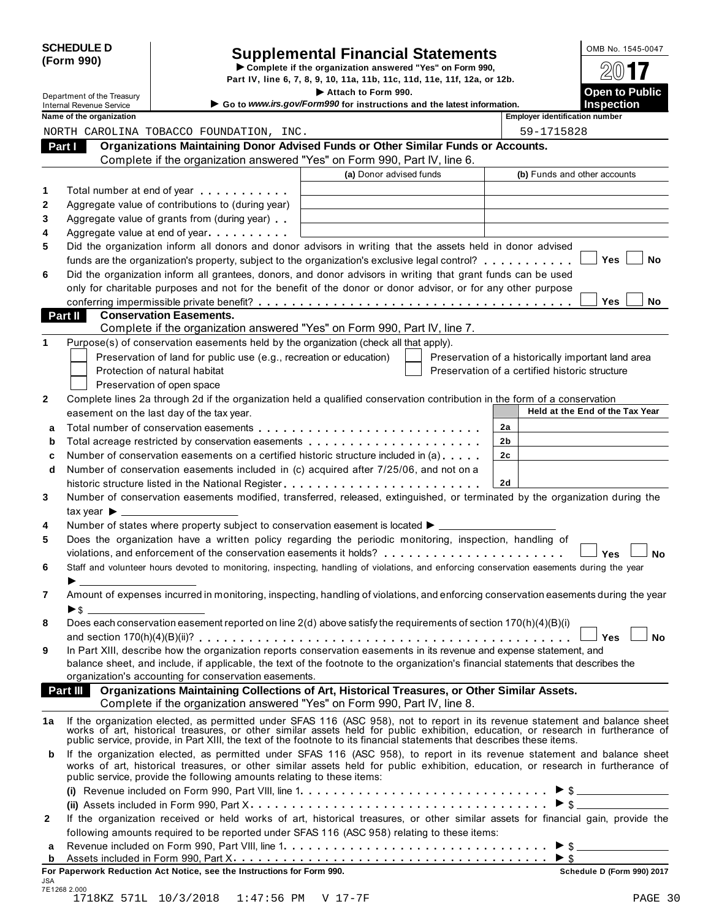**SCHEDULE D (Form 990)**

Department of the Treasury
Internal Revenue Service

# Supplemental Financial Statements

▶ Complete if the organization answered "Yes" on Form 990, Part IV, line 6, 7, 8, 9, 10, 11a, 11b, 11c, 11d, 11e, 11f, 12a, or 12b.

▶ Attach to Form 990.

▶ Go to *www.irs.gov/Form990* for instructions and the latest information.

OMB No. 1545-0047

2017

**Open to Public Inspection**

| Name of the organization | Employer identification number |
|---|---|
| NORTH CAROLINA TOBACCO FOUNDATION, INC. | 59-1715828 |

**Part I — Organizations Maintaining Donor Advised Funds or Other Similar Funds or Accounts.** Complete if the organization answered "Yes" on Form 990, Part IV, line 6.

| | | (a) Donor advised funds | (b) Funds and other accounts |
|---|---|---|---|
| 1 | Total number at end of year | | |
| 2 | Aggregate value of contributions to (during year) | | |
| 3 | Aggregate value of grants from (during year) | | |
| 4 | Aggregate value at end of year | | |

5 Did the organization inform all donors and donor advisors in writing that the assets held in donor advised funds are the organization's property, subject to the organization's exclusive legal control? ☐ Yes ☐ No

6 Did the organization inform all grantees, donors, and donor advisors in writing that grant funds can be used only for charitable purposes and not for the benefit of the donor or donor advisor, or for any other purpose conferring impermissible private benefit? ☐ Yes ☐ No

**Part II — Conservation Easements.** Complete if the organization answered "Yes" on Form 990, Part IV, line 7.

1 Purpose(s) of conservation easements held by the organization (check all that apply).

☐ Preservation of land for public use (e.g., recreation or education)
☐ Protection of natural habitat
☐ Preservation of open space
☐ Preservation of a historically important land area
☐ Preservation of a certified historic structure

2 Complete lines 2a through 2d if the organization held a qualified conservation contribution in the form of a conservation easement on the last day of the tax year.

| | | | Held at the End of the Tax Year |
|---|---|---|---|
| a | Total number of conservation easements | 2a | |
| b | Total acreage restricted by conservation easements | 2b | |
| c | Number of conservation easements on a certified historic structure included in (a) | 2c | |
| d | Number of conservation easements included in (c) acquired after 7/25/06, and not on a historic structure listed in the National Register | 2d | |

3 Number of conservation easements modified, transferred, released, extinguished, or terminated by the organization during the tax year ▶ ____________

4 Number of states where property subject to conservation easement is located ▶ ____________

5 Does the organization have a written policy regarding the periodic monitoring, inspection, handling of violations, and enforcement of the conservation easements it holds? ☐ Yes ☐ No

6 Staff and volunteer hours devoted to monitoring, inspecting, handling of violations, and enforcing conservation easements during the year ▶ ____________

7 Amount of expenses incurred in monitoring, inspecting, handling of violations, and enforcing conservation easements during the year ▶ $ ____________

8 Does each conservation easement reported on line 2(d) above satisfy the requirements of section 170(h)(4)(B)(i) and section 170(h)(4)(B)(ii)? ☐ Yes ☐ No

9 In Part XIII, describe how the organization reports conservation easements in its revenue and expense statement, and balance sheet, and include, if applicable, the text of the footnote to the organization's financial statements that describes the organization's accounting for conservation easements.

**Part III — Organizations Maintaining Collections of Art, Historical Treasures, or Other Similar Assets.** Complete if the organization answered "Yes" on Form 990, Part IV, line 8.

1a If the organization elected, as permitted under SFAS 116 (ASC 958), not to report in its revenue statement and balance sheet works of art, historical treasures, or other similar assets held for public exhibition, education, or research in furtherance of public service, provide, in Part XIII, the text of the footnote to its financial statements that describes these items.

b If the organization elected, as permitted under SFAS 116 (ASC 958), to report in its revenue statement and balance sheet works of art, historical treasures, or other similar assets held for public exhibition, education, or research in furtherance of public service, provide the following amounts relating to these items:

(i) Revenue included on Form 990, Part VIII, line 1 ▶ $ ____________

(ii) Assets included in Form 990, Part X ▶ $ ____________

2 If the organization received or held works of art, historical treasures, or other similar assets for financial gain, provide the following amounts required to be reported under SFAS 116 (ASC 958) relating to these items:

a Revenue included on Form 990, Part VIII, line 1 ▶ $ ____________

b Assets included in Form 990, Part X ▶ $ ____________

**For Paperwork Reduction Act Notice, see the Instructions for Form 990.** Schedule D (Form 990) 2017

JSA
7E1268 2.000
1718KZ 571L 10/3/2018 1:47:56 PM V 17-7F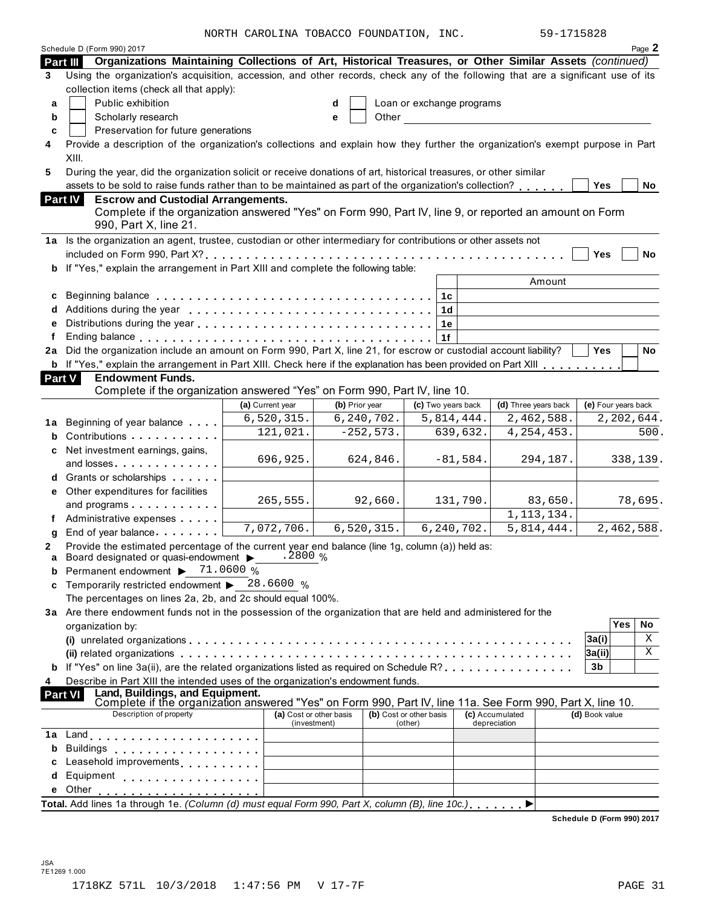NORTH CAROLINA TOBACCO FOUNDATION, INC. 59-1715828

Schedule D (Form 990) 2017

## Part III Organizations Maintaining Collections of Art, Historical Treasures, or Other Similar Assets *(continued)*

**3** Using the organization's acquisition, accession, and other records, check any of the following that are a significant use of its collection items (check all that apply):

- **a** ☐ Public exhibition
- **b** ☐ Scholarly research
- **c** ☐ Preservation for future generations
- **d** ☐ Loan or exchange programs
- **e** ☐ Other

**4** Provide a description of the organization's collections and explain how they further the organization's exempt purpose in Part XIII.

**5** During the year, did the organization solicit or receive donations of art, historical treasures, or other similar assets to be sold to raise funds rather than to be maintained as part of the organization's collection? ☐ Yes ☐ No

## Part IV Escrow and Custodial Arrangements.

Complete if the organization answered "Yes" on Form 990, Part IV, line 9, or reported an amount on Form 990, Part X, line 21.

**1a** Is the organization an agent, trustee, custodian or other intermediary for contributions or other assets not included on Form 990, Part X? ☐ Yes ☐ No

**b** If "Yes," explain the arrangement in Part XIII and complete the following table:

| | | Amount |
|---|---|---|
| **c** Beginning balance | 1c | |
| **d** Additions during the year | 1d | |
| **e** Distributions during the year | 1e | |
| **f** Ending balance | 1f | |

**2a** Did the organization include an amount on Form 990, Part X, line 21, for escrow or custodial account liability? ☐ Yes ☐ No

**b** If "Yes," explain the arrangement in Part XIII. Check here if the explanation has been provided on Part XIII ☐

## Part V Endowment Funds.

Complete if the organization answered "Yes" on Form 990, Part IV, line 10.

| | (a) Current year | (b) Prior year | (c) Two years back | (d) Three years back | (e) Four years back |
|---|---|---|---|---|---|
| **1a** Beginning of year balance | 6,520,315. | 6,240,702. | 5,814,444. | 2,462,588. | 2,202,644. |
| **b** Contributions | 121,021. | -252,573. | 639,632. | 4,254,453. | 500. |
| **c** Net investment earnings, gains, and losses | 696,925. | 624,846. | -81,584. | 294,187. | 338,139. |
| **d** Grants or scholarships | | | | | |
| **e** Other expenditures for facilities and programs | 265,555. | 92,660. | 131,790. | 83,650. | 78,695. |
| **f** Administrative expenses | | | | 1,113,134. | |
| **g** End of year balance | 7,072,706. | 6,520,315. | 6,240,702. | 5,814,444. | 2,462,588. |

**2** Provide the estimated percentage of the current year end balance (line 1g, column (a)) held as:

- **a** Board designated or quasi-endowment ▶ .2800 %
- **b** Permanent endowment ▶ 71.0600 %
- **c** Temporarily restricted endowment ▶ 28.6600 %

The percentages on lines 2a, 2b, and 2c should equal 100%.

**3a** Are there endowment funds not in the possession of the organization that are held and administered for the organization by:

| | | Yes | No |
|---|---|---|---|
| **(i)** unrelated organizations | 3a(i) | | X |
| **(ii)** related organizations | 3a(ii) | | X |
| **b** If "Yes" on line 3a(ii), are the related organizations listed as required on Schedule R? | 3b | | |

**4** Describe in Part XIII the intended uses of the organization's endowment funds.

## Part VI Land, Buildings, and Equipment.

Complete if the organization answered "Yes" on Form 990, Part IV, line 11a. See Form 990, Part X, line 10.

| Description of property | (a) Cost or other basis (investment) | (b) Cost or other basis (other) | (c) Accumulated depreciation | (d) Book value |
|---|---|---|---|---|
| **1a** Land | | | | |
| **b** Buildings | | | | |
| **c** Leasehold improvements | | | | |
| **d** Equipment | | | | |
| **e** Other | | | | |

**Total.** Add lines 1a through 1e. *(Column (d) must equal Form 990, Part X, column (B), line 10c.)* ▶

Schedule D (Form 990) 2017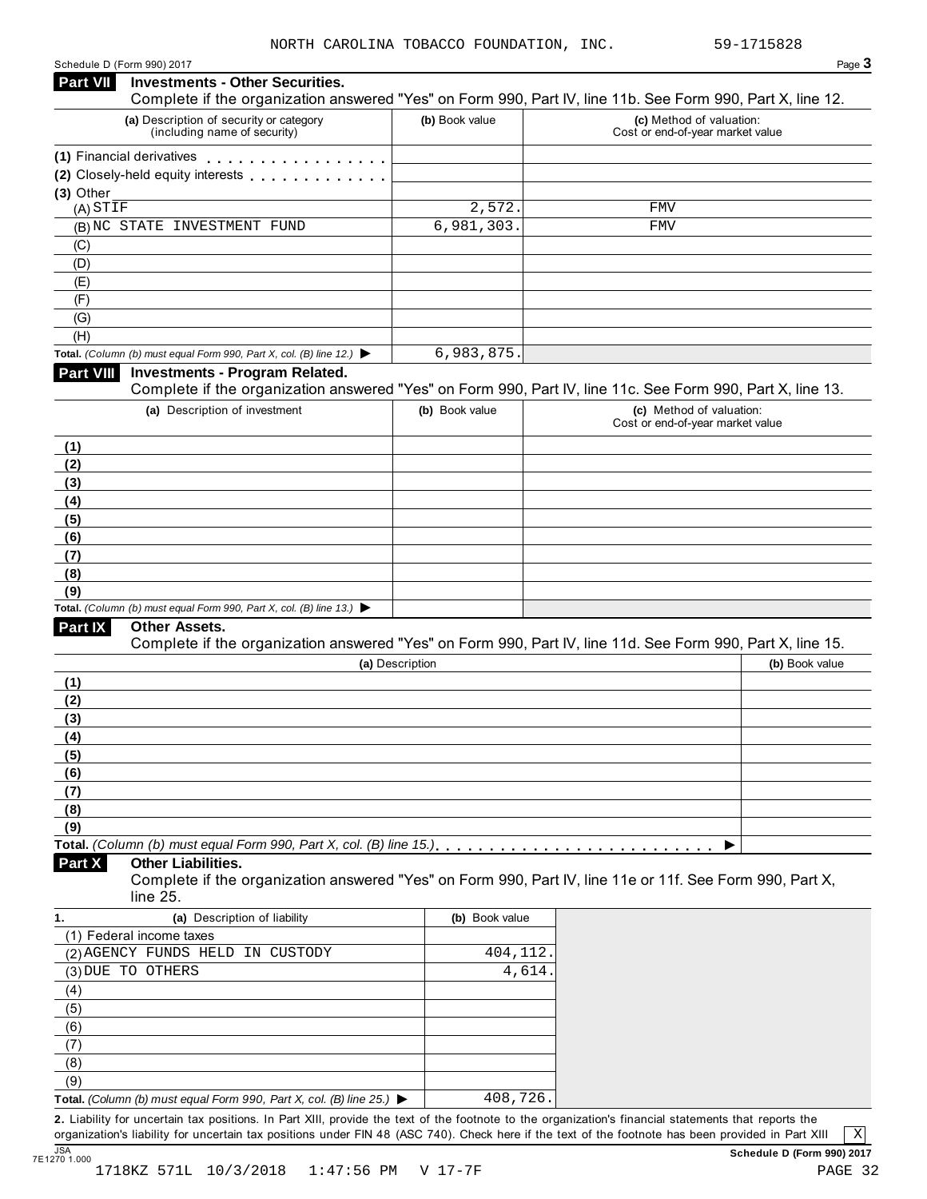NORTH CAROLINA TOBACCO FOUNDATION, INC. 59-1715828

Schedule D (Form 990) 2017 Page 3

## Part VII Investments - Other Securities.

Complete if the organization answered "Yes" on Form 990, Part IV, line 11b. See Form 990, Part X, line 12.

| (a) Description of security or category (including name of security) | (b) Book value | (c) Method of valuation: Cost or end-of-year market value |
|---|---|---|
| (1) Financial derivatives | | |
| (2) Closely-held equity interests | | |
| (3) Other | | |
| (A) STIF | 2,572. | FMV |
| (B) NC STATE INVESTMENT FUND | 6,981,303. | FMV |
| (C) | | |
| (D) | | |
| (E) | | |
| (F) | | |
| (G) | | |
| (H) | | |
| **Total.** *(Column (b) must equal Form 990, Part X, col. (B) line 12.)* ▶ | 6,983,875. | |

## Part VIII Investments - Program Related.

Complete if the organization answered "Yes" on Form 990, Part IV, line 11c. See Form 990, Part X, line 13.

| (a) Description of investment | (b) Book value | (c) Method of valuation: Cost or end-of-year market value |
|---|---|---|
| (1) | | |
| (2) | | |
| (3) | | |
| (4) | | |
| (5) | | |
| (6) | | |
| (7) | | |
| (8) | | |
| (9) | | |
| **Total.** *(Column (b) must equal Form 990, Part X, col. (B) line 13.)* ▶ | | |

## Part IX Other Assets.

Complete if the organization answered "Yes" on Form 990, Part IV, line 11d. See Form 990, Part X, line 15.

| (a) Description | (b) Book value |
|---|---|
| (1) | |
| (2) | |
| (3) | |
| (4) | |
| (5) | |
| (6) | |
| (7) | |
| (8) | |
| (9) | |
| **Total.** *(Column (b) must equal Form 990, Part X, col. (B) line 15.)* ▶ | |

## Part X Other Liabilities.

Complete if the organization answered "Yes" on Form 990, Part IV, line 11e or 11f. See Form 990, Part X, line 25.

| 1. (a) Description of liability | (b) Book value |
|---|---|
| (1) Federal income taxes | |
| (2) AGENCY FUNDS HELD IN CUSTODY | 404,112. |
| (3) DUE TO OTHERS | 4,614. |
| (4) | |
| (5) | |
| (6) | |
| (7) | |
| (8) | |
| (9) | |
| **Total.** *(Column (b) must equal Form 990, Part X, col. (B) line 25.)* ▶ | 408,726. |

**2.** Liability for uncertain tax positions. In Part XIII, provide the text of the footnote to the organization's financial statements that reports the organization's liability for uncertain tax positions under FIN 48 (ASC 740). Check here if the text of the footnote has been provided in Part XIII [X]

JSA 7E1270 1.000 **Schedule D (Form 990) 2017**

1718KZ 571L 10/3/2018 1:47:56 PM V 17-7F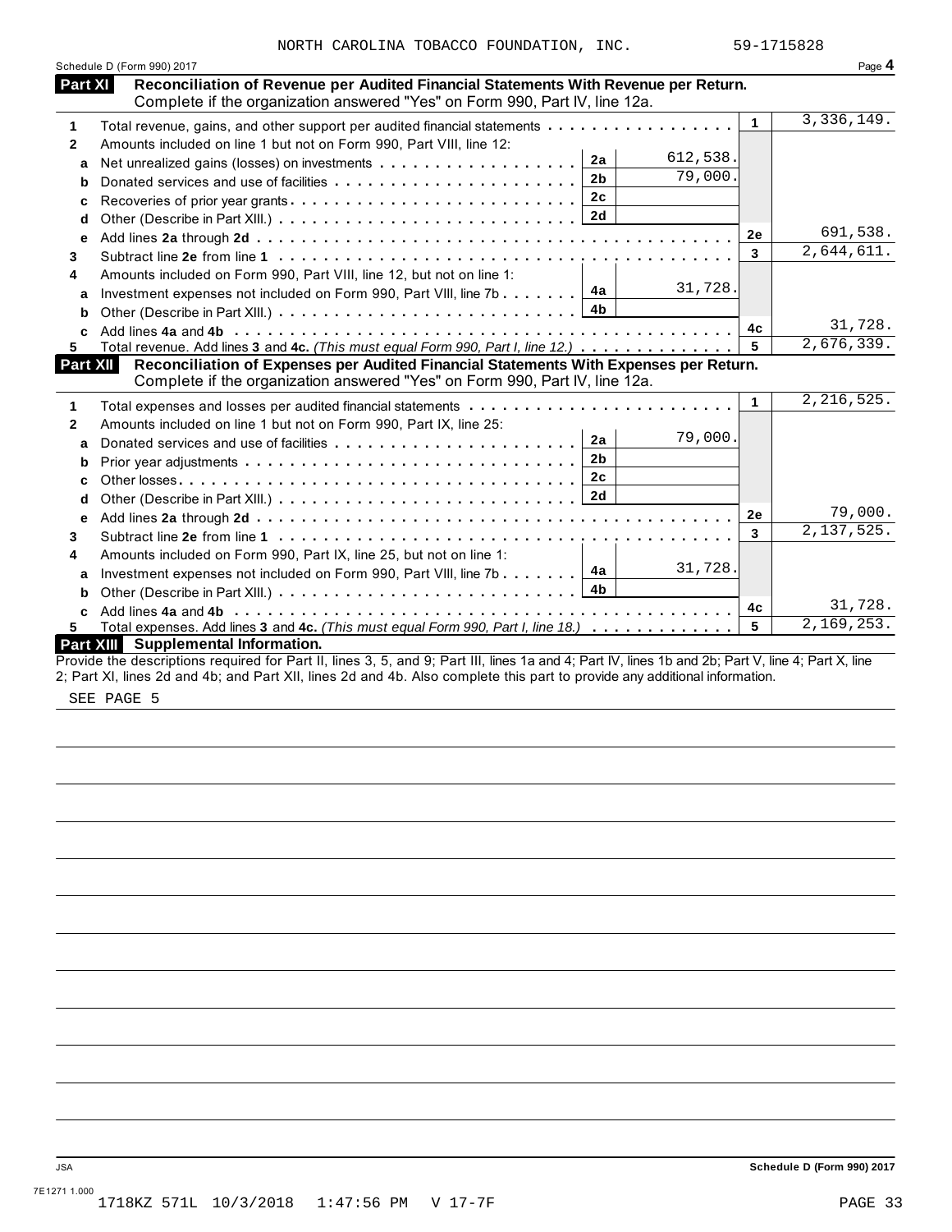NORTH CAROLINA TOBACCO FOUNDATION, INC. 59-1715828

Schedule D (Form 990) 2017

## Part XI Reconciliation of Revenue per Audited Financial Statements With Revenue per Return.

Complete if the organization answered "Yes" on Form 990, Part IV, line 12a.

| | | | | | |
|---|---|---|---|---|---|
| 1 | Total revenue, gains, and other support per audited financial statements | | | 1 | 3,336,149. |
| 2 | Amounts included on line 1 but not on Form 990, Part VIII, line 12: | | | | |
| a | Net unrealized gains (losses) on investments | 2a | 612,538. | | |
| b | Donated services and use of facilities | 2b | 79,000. | | |
| c | Recoveries of prior year grants | 2c | | | |
| d | Other (Describe in Part XIII.) | 2d | | | |
| e | Add lines **2a** through **2d** | | | 2e | 691,538. |
| 3 | Subtract line **2e** from line **1** | | | 3 | 2,644,611. |
| 4 | Amounts included on Form 990, Part VIII, line 12, but not on line 1: | | | | |
| a | Investment expenses not included on Form 990, Part VIII, line 7b | 4a | 31,728. | | |
| b | Other (Describe in Part XIII.) | 4b | | | |
| c | Add lines **4a** and **4b** | | | 4c | 31,728. |
| 5 | Total revenue. Add lines **3** and **4c.** *(This must equal Form 990, Part I, line 12.)* | | | 5 | 2,676,339. |

## Part XII Reconciliation of Expenses per Audited Financial Statements With Expenses per Return.

Complete if the organization answered "Yes" on Form 990, Part IV, line 12a.

| | | | | | |
|---|---|---|---|---|---|
| 1 | Total expenses and losses per audited financial statements | | | 1 | 2,216,525. |
| 2 | Amounts included on line 1 but not on Form 990, Part IX, line 25: | | | | |
| a | Donated services and use of facilities | 2a | 79,000. | | |
| b | Prior year adjustments | 2b | | | |
| c | Other losses | 2c | | | |
| d | Other (Describe in Part XIII.) | 2d | | | |
| e | Add lines **2a** through **2d** | | | 2e | 79,000. |
| 3 | Subtract line **2e** from line **1** | | | 3 | 2,137,525. |
| 4 | Amounts included on Form 990, Part IX, line 25, but not on line 1: | | | | |
| a | Investment expenses not included on Form 990, Part VIII, line 7b | 4a | 31,728. | | |
| b | Other (Describe in Part XIII.) | 4b | | | |
| c | Add lines **4a** and **4b** | | | 4c | 31,728. |
| 5 | Total expenses. Add lines **3** and **4c.** *(This must equal Form 990, Part I, line 18.)* | | | 5 | 2,169,253. |

## Part XIII Supplemental Information.

Provide the descriptions required for Part II, lines 3, 5, and 9; Part III, lines 1a and 4; Part IV, lines 1b and 2b; Part V, line 4; Part X, line 2; Part XI, lines 2d and 4b; and Part XII, lines 2d and 4b. Also complete this part to provide any additional information.

SEE PAGE 5

JSA

**Schedule D (Form 990) 2017**

7E1271 1.000

1718KZ 571L 10/3/2018 1:47:56 PM V 17-7F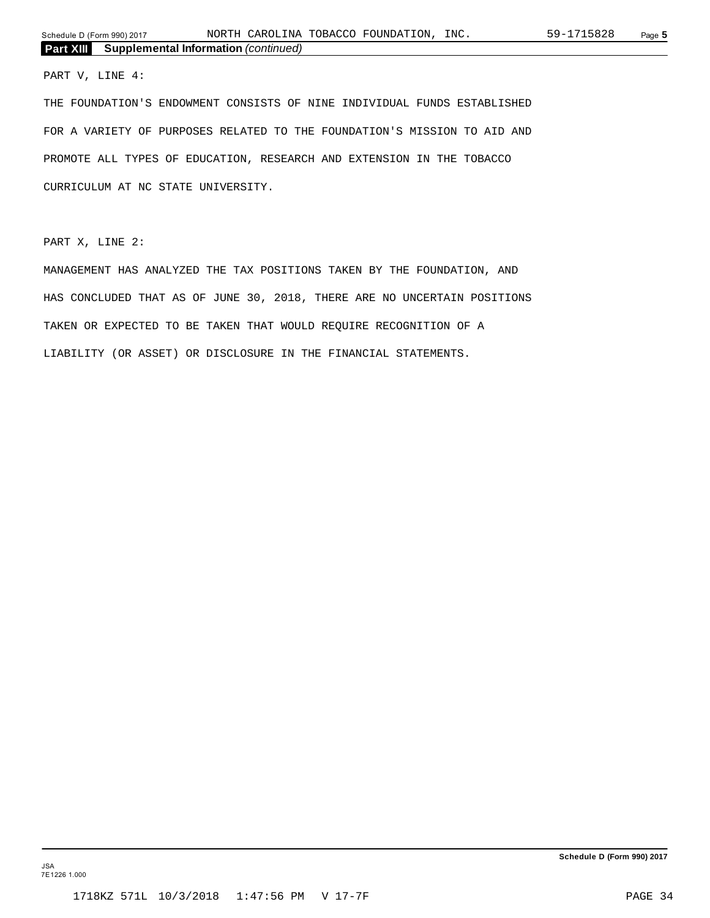## Part XIII Supplemental Information *(continued)*

PART V, LINE 4:

THE FOUNDATION'S ENDOWMENT CONSISTS OF NINE INDIVIDUAL FUNDS ESTABLISHED FOR A VARIETY OF PURPOSES RELATED TO THE FOUNDATION'S MISSION TO AID AND PROMOTE ALL TYPES OF EDUCATION, RESEARCH AND EXTENSION IN THE TOBACCO CURRICULUM AT NC STATE UNIVERSITY.

PART X, LINE 2:

MANAGEMENT HAS ANALYZED THE TAX POSITIONS TAKEN BY THE FOUNDATION, AND HAS CONCLUDED THAT AS OF JUNE 30, 2018, THERE ARE NO UNCERTAIN POSITIONS TAKEN OR EXPECTED TO BE TAKEN THAT WOULD REQUIRE RECOGNITION OF A LIABILITY (OR ASSET) OR DISCLOSURE IN THE FINANCIAL STATEMENTS.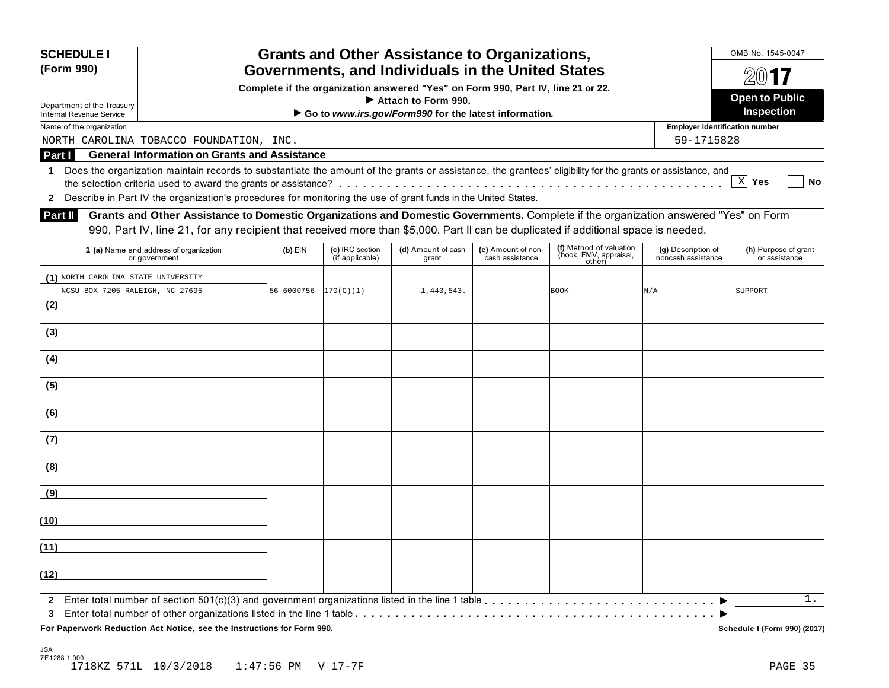**SCHEDULE I**
**(Form 990)**

Department of the Treasury
Internal Revenue Service

# Grants and Other Assistance to Organizations, Governments, and Individuals in the United States

**Complete if the organization answered "Yes" on Form 990, Part IV, line 21 or 22.**
**▶ Attach to Form 990.**
**▶ Go to *www.irs.gov/Form990* for the latest information.**

OMB No. 1545-0047

**2017**

**Open to Public Inspection**

Name of the organization: NORTH CAROLINA TOBACCO FOUNDATION, INC.

Employer identification number: 59-1715828

## Part I General Information on Grants and Assistance

**1** Does the organization maintain records to substantiate the amount of the grants or assistance, the grantees' eligibility for the grants or assistance, and the selection criteria used to award the grants or assistance? . . . . . . . . . . . . . . . . . . . . . . [X] **Yes** [ ] **No**

**2** Describe in Part IV the organization's procedures for monitoring the use of grant funds in the United States.

## Part II Grants and Other Assistance to Domestic Organizations and Domestic Governments.

Complete if the organization answered "Yes" on Form 990, Part IV, line 21, for any recipient that received more than $5,000. Part II can be duplicated if additional space is needed.

| 1 (a) Name and address of organization or government | (b) EIN | (c) IRC section (if applicable) | (d) Amount of cash grant | (e) Amount of non-cash assistance | (f) Method of valuation (book, FMV, appraisal, other) | (g) Description of noncash assistance | (h) Purpose of grant or assistance |
|---|---|---|---|---|---|---|---|
| (1) NORTH CAROLINA STATE UNIVERSITY NCSU BOX 7205 RALEIGH, NC 27695 | 56-6000756 | 170(C)(1) | 1,443,543. | | BOOK | N/A | SUPPORT |
| (2) | | | | | | | |
| (3) | | | | | | | |
| (4) | | | | | | | |
| (5) | | | | | | | |
| (6) | | | | | | | |
| (7) | | | | | | | |
| (8) | | | | | | | |
| (9) | | | | | | | |
| (10) | | | | | | | |
| (11) | | | | | | | |
| (12) | | | | | | | |

**2** Enter total number of section 501(c)(3) and government organizations listed in the line 1 table . . . . . . . . . . ▶ 1.

**3** Enter total number of other organizations listed in the line 1 table . . . . . . . . . . ▶

**For Paperwork Reduction Act Notice, see the Instructions for Form 990.** **Schedule I (Form 990) (2017)**

JSA
7E1288 1.000
1718KZ 571L 10/3/2018 1:47:56 PM V 17-7F PAGE 35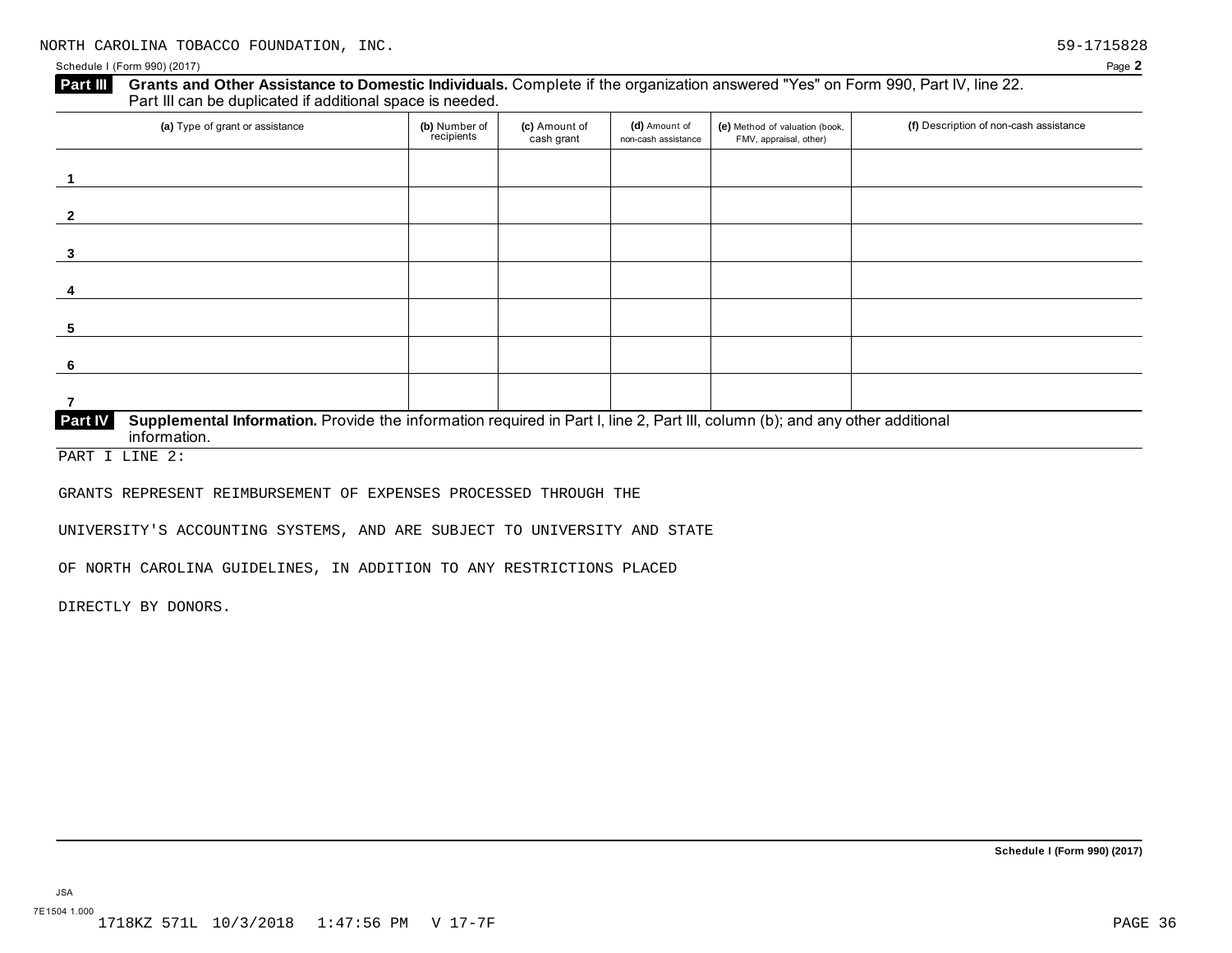NORTH CAROLINA TOBACCO FOUNDATION, INC. 59-1715828

Schedule I (Form 990) (2017)

**Part III Grants and Other Assistance to Domestic Individuals.** Complete if the organization answered "Yes" on Form 990, Part IV, line 22. Part III can be duplicated if additional space is needed.

| (a) Type of grant or assistance | (b) Number of recipients | (c) Amount of cash grant | (d) Amount of non-cash assistance | (e) Method of valuation (book, FMV, appraisal, other) | (f) Description of non-cash assistance |
|---|---|---|---|---|---|
| 1 | | | | | |
| 2 | | | | | |
| 3 | | | | | |
| 4 | | | | | |
| 5 | | | | | |
| 6 | | | | | |
| 7 | | | | | |

**Part IV Supplemental Information.** Provide the information required in Part I, line 2, Part III, column (b); and any other additional information.

PART I LINE 2:

GRANTS REPRESENT REIMBURSEMENT OF EXPENSES PROCESSED THROUGH THE

UNIVERSITY'S ACCOUNTING SYSTEMS, AND ARE SUBJECT TO UNIVERSITY AND STATE

OF NORTH CAROLINA GUIDELINES, IN ADDITION TO ANY RESTRICTIONS PLACED

DIRECTLY BY DONORS.

**Schedule I (Form 990) (2017)**

JSA

7E1504 1.000

1718KZ 571L 10/3/2018 1:47:56 PM V 17-7F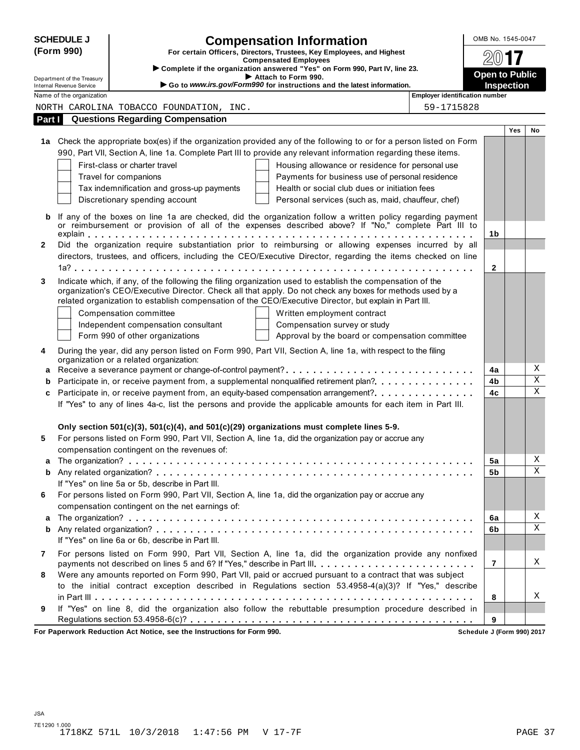**SCHEDULE J (Form 990)**

Department of the Treasury
Internal Revenue Service

# Compensation Information

**For certain Officers, Directors, Trustees, Key Employees, and Highest Compensated Employees**

▶ **Complete if the organization answered "Yes" on Form 990, Part IV, line 23.**
▶ **Attach to Form 990.**
▶ **Go to *www.irs.gov/Form990* for instructions and the latest information.**

OMB No. 1545-0047

**2017**

**Open to Public Inspection**

Name of the organization: NORTH CAROLINA TOBACCO FOUNDATION, INC.

Employer identification number: 59-1715828

## Part I Questions Regarding Compensation

| | | | Yes | No |
|---|---|---|---|---|
| **1a** | Check the appropriate box(es) if the organization provided any of the following to or for a person listed on Form 990, Part VII, Section A, line 1a. Complete Part III to provide any relevant information regarding these items.<br>☐ First-class or charter travel ☐ Housing allowance or residence for personal use<br>☐ Travel for companions ☐ Payments for business use of personal residence<br>☐ Tax indemnification and gross-up payments ☐ Health or social club dues or initiation fees<br>☐ Discretionary spending account ☐ Personal services (such as, maid, chauffeur, chef) | | | |
| **b** | If any of the boxes on line 1a are checked, did the organization follow a written policy regarding payment or reimbursement or provision of all of the expenses described above? If "No," complete Part III to explain | 1b | | |
| **2** | Did the organization require substantiation prior to reimbursing or allowing expenses incurred by all directors, trustees, and officers, including the CEO/Executive Director, regarding the items checked on line 1a? | 2 | | |
| **3** | Indicate which, if any, of the following the filing organization used to establish the compensation of the organization's CEO/Executive Director. Check all that apply. Do not check any boxes for methods used by a related organization to establish compensation of the CEO/Executive Director, but explain in Part III.<br>☐ Compensation committee ☐ Written employment contract<br>☐ Independent compensation consultant ☐ Compensation survey or study<br>☐ Form 990 of other organizations ☐ Approval by the board or compensation committee | | | |
| **4** | During the year, did any person listed on Form 990, Part VII, Section A, line 1a, with respect to the filing organization or a related organization: | | | |
| **a** | Receive a severance payment or change-of-control payment? | 4a | | X |
| **b** | Participate in, or receive payment from, a supplemental nonqualified retirement plan? | 4b | | X |
| **c** | Participate in, or receive payment from, an equity-based compensation arrangement? | 4c | | X |
| | If "Yes" to any of lines 4a-c, list the persons and provide the applicable amounts for each item in Part III. | | | |
| | **Only section 501(c)(3), 501(c)(4), and 501(c)(29) organizations must complete lines 5-9.** | | | |
| **5** | For persons listed on Form 990, Part VII, Section A, line 1a, did the organization pay or accrue any compensation contingent on the revenues of: | | | |
| **a** | The organization? | 5a | | X |
| **b** | Any related organization? | 5b | | X |
| | If "Yes" on line 5a or 5b, describe in Part III. | | | |
| **6** | For persons listed on Form 990, Part VII, Section A, line 1a, did the organization pay or accrue any compensation contingent on the net earnings of: | | | |
| **a** | The organization? | 6a | | X |
| **b** | Any related organization? | 6b | | X |
| | If "Yes" on line 6a or 6b, describe in Part III. | | | |
| **7** | For persons listed on Form 990, Part VII, Section A, line 1a, did the organization provide any nonfixed payments not described on lines 5 and 6? If "Yes," describe in Part III. | 7 | | X |
| **8** | Were any amounts reported on Form 990, Part VII, paid or accrued pursuant to a contract that was subject to the initial contract exception described in Regulations section 53.4958-4(a)(3)? If "Yes," describe in Part III | 8 | | X |
| **9** | If "Yes" on line 8, did the organization also follow the rebuttable presumption procedure described in Regulations section 53.4958-6(c)? | 9 | | |

**For Paperwork Reduction Act Notice, see the Instructions for Form 990.** **Schedule J (Form 990) 2017**

JSA
7E1290 1.000
1718KZ 571L 10/3/2018 1:47:56 PM V 17-7F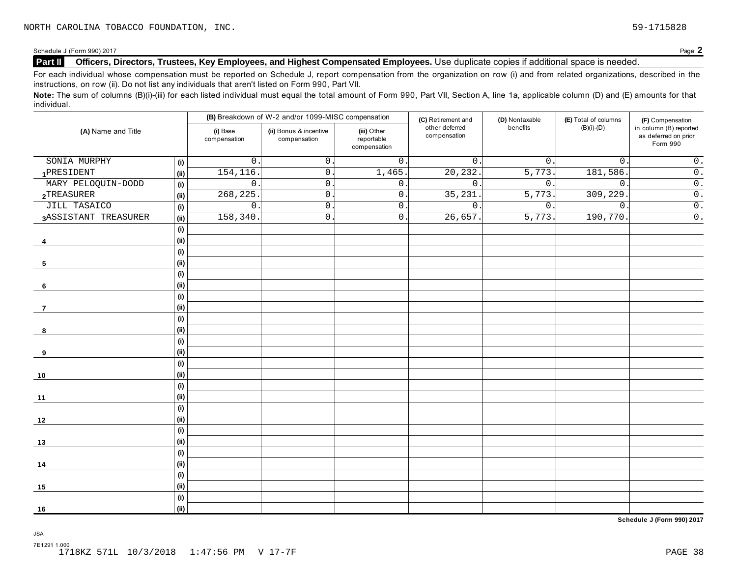NORTH CAROLINA TOBACCO FOUNDATION, INC. 59-1715828

Schedule J (Form 990) 2017

**Part II** **Officers, Directors, Trustees, Key Employees, and Highest Compensated Employees.** Use duplicate copies if additional space is needed.

For each individual whose compensation must be reported on Schedule J, report compensation from the organization on row (i) and from related organizations, described in the instructions, on row (ii). Do not list any individuals that aren't listed on Form 990, Part VII.

**Note:** The sum of columns (B)(i)-(iii) for each listed individual must equal the total amount of Form 990, Part VII, Section A, line 1a, applicable column (D) and (E) amounts for that individual.

| (A) Name and Title | | (B) Breakdown of W-2 and/or 1099-MISC compensation | | | (C) Retirement and other deferred compensation | (D) Nontaxable benefits | (E) Total of columns (B)(i)-(D) | (F) Compensation in column (B) reported as deferred on prior Form 990 |
|---|---|---|---|---|---|---|---|---|
| | | (i) Base compensation | (ii) Bonus & incentive compensation | (iii) Other reportable compensation | | | | |
| 1 SONIA MURPHY | (i) | 0. | 0. | 0. | 0. | 0. | 0. | 0. |
| PRESIDENT | (ii) | 154,116. | 0. | 1,465. | 20,232. | 5,773. | 181,586. | 0. |
| 2 MARY PELOQUIN-DODD | (i) | 0. | 0. | 0. | 0. | 0. | 0. | 0. |
| TREASURER | (ii) | 268,225. | 0. | 0. | 35,231. | 5,773. | 309,229. | 0. |
| 3 JILL TASAICO | (i) | 0. | 0. | 0. | 0. | 0. | 0. | 0. |
| ASSISTANT TREASURER | (ii) | 158,340. | 0. | 0. | 26,657. | 5,773. | 190,770. | 0. |
| 4 | (i) | | | | | | | |
| | (ii) | | | | | | | |
| 5 | (i) | | | | | | | |
| | (ii) | | | | | | | |
| 6 | (i) | | | | | | | |
| | (ii) | | | | | | | |
| 7 | (i) | | | | | | | |
| | (ii) | | | | | | | |
| 8 | (i) | | | | | | | |
| | (ii) | | | | | | | |
| 9 | (i) | | | | | | | |
| | (ii) | | | | | | | |
| 10 | (i) | | | | | | | |
| | (ii) | | | | | | | |
| 11 | (i) | | | | | | | |
| | (ii) | | | | | | | |
| 12 | (i) | | | | | | | |
| | (ii) | | | | | | | |
| 13 | (i) | | | | | | | |
| | (ii) | | | | | | | |
| 14 | (i) | | | | | | | |
| | (ii) | | | | | | | |
| 15 | (i) | | | | | | | |
| | (ii) | | | | | | | |
| 16 | (i) | | | | | | | |
| | (ii) | | | | | | | |

**Schedule J (Form 990) 2017**

JSA

7E1291 1.000

1718KZ 571L 10/3/2018 1:47:56 PM V 17-7F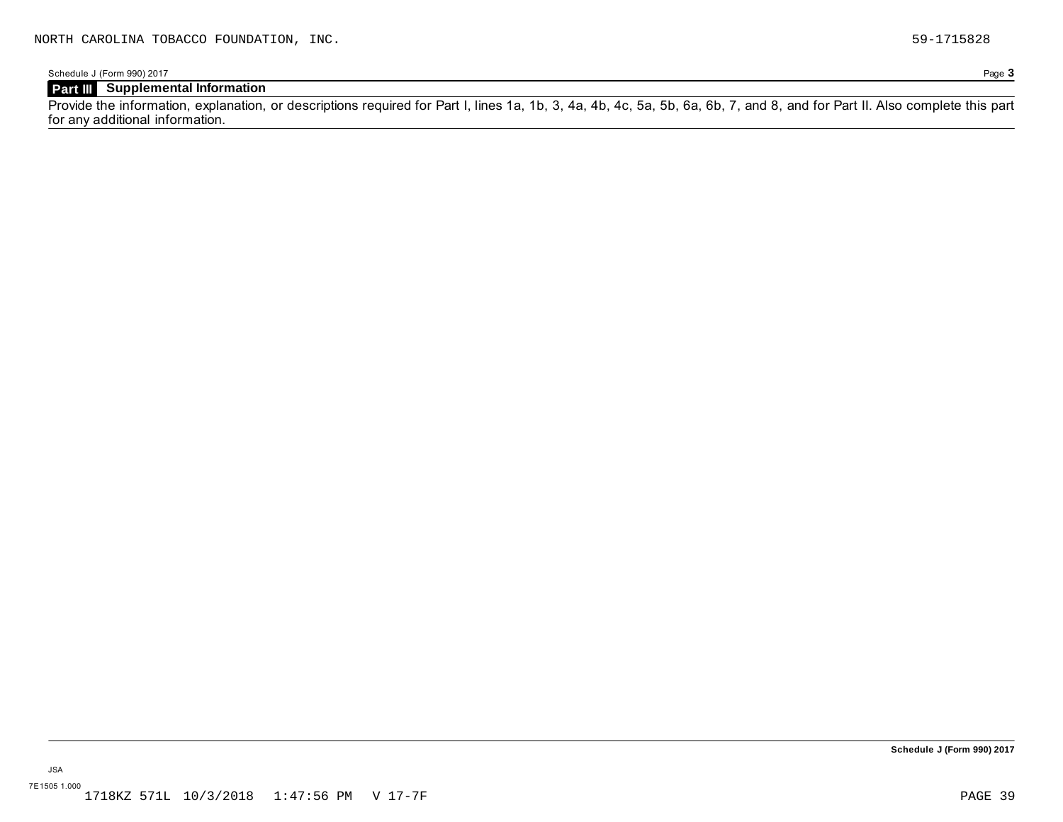NORTH CAROLINA TOBACCO FOUNDATION, INC. 59-1715828

Schedule J (Form 990) 2017

**Part III** **Supplemental Information**

Provide the information, explanation, or descriptions required for Part I, lines 1a, 1b, 3, 4a, 4b, 4c, 5a, 5b, 6a, 6b, 7, and 8, and for Part II. Also complete this part for any additional information.

**Schedule J (Form 990) 2017**

JSA

7E1505 1.000

1718KZ 571L 10/3/2018 1:47:56 PM V 17-7F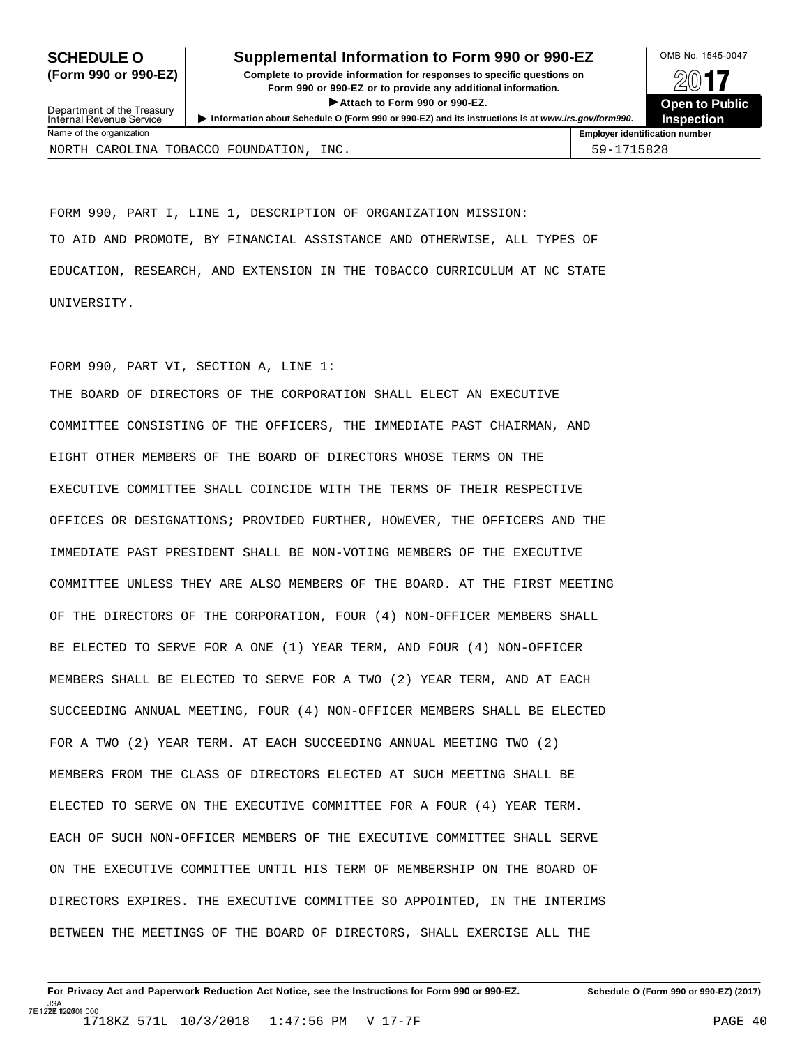**SCHEDULE O (Form 990 or 990-EZ)**

Department of the Treasury
Internal Revenue Service

# Supplemental Information to Form 990 or 990-EZ

**Complete to provide information for responses to specific questions on Form 990 or 990-EZ or to provide any additional information.**

**▶ Attach to Form 990 or 990-EZ.**

**▶ Information about Schedule O (Form 990 or 990-EZ) and its instructions is at www.irs.gov/form990.**

OMB No. 1545-0047

**2017**

**Open to Public Inspection**

| Name of the organization | Employer identification number |
|---|---|
| NORTH CAROLINA TOBACCO FOUNDATION, INC. | 59-1715828 |

FORM 990, PART I, LINE 1, DESCRIPTION OF ORGANIZATION MISSION:
TO AID AND PROMOTE, BY FINANCIAL ASSISTANCE AND OTHERWISE, ALL TYPES OF EDUCATION, RESEARCH, AND EXTENSION IN THE TOBACCO CURRICULUM AT NC STATE UNIVERSITY.

FORM 990, PART VI, SECTION A, LINE 1:
THE BOARD OF DIRECTORS OF THE CORPORATION SHALL ELECT AN EXECUTIVE COMMITTEE CONSISTING OF THE OFFICERS, THE IMMEDIATE PAST CHAIRMAN, AND EIGHT OTHER MEMBERS OF THE BOARD OF DIRECTORS WHOSE TERMS ON THE EXECUTIVE COMMITTEE SHALL COINCIDE WITH THE TERMS OF THEIR RESPECTIVE OFFICES OR DESIGNATIONS; PROVIDED FURTHER, HOWEVER, THE OFFICERS AND THE IMMEDIATE PAST PRESIDENT SHALL BE NON-VOTING MEMBERS OF THE EXECUTIVE COMMITTEE UNLESS THEY ARE ALSO MEMBERS OF THE BOARD. AT THE FIRST MEETING OF THE DIRECTORS OF THE CORPORATION, FOUR (4) NON-OFFICER MEMBERS SHALL BE ELECTED TO SERVE FOR A ONE (1) YEAR TERM, AND FOUR (4) NON-OFFICER MEMBERS SHALL BE ELECTED TO SERVE FOR A TWO (2) YEAR TERM, AND AT EACH SUCCEEDING ANNUAL MEETING, FOUR (4) NON-OFFICER MEMBERS SHALL BE ELECTED FOR A TWO (2) YEAR TERM. AT EACH SUCCEEDING ANNUAL MEETING TWO (2) MEMBERS FROM THE CLASS OF DIRECTORS ELECTED AT SUCH MEETING SHALL BE ELECTED TO SERVE ON THE EXECUTIVE COMMITTEE FOR A FOUR (4) YEAR TERM. EACH OF SUCH NON-OFFICER MEMBERS OF THE EXECUTIVE COMMITTEE SHALL SERVE ON THE EXECUTIVE COMMITTEE UNTIL HIS TERM OF MEMBERSHIP ON THE BOARD OF DIRECTORS EXPIRES. THE EXECUTIVE COMMITTEE SO APPOINTED, IN THE INTERIMS BETWEEN THE MEETINGS OF THE BOARD OF DIRECTORS, SHALL EXERCISE ALL THE

**For Privacy Act and Paperwork Reduction Act Notice, see the Instructions for Form 990 or 990-EZ.** **Schedule O (Form 990 or 990-EZ) (2017)**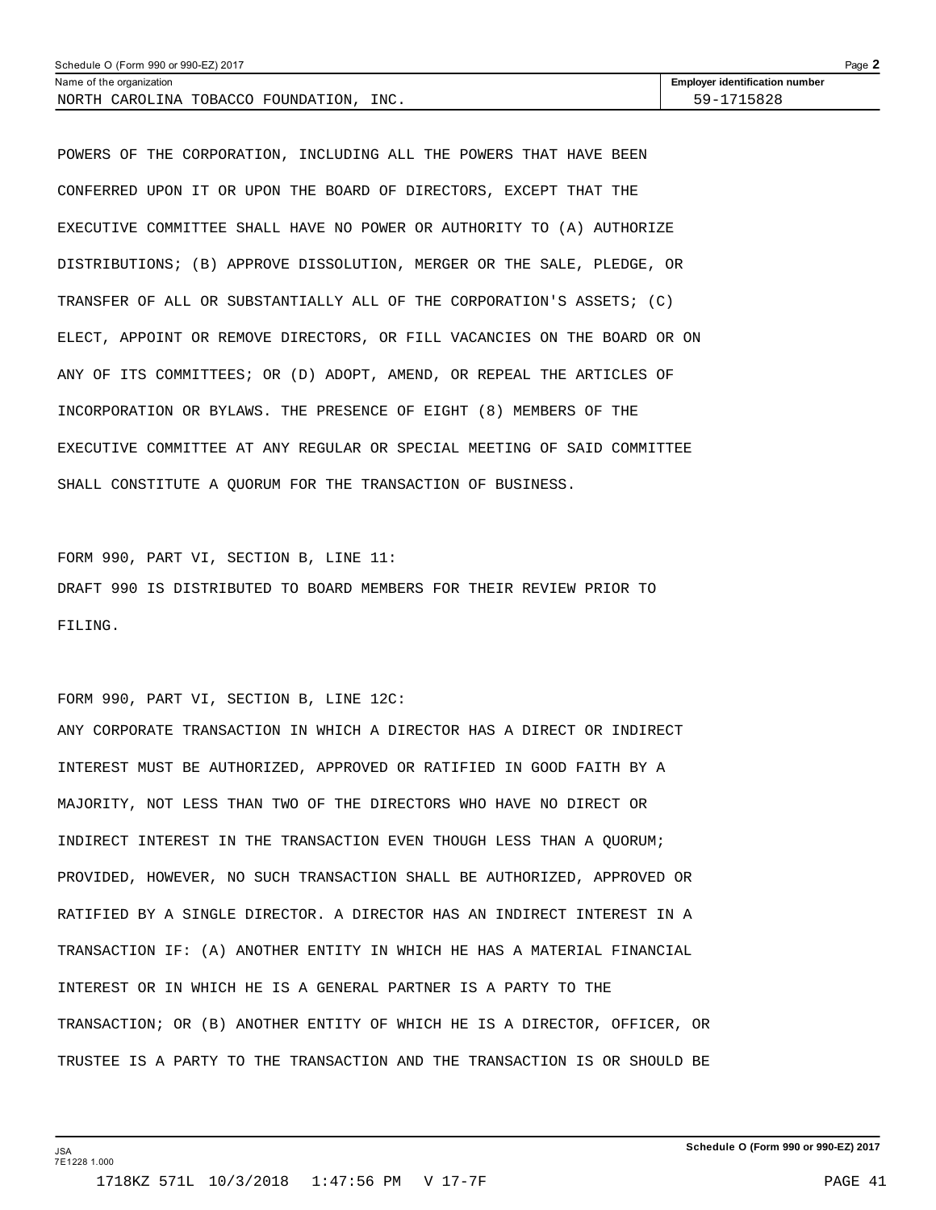POWERS OF THE CORPORATION, INCLUDING ALL THE POWERS THAT HAVE BEEN CONFERRED UPON IT OR UPON THE BOARD OF DIRECTORS, EXCEPT THAT THE EXECUTIVE COMMITTEE SHALL HAVE NO POWER OR AUTHORITY TO (A) AUTHORIZE DISTRIBUTIONS; (B) APPROVE DISSOLUTION, MERGER OR THE SALE, PLEDGE, OR TRANSFER OF ALL OR SUBSTANTIALLY ALL OF THE CORPORATION'S ASSETS; (C) ELECT, APPOINT OR REMOVE DIRECTORS, OR FILL VACANCIES ON THE BOARD OR ON ANY OF ITS COMMITTEES; OR (D) ADOPT, AMEND, OR REPEAL THE ARTICLES OF INCORPORATION OR BYLAWS. THE PRESENCE OF EIGHT (8) MEMBERS OF THE EXECUTIVE COMMITTEE AT ANY REGULAR OR SPECIAL MEETING OF SAID COMMITTEE SHALL CONSTITUTE A QUORUM FOR THE TRANSACTION OF BUSINESS.

FORM 990, PART VI, SECTION B, LINE 11:
DRAFT 990 IS DISTRIBUTED TO BOARD MEMBERS FOR THEIR REVIEW PRIOR TO FILING.

FORM 990, PART VI, SECTION B, LINE 12C:
ANY CORPORATE TRANSACTION IN WHICH A DIRECTOR HAS A DIRECT OR INDIRECT INTEREST MUST BE AUTHORIZED, APPROVED OR RATIFIED IN GOOD FAITH BY A MAJORITY, NOT LESS THAN TWO OF THE DIRECTORS WHO HAVE NO DIRECT OR INDIRECT INTEREST IN THE TRANSACTION EVEN THOUGH LESS THAN A QUORUM; PROVIDED, HOWEVER, NO SUCH TRANSACTION SHALL BE AUTHORIZED, APPROVED OR RATIFIED BY A SINGLE DIRECTOR. A DIRECTOR HAS AN INDIRECT INTEREST IN A TRANSACTION IF: (A) ANOTHER ENTITY IN WHICH HE HAS A MATERIAL FINANCIAL INTEREST OR IN WHICH HE IS A GENERAL PARTNER IS A PARTY TO THE TRANSACTION; OR (B) ANOTHER ENTITY OF WHICH HE IS A DIRECTOR, OFFICER, OR TRUSTEE IS A PARTY TO THE TRANSACTION AND THE TRANSACTION IS OR SHOULD BE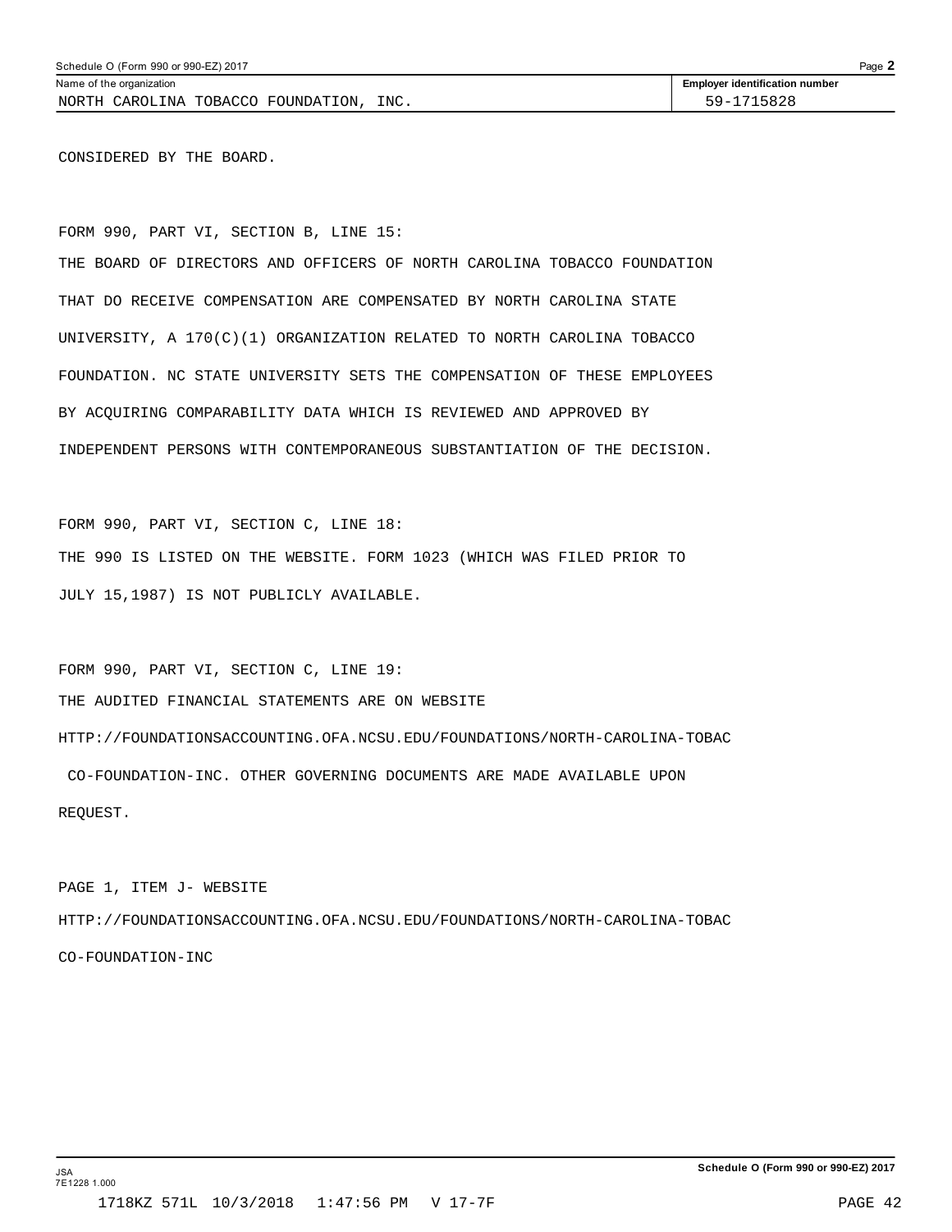Name of the organization: NORTH CAROLINA TOBACCO FOUNDATION, INC.

Employer identification number: 59-1715828

CONSIDERED BY THE BOARD.

FORM 990, PART VI, SECTION B, LINE 15:

THE BOARD OF DIRECTORS AND OFFICERS OF NORTH CAROLINA TOBACCO FOUNDATION THAT DO RECEIVE COMPENSATION ARE COMPENSATED BY NORTH CAROLINA STATE UNIVERSITY, A 170(C)(1) ORGANIZATION RELATED TO NORTH CAROLINA TOBACCO FOUNDATION. NC STATE UNIVERSITY SETS THE COMPENSATION OF THESE EMPLOYEES BY ACQUIRING COMPARABILITY DATA WHICH IS REVIEWED AND APPROVED BY INDEPENDENT PERSONS WITH CONTEMPORANEOUS SUBSTANTIATION OF THE DECISION.

FORM 990, PART VI, SECTION C, LINE 18:

THE 990 IS LISTED ON THE WEBSITE. FORM 1023 (WHICH WAS FILED PRIOR TO JULY 15,1987) IS NOT PUBLICLY AVAILABLE.

FORM 990, PART VI, SECTION C, LINE 19:

THE AUDITED FINANCIAL STATEMENTS ARE ON WEBSITE HTTP://FOUNDATIONSACCOUNTING.OFA.NCSU.EDU/FOUNDATIONS/NORTH-CAROLINA-TOBACCO-FOUNDATION-INC. OTHER GOVERNING DOCUMENTS ARE MADE AVAILABLE UPON REQUEST.

PAGE 1, ITEM J- WEBSITE

HTTP://FOUNDATIONSACCOUNTING.OFA.NCSU.EDU/FOUNDATIONS/NORTH-CAROLINA-TOBACCO-FOUNDATION-INC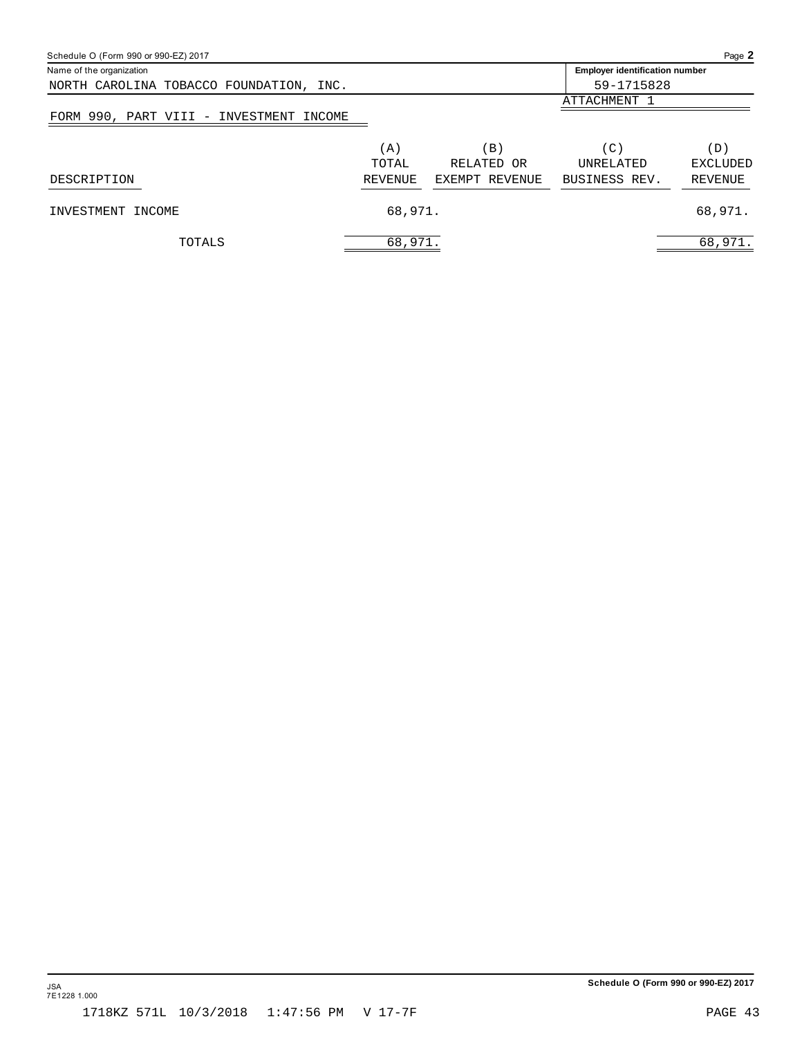Name of the organization: NORTH CAROLINA TOBACCO FOUNDATION, INC.

Employer identification number: 59-1715828

ATTACHMENT 1

## FORM 990, PART VIII - INVESTMENT INCOME

| DESCRIPTION | (A) TOTAL REVENUE | (B) RELATED OR EXEMPT REVENUE | (C) UNRELATED BUSINESS REV. | (D) EXCLUDED REVENUE |
|---|---|---|---|---|
| INVESTMENT INCOME | 68,971. | | | 68,971. |
| TOTALS | 68,971. | | | 68,971. |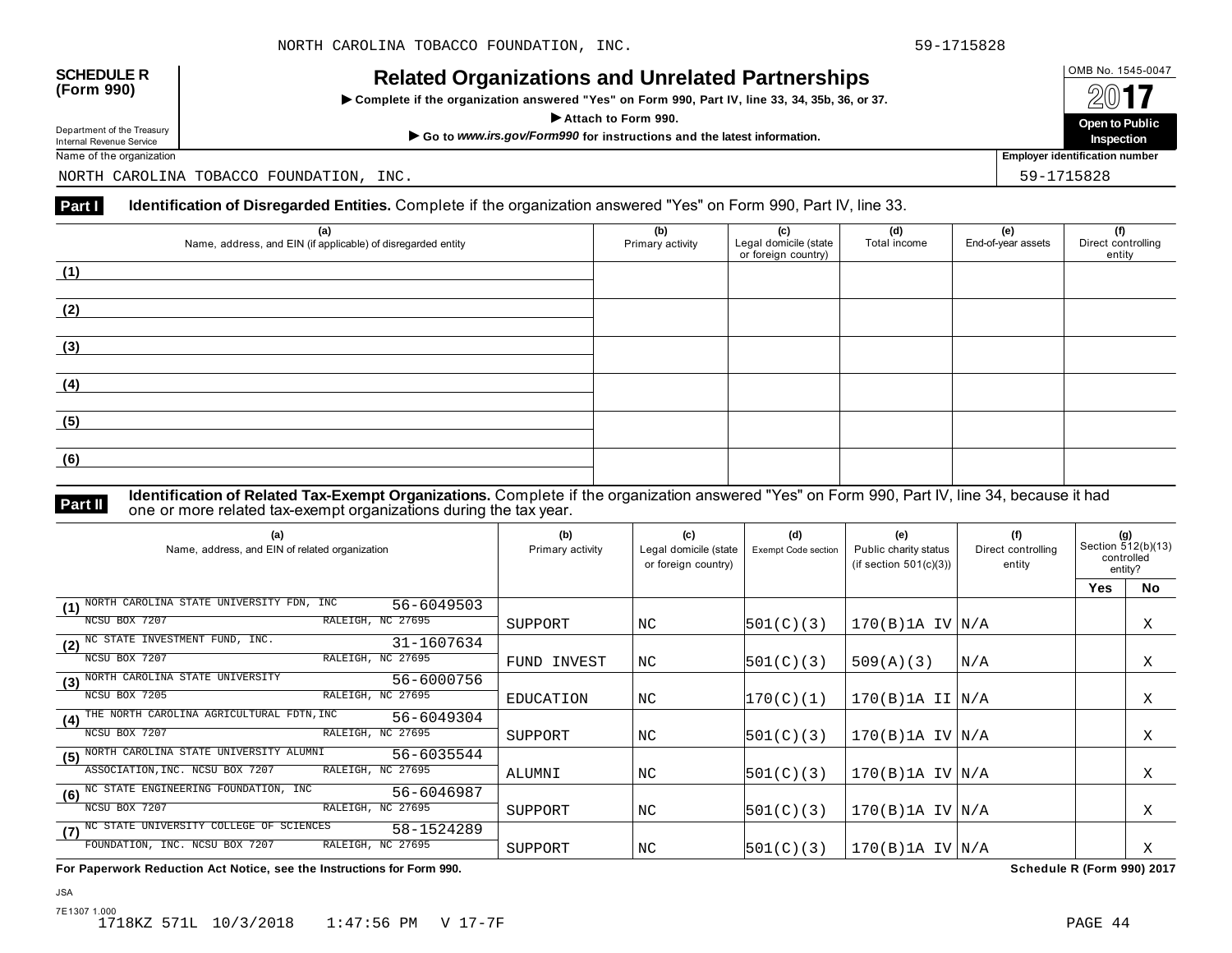**SCHEDULE R (Form 990)**

Department of the Treasury
Internal Revenue Service

# Related Organizations and Unrelated Partnerships

▶ Complete if the organization answered "Yes" on Form 990, Part IV, line 33, 34, 35b, 36, or 37.

▶ Attach to Form 990.

▶ Go to *www.irs.gov/Form990* for instructions and the latest information.

OMB No. 1545-0047

2017

**Open to Public Inspection**

Name of the organization: NORTH CAROLINA TOBACCO FOUNDATION, INC.

Employer identification number: 59-1715828

**Part I** **Identification of Disregarded Entities.** Complete if the organization answered "Yes" on Form 990, Part IV, line 33.

| (a) Name, address, and EIN (if applicable) of disregarded entity | (b) Primary activity | (c) Legal domicile (state or foreign country) | (d) Total income | (e) End-of-year assets | (f) Direct controlling entity |
|---|---|---|---|---|---|
| (1) | | | | | |
| (2) | | | | | |
| (3) | | | | | |
| (4) | | | | | |
| (5) | | | | | |
| (6) | | | | | |

**Part II** **Identification of Related Tax-Exempt Organizations.** Complete if the organization answered "Yes" on Form 990, Part IV, line 34, because it had one or more related tax-exempt organizations during the tax year.

| (a) Name, address, and EIN of related organization | (b) Primary activity | (c) Legal domicile (state or foreign country) | (d) Exempt Code section | (e) Public charity status (if section 501(c)(3)) | (f) Direct controlling entity | (g) Section 512(b)(13) controlled entity? Yes | No |
|---|---|---|---|---|---|---|---|
| (1) NORTH CAROLINA STATE UNIVERSITY FDN, INC 56-6049503 NCSU BOX 7207 RALEIGH, NC 27695 | SUPPORT | NC | 501(C)(3) | 170(B)1A IV | N/A | | X |
| (2) NC STATE INVESTMENT FUND, INC. 31-1607634 NCSU BOX 7207 RALEIGH, NC 27695 | FUND INVEST | NC | 501(C)(3) | 509(A)(3) | N/A | | X |
| (3) NORTH CAROLINA STATE UNIVERSITY 56-6000756 NCSU BOX 7205 RALEIGH, NC 27695 | EDUCATION | NC | 170(C)(1) | 170(B)1A II | N/A | | X |
| (4) THE NORTH CAROLINA AGRICULTURAL FDTN,INC 56-6049304 NCSU BOX 7207 RALEIGH, NC 27695 | SUPPORT | NC | 501(C)(3) | 170(B)1A IV | N/A | | X |
| (5) NORTH CAROLINA STATE UNIVERSITY ALUMNI ASSOCIATION,INC. 56-6035544 NCSU BOX 7207 RALEIGH, NC 27695 | ALUMNI | NC | 501(C)(3) | 170(B)1A IV | N/A | | X |
| (6) NC STATE ENGINEERING FOUNDATION, INC 56-6046987 NCSU BOX 7207 RALEIGH, NC 27695 | SUPPORT | NC | 501(C)(3) | 170(B)1A IV | N/A | | X |
| (7) NC STATE UNIVERSITY COLLEGE OF SCIENCES FOUNDATION, INC. 58-1524289 NCSU BOX 7207 RALEIGH, NC 27695 | SUPPORT | NC | 501(C)(3) | 170(B)1A IV | N/A | | X |

**For Paperwork Reduction Act Notice, see the Instructions for Form 990.** **Schedule R (Form 990) 2017**

JSA
7E1307 1.000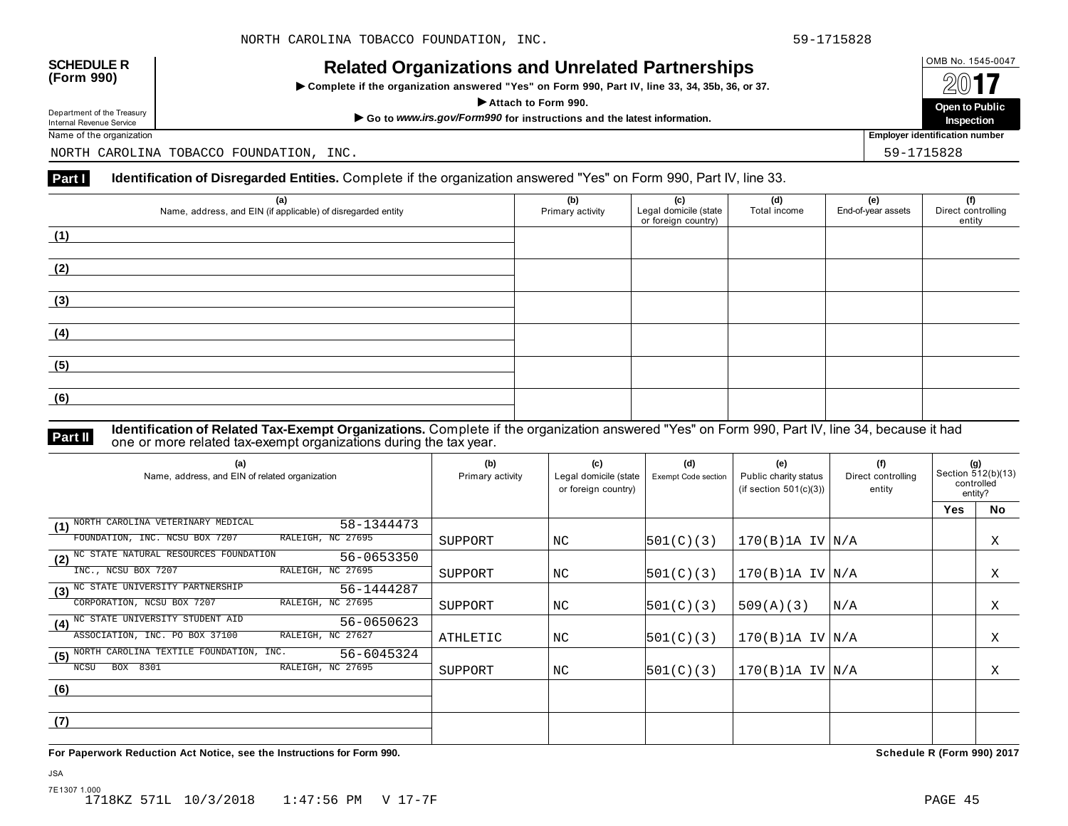NORTH CAROLINA TOBACCO FOUNDATION, INC. 59-1715828

**SCHEDULE R (Form 990)**

Department of the Treasury
Internal Revenue Service

# Related Organizations and Unrelated Partnerships

▶ **Complete if the organization answered "Yes" on Form 990, Part IV, line 33, 34, 35b, 36, or 37.**

▶ **Attach to Form 990.**

▶ **Go to *www.irs.gov/Form990* for instructions and the latest information.**

OMB No. 1545-0047

**2017**

**Open to Public Inspection**

Name of the organization: NORTH CAROLINA TOBACCO FOUNDATION, INC.

**Employer identification number**: 59-1715828

**Part I** **Identification of Disregarded Entities.** Complete if the organization answered "Yes" on Form 990, Part IV, line 33.

| (a) Name, address, and EIN (if applicable) of disregarded entity | (b) Primary activity | (c) Legal domicile (state or foreign country) | (d) Total income | (e) End-of-year assets | (f) Direct controlling entity |
|---|---|---|---|---|---|
| (1) | | | | | |
| (2) | | | | | |
| (3) | | | | | |
| (4) | | | | | |
| (5) | | | | | |
| (6) | | | | | |

**Part II** **Identification of Related Tax-Exempt Organizations.** Complete if the organization answered "Yes" on Form 990, Part IV, line 34, because it had one or more related tax-exempt organizations during the tax year.

| (a) Name, address, and EIN of related organization | (b) Primary activity | (c) Legal domicile (state or foreign country) | (d) Exempt Code section | (e) Public charity status (if section 501(c)(3)) | (f) Direct controlling entity | (g) Section 512(b)(13) controlled entity? Yes | No |
|---|---|---|---|---|---|---|---|
| (1) NORTH CAROLINA VETERINARY MEDICAL FOUNDATION, INC. NCSU BOX 7207 RALEIGH, NC 27695 58-1344473 | SUPPORT | NC | 501(C)(3) | 170(B)1A IV | N/A | | X |
| (2) NC STATE NATURAL RESOURCES FOUNDATION INC., NCSU BOX 7207 RALEIGH, NC 27695 56-0653350 | SUPPORT | NC | 501(C)(3) | 170(B)1A IV | N/A | | X |
| (3) NC STATE UNIVERSITY PARTNERSHIP CORPORATION, NCSU BOX 7207 RALEIGH, NC 27695 56-1444287 | SUPPORT | NC | 501(C)(3) | 509(A)(3) | N/A | | X |
| (4) NC STATE UNIVERSITY STUDENT AID ASSOCIATION, INC. PO BOX 37100 RALEIGH, NC 27627 56-0650623 | ATHLETIC | NC | 501(C)(3) | 170(B)1A IV | N/A | | X |
| (5) NORTH CAROLINA TEXTILE FOUNDATION, INC. NCSU BOX 8301 RALEIGH, NC 27695 56-6045324 | SUPPORT | NC | 501(C)(3) | 170(B)1A IV | N/A | | X |
| (6) | | | | | | | |
| (7) | | | | | | | |

**For Paperwork Reduction Act Notice, see the Instructions for Form 990.** **Schedule R (Form 990) 2017**

JSA
7E1307 1.000
1718KZ 571L 10/3/2018 1:47:56 PM V 17-7F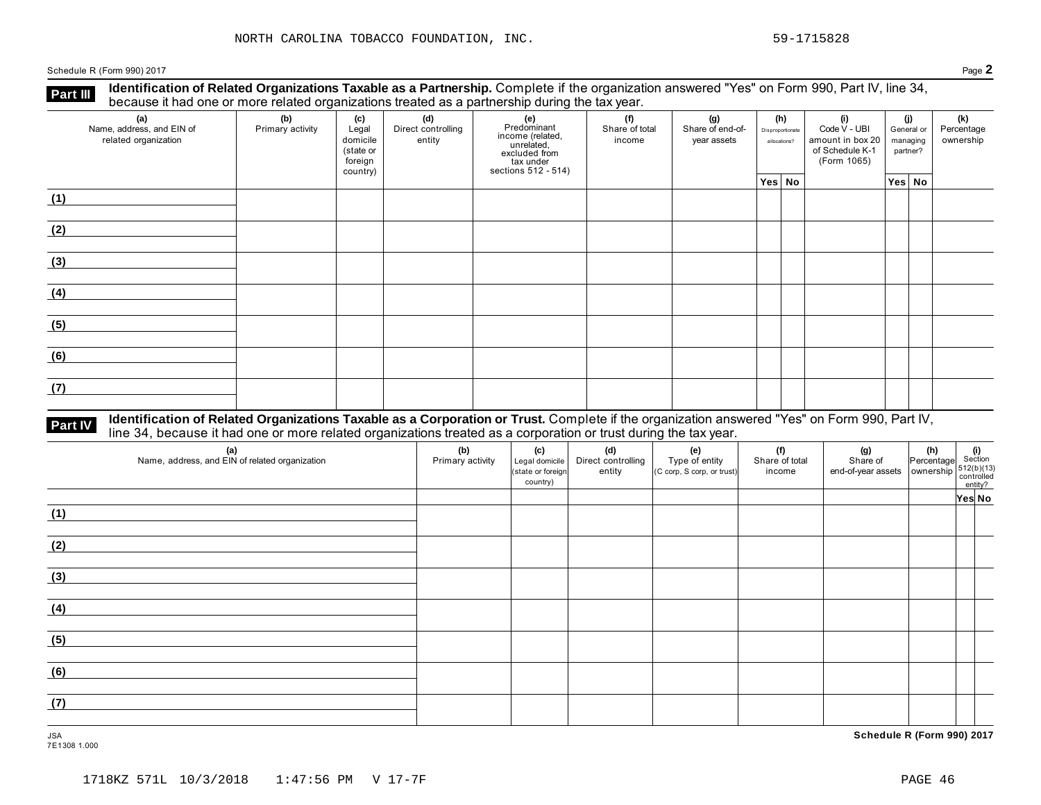NORTH CAROLINA TOBACCO FOUNDATION, INC. 59-1715828

Schedule R (Form 990) 2017 Page **2**

**Part III** **Identification of Related Organizations Taxable as a Partnership.** Complete if the organization answered "Yes" on Form 990, Part IV, line 34, because it had one or more related organizations treated as a partnership during the tax year.

| (a) Name, address, and EIN of related organization | (b) Primary activity | (c) Legal domicile (state or foreign country) | (d) Direct controlling entity | (e) Predominant income (related, unrelated, excluded from tax under sections 512 - 514) | (f) Share of total income | (g) Share of end-of-year assets | (h) Disproportionate allocations? | | (i) Code V - UBI amount in box 20 of Schedule K-1 (Form 1065) | (j) General or managing partner? | | (k) Percentage ownership |
|---|---|---|---|---|---|---|---|---|---|---|---|---|
| | | | | | | | Yes | No | | Yes | No | |
| (1) | | | | | | | | | | | | |
| (2) | | | | | | | | | | | | |
| (3) | | | | | | | | | | | | |
| (4) | | | | | | | | | | | | |
| (5) | | | | | | | | | | | | |
| (6) | | | | | | | | | | | | |
| (7) | | | | | | | | | | | | |

**Part IV** **Identification of Related Organizations Taxable as a Corporation or Trust.** Complete if the organization answered "Yes" on Form 990, Part IV, line 34, because it had one or more related organizations treated as a corporation or trust during the tax year.

| (a) Name, address, and EIN of related organization | (b) Primary activity | (c) Legal domicile (state or foreign country) | (d) Direct controlling entity | (e) Type of entity (C corp, S corp, or trust) | (f) Share of total income | (g) Share of end-of-year assets | (h) Percentage ownership | (i) Section 512(b)(13) controlled entity? | |
|---|---|---|---|---|---|---|---|---|---|
| | | | | | | | | Yes | No |
| (1) | | | | | | | | | |
| (2) | | | | | | | | | |
| (3) | | | | | | | | | |
| (4) | | | | | | | | | |
| (5) | | | | | | | | | |
| (6) | | | | | | | | | |
| (7) | | | | | | | | | |

JSA
7E1308 1.000

**Schedule R (Form 990) 2017**

1718KZ 571L 10/3/2018 1:47:56 PM V 17-7F PAGE 46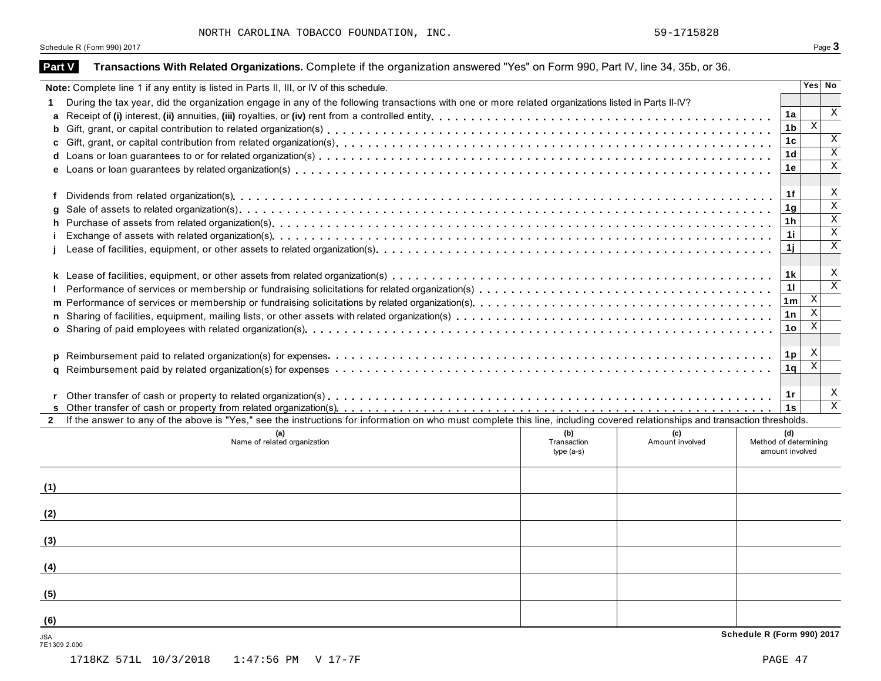NORTH CAROLINA TOBACCO FOUNDATION, INC. 59-1715828

Schedule R (Form 990) 2017

## Part V Transactions With Related Organizations. Complete if the organization answered "Yes" on Form 990, Part IV, line 34, 35b, or 36.

| Note: Complete line 1 if any entity is listed in Parts II, III, or IV of this schedule. | | Yes | No |
|---|---|---|---|
| **1** During the tax year, did the organization engage in any of the following transactions with one or more related organizations listed in Parts II-IV? | | | |
| **a** Receipt of **(i)** interest, **(ii)** annuities, **(iii)** royalties, or **(iv)** rent from a controlled entity | 1a | | X |
| **b** Gift, grant, or capital contribution to related organization(s) | 1b | X | |
| **c** Gift, grant, or capital contribution from related organization(s) | 1c | | X |
| **d** Loans or loan guarantees to or for related organization(s) | 1d | | X |
| **e** Loans or loan guarantees by related organization(s) | 1e | | X |
| **f** Dividends from related organization(s) | 1f | | X |
| **g** Sale of assets to related organization(s) | 1g | | X |
| **h** Purchase of assets from related organization(s) | 1h | | X |
| **i** Exchange of assets with related organization(s) | 1i | | X |
| **j** Lease of facilities, equipment, or other assets to related organization(s) | 1j | | X |
| **k** Lease of facilities, equipment, or other assets from related organization(s) | 1k | | X |
| **l** Performance of services or membership or fundraising solicitations for related organization(s) | 1l | | X |
| **m** Performance of services or membership or fundraising solicitations by related organization(s) | 1m | X | |
| **n** Sharing of facilities, equipment, mailing lists, or other assets with related organization(s) | 1n | X | |
| **o** Sharing of paid employees with related organization(s) | 1o | X | |
| **p** Reimbursement paid to related organization(s) for expenses | 1p | X | |
| **q** Reimbursement paid by related organization(s) for expenses | 1q | X | |
| **r** Other transfer of cash or property to related organization(s) | 1r | | X |
| **s** Other transfer of cash or property from related organization(s) | 1s | | X |

**2** If the answer to any of the above is "Yes," see the instructions for information on who must complete this line, including covered relationships and transaction thresholds.

| | (a) Name of related organization | (b) Transaction type (a-s) | (c) Amount involved | (d) Method of determining amount involved |
|---|---|---|---|---|
| (1) | | | | |
| (2) | | | | |
| (3) | | | | |
| (4) | | | | |
| (5) | | | | |
| (6) | | | | |

JSA
7E1309 2.000

**Schedule R (Form 990) 2017**

1718KZ 571L 10/3/2018 1:47:56 PM V 17-7F PAGE 47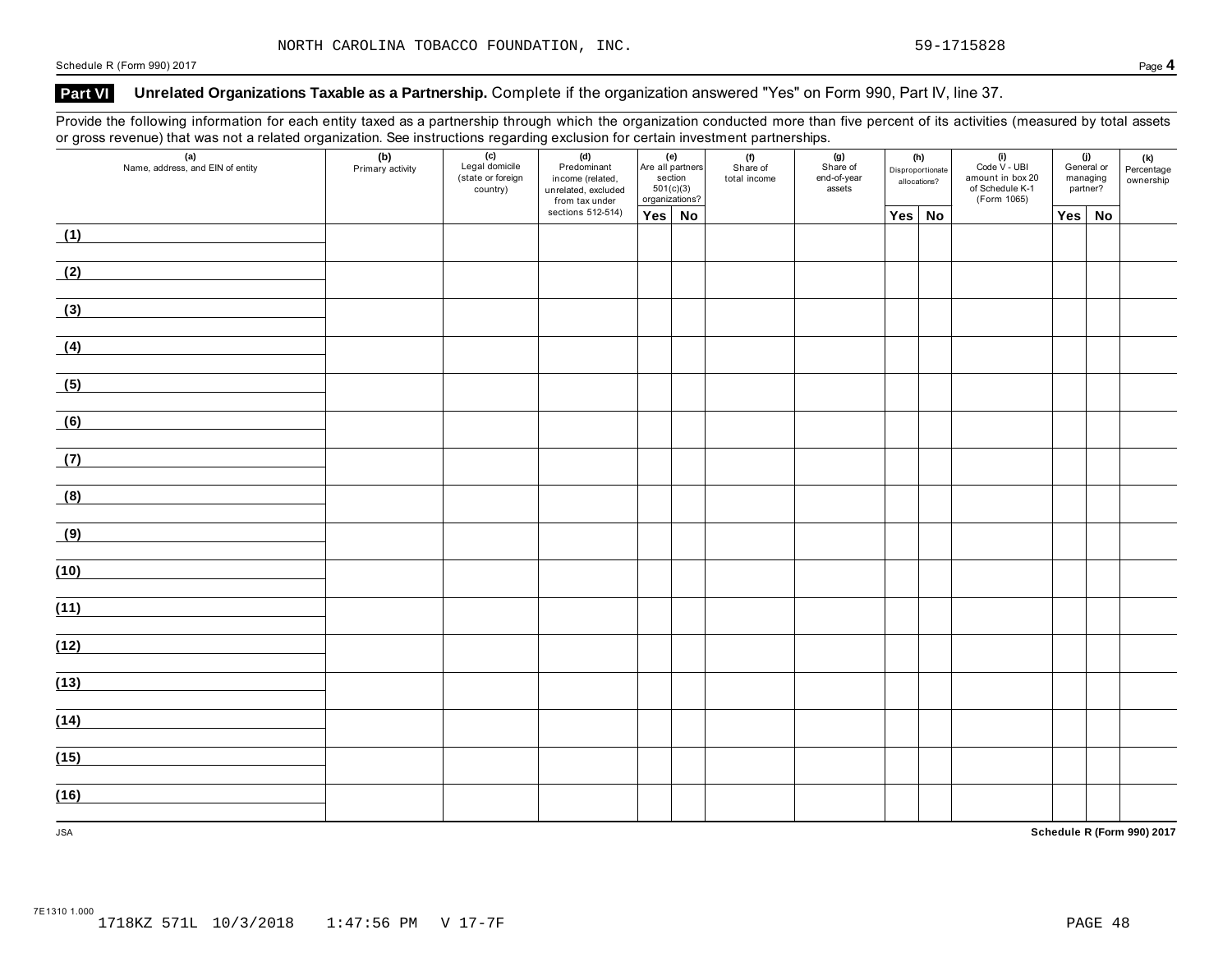NORTH CAROLINA TOBACCO FOUNDATION, INC. 59-1715828

Schedule R (Form 990) 2017

## Part VI Unrelated Organizations Taxable as a Partnership. Complete if the organization answered "Yes" on Form 990, Part IV, line 37.

Provide the following information for each entity taxed as a partnership through which the organization conducted more than five percent of its activities (measured by total assets or gross revenue) that was not a related organization. See instructions regarding exclusion for certain investment partnerships.

| (a) Name, address, and EIN of entity | (b) Primary activity | (c) Legal domicile (state or foreign country) | (d) Predominant income (related, unrelated, excluded from tax under sections 512-514) | (e) Are all partners section 501(c)(3) organizations? | | (f) Share of total income | (g) Share of end-of-year assets | (h) Disproportionate allocations? | | (i) Code V - UBI amount in box 20 of Schedule K-1 (Form 1065) | (j) General or managing partner? | | (k) Percentage ownership |
|---|---|---|---|---|---|---|---|---|---|---|---|---|---|
| | | | | Yes | No | | | Yes | No | | Yes | No | |
| (1) | | | | | | | | | | | | | |
| (2) | | | | | | | | | | | | | |
| (3) | | | | | | | | | | | | | |
| (4) | | | | | | | | | | | | | |
| (5) | | | | | | | | | | | | | |
| (6) | | | | | | | | | | | | | |
| (7) | | | | | | | | | | | | | |
| (8) | | | | | | | | | | | | | |
| (9) | | | | | | | | | | | | | |
| (10) | | | | | | | | | | | | | |
| (11) | | | | | | | | | | | | | |
| (12) | | | | | | | | | | | | | |
| (13) | | | | | | | | | | | | | |
| (14) | | | | | | | | | | | | | |
| (15) | | | | | | | | | | | | | |
| (16) | | | | | | | | | | | | | |

JSA

**Schedule R (Form 990) 2017**

7E1310 1.000
1718KZ 571L 10/3/2018 1:47:56 PM V 17-7F PAGE 48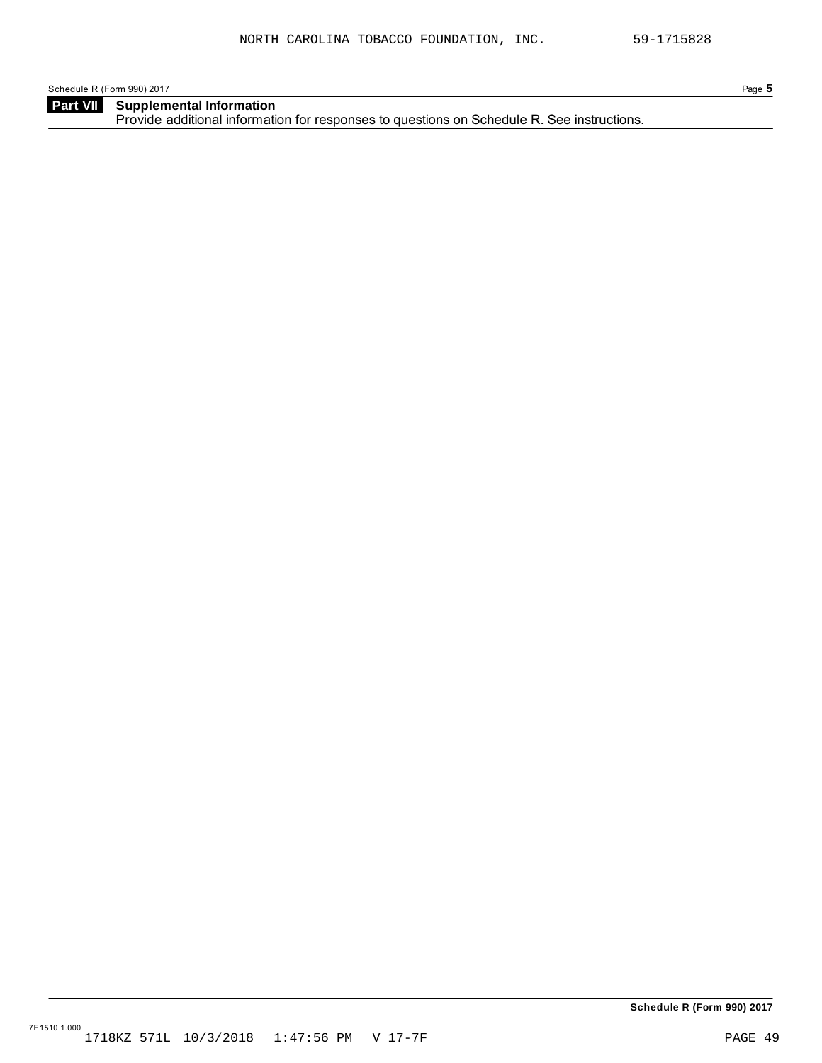NORTH CAROLINA TOBACCO FOUNDATION, INC. 59-1715828

Schedule R (Form 990) 2017

## Part VII Supplemental Information

Provide additional information for responses to questions on Schedule R. See instructions.

Schedule R (Form 990) 2017

7E1510 1.000

1718KZ 571L 10/3/2018 1:47:56 PM V 17-7F PAGE 49